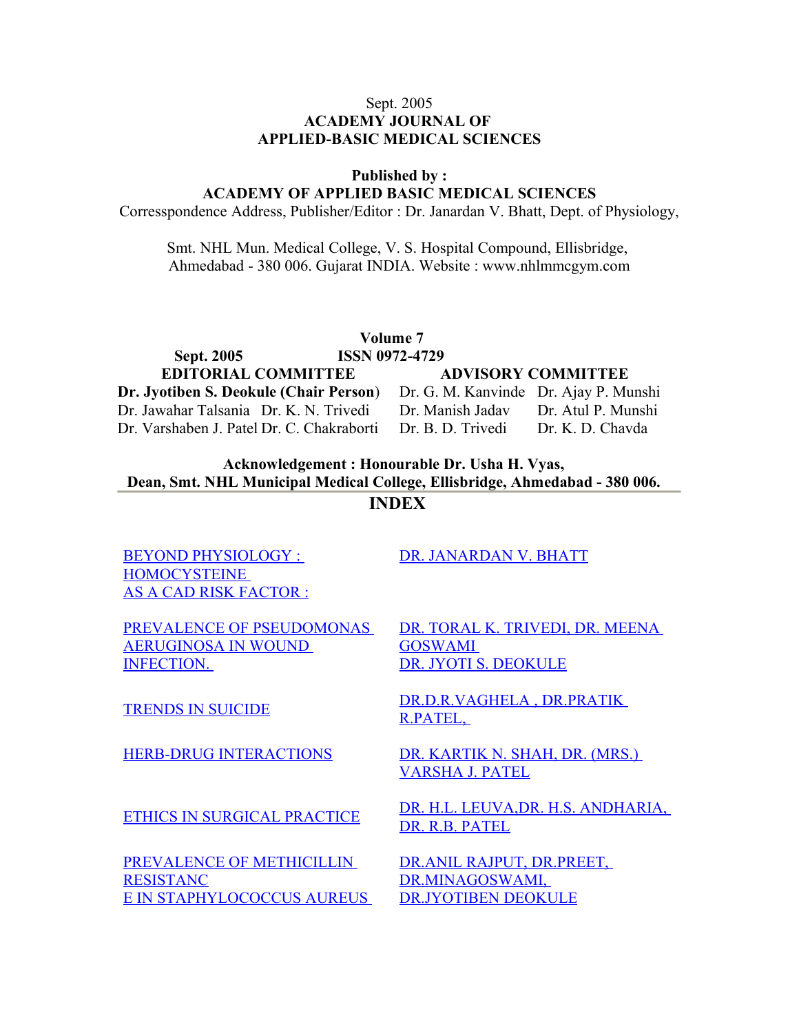Sept. 2005

**ACADEMY JOURNAL OF APPLIED-BASIC MEDICAL SCIENCES**

**Published by :**
**ACADEMY OF APPLIED BASIC MEDICAL SCIENCES**

Corresspondence Address, Publisher/Editor : Dr. Janardan V. Bhatt, Dept. of Physiology,

Smt. NHL Mun. Medical College, V. S. Hospital Compound, Ellisbridge, Ahmedabad - 380 006. Gujarat INDIA. Website : www.nhlmmcgym.com

**Volume 7**

**Sept. 2005** **ISSN 0972-4729**

| EDITORIAL COMMITTEE | | ADVISORY COMMITTEE | |
|---|---|---|---|
| **Dr. Jyotiben S. Deokule (Chair Person)** | | Dr. G. M. Kanvinde | Dr. Ajay P. Munshi |
| Dr. Jawahar Talsania | Dr. K. N. Trivedi | Dr. Manish Jadav | Dr. Atul P. Munshi |
| Dr. Varshaben J. Patel | Dr. C. Chakraborti | Dr. B. D. Trivedi | Dr. K. D. Chavda |

**Acknowledgement : Honourable Dr. Usha H. Vyas, Dean, Smt. NHL Municipal Medical College, Ellisbridge, Ahmedabad - 380 006.**

## INDEX

| | |
|---|---|
| BEYOND PHYSIOLOGY : HOMOCYSTEINE AS A CAD RISK FACTOR : | DR. JANARDAN V. BHATT |
| PREVALENCE OF PSEUDOMONAS AERUGINOSA IN WOUND INFECTION. | DR. TORAL K. TRIVEDI, DR. MEENA GOSWAMI DR. JYOTI S. DEOKULE |
| TRENDS IN SUICIDE | DR.D.R.VAGHELA , DR.PRATIK R.PATEL, |
| HERB-DRUG INTERACTIONS | DR. KARTIK N. SHAH, DR. (MRS.) VARSHA J. PATEL |
| ETHICS IN SURGICAL PRACTICE | DR. H.L. LEUVA,DR. H.S. ANDHARIA, DR. R.B. PATEL |
| PREVALENCE OF METHICILLIN RESISTANC E IN STAPHYLOCOCCUS AUREUS | DR.ANIL RAJPUT, DR.PREET, DR.MINAGOSWAMI, DR.JYOTIBEN DEOKULE |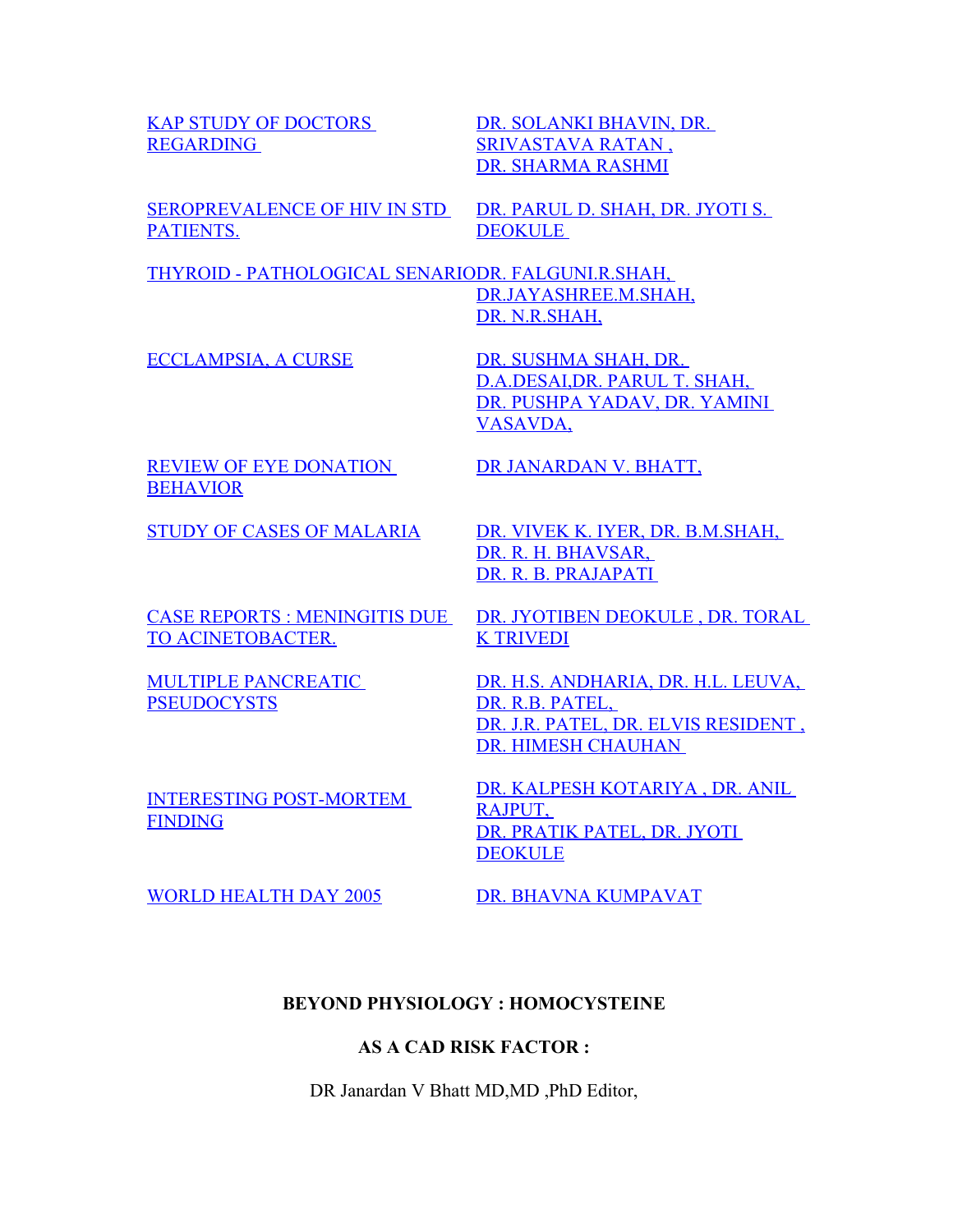| | |
|---|---|
| KAP STUDY OF DOCTORS REGARDING | DR. SOLANKI BHAVIN, DR. SRIVASTAVA RATAN , DR. SHARMA RASHMI |
| SEROPREVALENCE OF HIV IN STD PATIENTS. | DR. PARUL D. SHAH, DR. JYOTI S. DEOKULE |
| THYROID - PATHOLOGICAL SENARIO | DR. FALGUNI.R.SHAH, DR.JAYASHREE.M.SHAH, DR. N.R.SHAH, |
| ECCLAMPSIA, A CURSE | DR. SUSHMA SHAH, DR. D.A.DESAI,DR. PARUL T. SHAH, DR. PUSHPA YADAV, DR. YAMINI VASAVDA, |
| REVIEW OF EYE DONATION BEHAVIOR | DR JANARDAN V. BHATT, |
| STUDY OF CASES OF MALARIA | DR. VIVEK K. IYER, DR. B.M.SHAH, DR. R. H. BHAVSAR, DR. R. B. PRAJAPATI |
| CASE REPORTS : MENINGITIS DUE TO ACINETOBACTER. | DR. JYOTIBEN DEOKULE , DR. TORAL K TRIVEDI |
| MULTIPLE PANCREATIC PSEUDOCYSTS | DR. H.S. ANDHARIA, DR. H.L. LEUVA, DR. R.B. PATEL, DR. J.R. PATEL, DR. ELVIS RESIDENT , DR. HIMESH CHAUHAN |
| INTERESTING POST-MORTEM FINDING | DR. KALPESH KOTARIYA , DR. ANIL RAJPUT, DR. PRATIK PATEL, DR. JYOTI DEOKULE |
| WORLD HEALTH DAY 2005 | DR. BHAVNA KUMPAVAT |

## BEYOND PHYSIOLOGY : HOMOCYSTEINE

## AS A CAD RISK FACTOR :

DR Janardan V Bhatt MD,MD ,PhD Editor,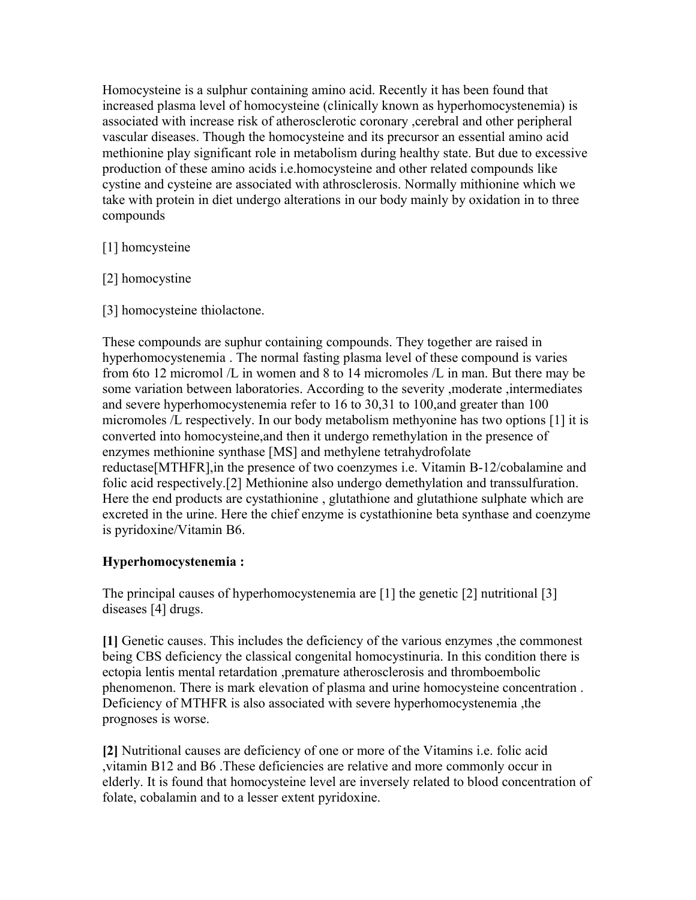Homocysteine is a sulphur containing amino acid. Recently it has been found that increased plasma level of homocysteine (clinically known as hyperhomocystenemia) is associated with increase risk of atherosclerotic coronary ,cerebral and other peripheral vascular diseases. Though the homocysteine and its precursor an essential amino acid methionine play significant role in metabolism during healthy state. But due to excessive production of these amino acids i.e.homocysteine and other related compounds like cystine and cysteine are associated with athrosclerosis. Normally mithionine which we take with protein in diet undergo alterations in our body mainly by oxidation in to three compounds

[1] homcysteine

[2] homocystine

[3] homocysteine thiolactone.

These compounds are suphur containing compounds. They together are raised in hyperhomocystenemia . The normal fasting plasma level of these compound is varies from 6to 12 micromol /L in women and 8 to 14 micromoles /L in man. But there may be some variation between laboratories. According to the severity ,moderate ,intermediates and severe hyperhomocystenemia refer to 16 to 30,31 to 100,and greater than 100 micromoles /L respectively. In our body metabolism methyonine has two options [1] it is converted into homocysteine,and then it undergo remethylation in the presence of enzymes methionine synthase [MS] and methylene tetrahydrofolate reductase[MTHFR],in the presence of two coenzymes i.e. Vitamin B-12/cobalamine and folic acid respectively.[2] Methionine also undergo demethylation and transsulfuration. Here the end products are cystathionine , glutathione and glutathione sulphate which are excreted in the urine. Here the chief enzyme is cystathionine beta synthase and coenzyme is pyridoxine/Vitamin B6.

**Hyperhomocystenemia :**

The principal causes of hyperhomocystenemia are [1] the genetic [2] nutritional [3] diseases [4] drugs.

**[1]** Genetic causes. This includes the deficiency of the various enzymes ,the commonest being CBS deficiency the classical congenital homocystinuria. In this condition there is ectopia lentis mental retardation ,premature atherosclerosis and thromboembolic phenomenon. There is mark elevation of plasma and urine homocysteine concentration . Deficiency of MTHFR is also associated with severe hyperhomocystenemia ,the prognoses is worse.

**[2]** Nutritional causes are deficiency of one or more of the Vitamins i.e. folic acid ,vitamin B12 and B6 .These deficiencies are relative and more commonly occur in elderly. It is found that homocysteine level are inversely related to blood concentration of folate, cobalamin and to a lesser extent pyridoxine.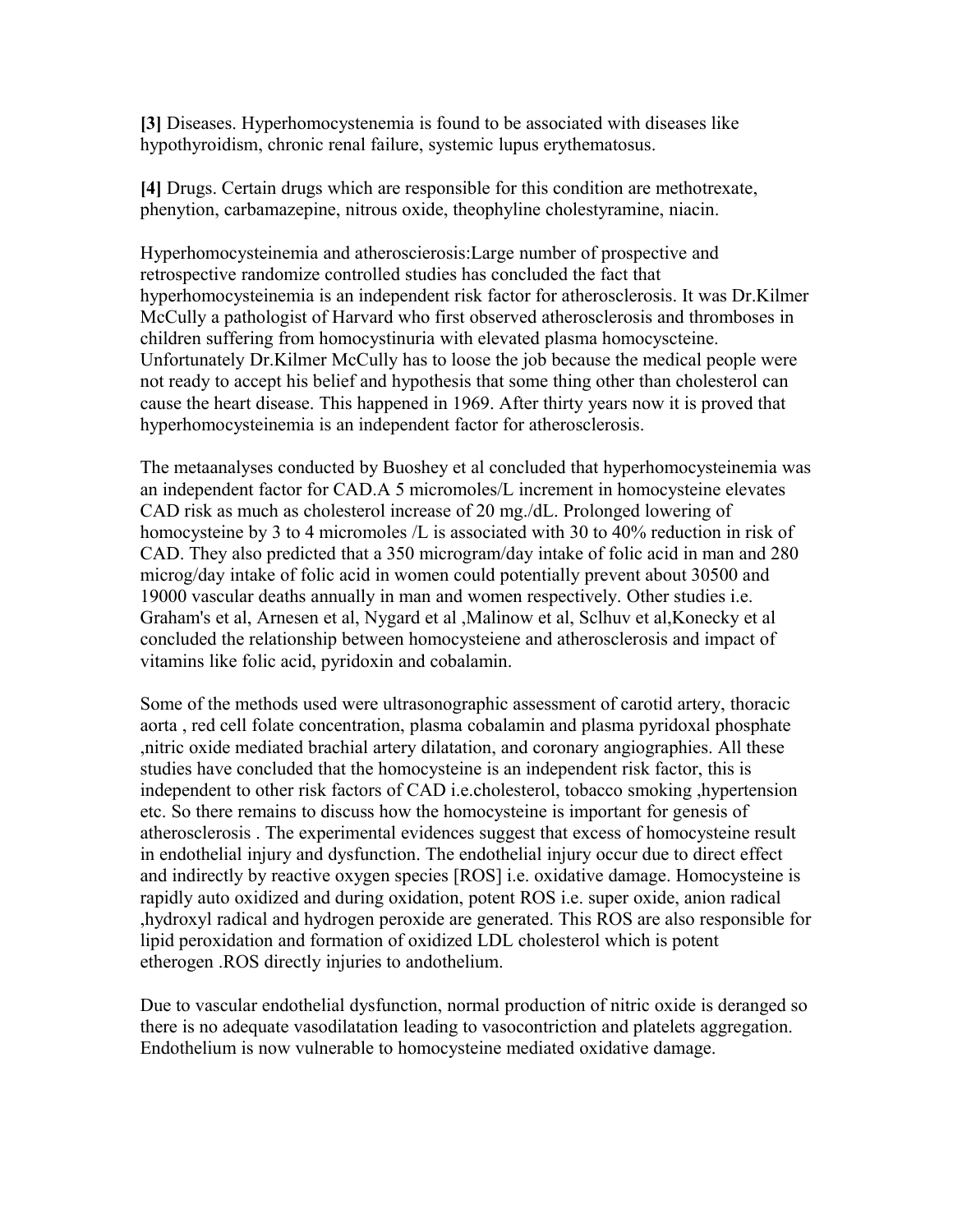**[3]** Diseases. Hyperhomocystenemia is found to be associated with diseases like hypothyroidism, chronic renal failure, systemic lupus erythematosus.

**[4]** Drugs. Certain drugs which are responsible for this condition are methotrexate, phenytion, carbamazepine, nitrous oxide, theophyline cholestyramine, niacin.

Hyperhomocysteinemia and atheroscierosis:Large number of prospective and retrospective randomize controlled studies has concluded the fact that hyperhomocysteinemia is an independent risk factor for atherosclerosis. It was Dr.Kilmer McCully a pathologist of Harvard who first observed atherosclerosis and thromboses in children suffering from homocystinuria with elevated plasma homocyscteine. Unfortunately Dr.Kilmer McCully has to loose the job because the medical people were not ready to accept his belief and hypothesis that some thing other than cholesterol can cause the heart disease. This happened in 1969. After thirty years now it is proved that hyperhomocysteinemia is an independent factor for atherosclerosis.

The metaanalyses conducted by Buoshey et al concluded that hyperhomocysteinemia was an independent factor for CAD.A 5 micromoles/L increment in homocysteine elevates CAD risk as much as cholesterol increase of 20 mg./dL. Prolonged lowering of homocysteine by 3 to 4 micromoles /L is associated with 30 to 40% reduction in risk of CAD. They also predicted that a 350 microgram/day intake of folic acid in man and 280 microg/day intake of folic acid in women could potentially prevent about 30500 and 19000 vascular deaths annually in man and women respectively. Other studies i.e. Graham's et al, Arnesen et al, Nygard et al ,Malinow et al, Sclhuv et al,Konecky et al concluded the relationship between homocysteiene and atherosclerosis and impact of vitamins like folic acid, pyridoxin and cobalamin.

Some of the methods used were ultrasonographic assessment of carotid artery, thoracic aorta , red cell folate concentration, plasma cobalamin and plasma pyridoxal phosphate ,nitric oxide mediated brachial artery dilatation, and coronary angiographies. All these studies have concluded that the homocysteine is an independent risk factor, this is independent to other risk factors of CAD i.e.cholesterol, tobacco smoking ,hypertension etc. So there remains to discuss how the homocysteine is important for genesis of atherosclerosis . The experimental evidences suggest that excess of homocysteine result in endothelial injury and dysfunction. The endothelial injury occur due to direct effect and indirectly by reactive oxygen species [ROS] i.e. oxidative damage. Homocysteine is rapidly auto oxidized and during oxidation, potent ROS i.e. super oxide, anion radical ,hydroxyl radical and hydrogen peroxide are generated. This ROS are also responsible for lipid peroxidation and formation of oxidized LDL cholesterol which is potent etherogen .ROS directly injuries to andothelium.

Due to vascular endothelial dysfunction, normal production of nitric oxide is deranged so there is no adequate vasodilatation leading to vasocontriction and platelets aggregation. Endothelium is now vulnerable to homocysteine mediated oxidative damage.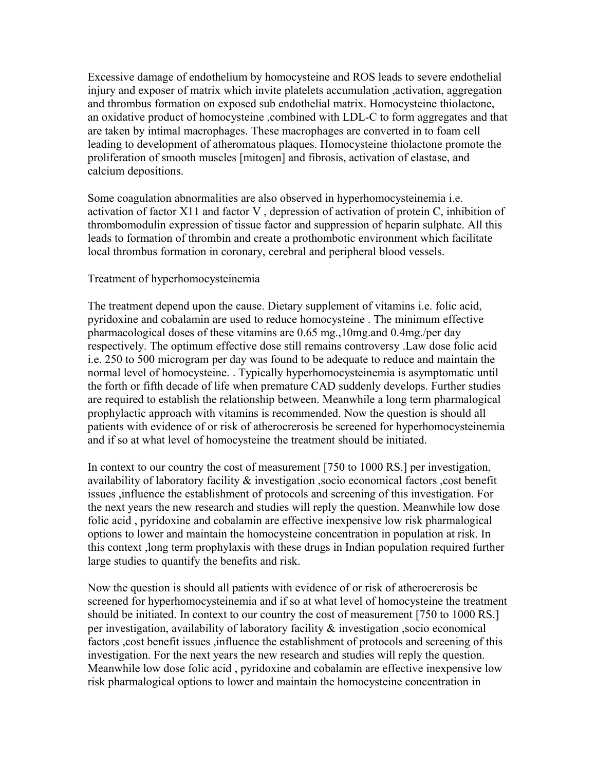Excessive damage of endothelium by homocysteine and ROS leads to severe endothelial injury and exposer of matrix which invite platelets accumulation ,activation, aggregation and thrombus formation on exposed sub endothelial matrix. Homocysteine thiolactone, an oxidative product of homocysteine ,combined with LDL-C to form aggregates and that are taken by intimal macrophages. These macrophages are converted in to foam cell leading to development of atheromatous plaques. Homocysteine thiolactone promote the proliferation of smooth muscles [mitogen] and fibrosis, activation of elastase, and calcium depositions.

Some coagulation abnormalities are also observed in hyperhomocysteinemia i.e. activation of factor X11 and factor V , depression of activation of protein C, inhibition of thrombomodulin expression of tissue factor and suppression of heparin sulphate. All this leads to formation of thrombin and create a prothombotic environment which facilitate local thrombus formation in coronary, cerebral and peripheral blood vessels.

Treatment of hyperhomocysteinemia

The treatment depend upon the cause. Dietary supplement of vitamins i.e. folic acid, pyridoxine and cobalamin are used to reduce homocysteine . The minimum effective pharmacological doses of these vitamins are 0.65 mg.,10mg.and 0.4mg./per day respectively. The optimum effective dose still remains controversy .Law dose folic acid i.e. 250 to 500 microgram per day was found to be adequate to reduce and maintain the normal level of homocysteine. . Typically hyperhomocysteinemia is asymptomatic until the forth or fifth decade of life when premature CAD suddenly develops. Further studies are required to establish the relationship between. Meanwhile a long term pharmalogical prophylactic approach with vitamins is recommended. Now the question is should all patients with evidence of or risk of atherocrerosis be screened for hyperhomocysteinemia and if so at what level of homocysteine the treatment should be initiated.

In context to our country the cost of measurement [750 to 1000 RS.] per investigation, availability of laboratory facility & investigation ,socio economical factors ,cost benefit issues ,influence the establishment of protocols and screening of this investigation. For the next years the new research and studies will reply the question. Meanwhile low dose folic acid , pyridoxine and cobalamin are effective inexpensive low risk pharmalogical options to lower and maintain the homocysteine concentration in population at risk. In this context ,long term prophylaxis with these drugs in Indian population required further large studies to quantify the benefits and risk.

Now the question is should all patients with evidence of or risk of atherocrerosis be screened for hyperhomocysteinemia and if so at what level of homocysteine the treatment should be initiated. In context to our country the cost of measurement [750 to 1000 RS.] per investigation, availability of laboratory facility & investigation ,socio economical factors ,cost benefit issues ,influence the establishment of protocols and screening of this investigation. For the next years the new research and studies will reply the question. Meanwhile low dose folic acid , pyridoxine and cobalamin are effective inexpensive low risk pharmalogical options to lower and maintain the homocysteine concentration in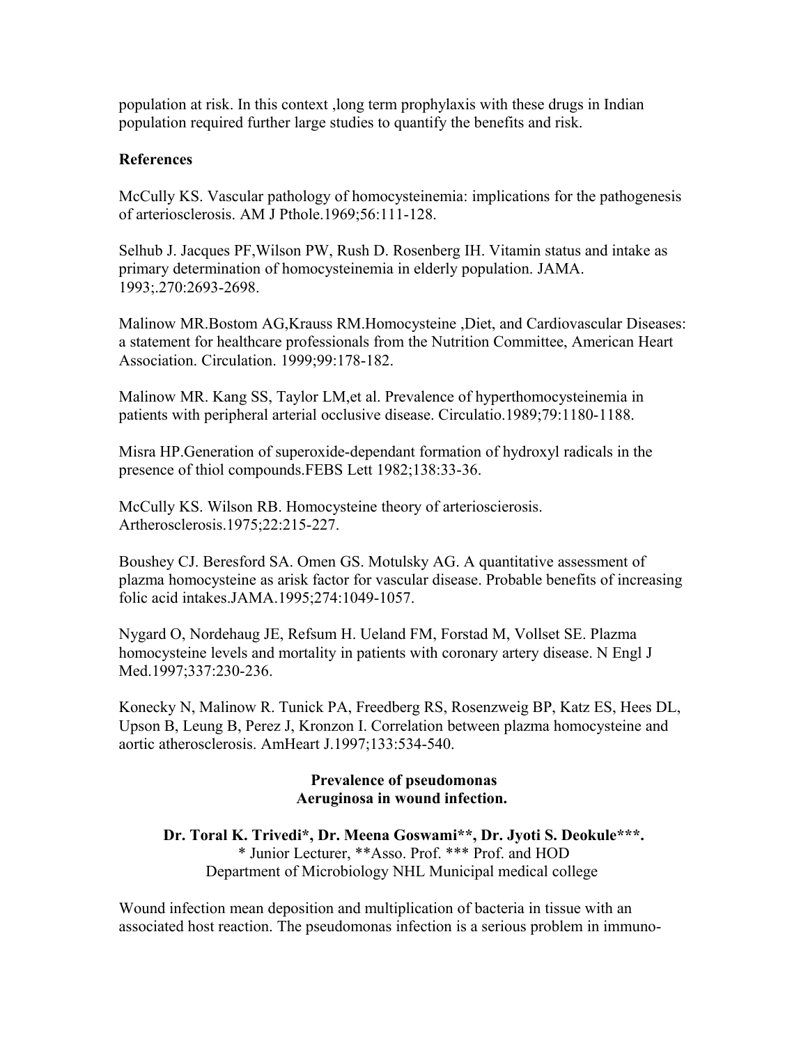population at risk. In this context ,long term prophylaxis with these drugs in Indian population required further large studies to quantify the benefits and risk.

**References**

McCully KS. Vascular pathology of homocysteinemia: implications for the pathogenesis of arteriosclerosis. AM J Pthole.1969;56:111-128.

Selhub J. Jacques PF,Wilson PW, Rush D. Rosenberg IH. Vitamin status and intake as primary determination of homocysteinemia in elderly population. JAMA. 1993;.270:2693-2698.

Malinow MR.Bostom AG,Krauss RM.Homocysteine ,Diet, and Cardiovascular Diseases: a statement for healthcare professionals from the Nutrition Committee, American Heart Association. Circulation. 1999;99:178-182.

Malinow MR. Kang SS, Taylor LM,et al. Prevalence of hyperthomocysteinemia in patients with peripheral arterial occlusive disease. Circulatio.1989;79:1180-1188.

Misra HP.Generation of superoxide-dependant formation of hydroxyl radicals in the presence of thiol compounds.FEBS Lett 1982;138:33-36.

McCully KS. Wilson RB. Homocysteine theory of arterioscierosis. Artherosclerosis.1975;22:215-227.

Boushey CJ. Beresford SA. Omen GS. Motulsky AG. A quantitative assessment of plazma homocysteine as arisk factor for vascular disease. Probable benefits of increasing folic acid intakes.JAMA.1995;274:1049-1057.

Nygard O, Nordehaug JE, Refsum H. Ueland FM, Forstad M, Vollset SE. Plazma homocysteine levels and mortality in patients with coronary artery disease. N Engl J Med.1997;337:230-236.

Konecky N, Malinow R. Tunick PA, Freedberg RS, Rosenzweig BP, Katz ES, Hees DL, Upson B, Leung B, Perez J, Kronzon I. Correlation between plazma homocysteine and aortic atherosclerosis. AmHeart J.1997;133:534-540.

## Prevalence of pseudomonas Aeruginosa in wound infection.

**Dr. Toral K. Trivedi*, Dr. Meena Goswami**, Dr. Jyoti S. Deokule***.**

\* Junior Lecturer, **Asso. Prof. *** Prof. and HOD
Department of Microbiology NHL Municipal medical college

Wound infection mean deposition and multiplication of bacteria in tissue with an associated host reaction. The pseudomonas infection is a serious problem in immuno-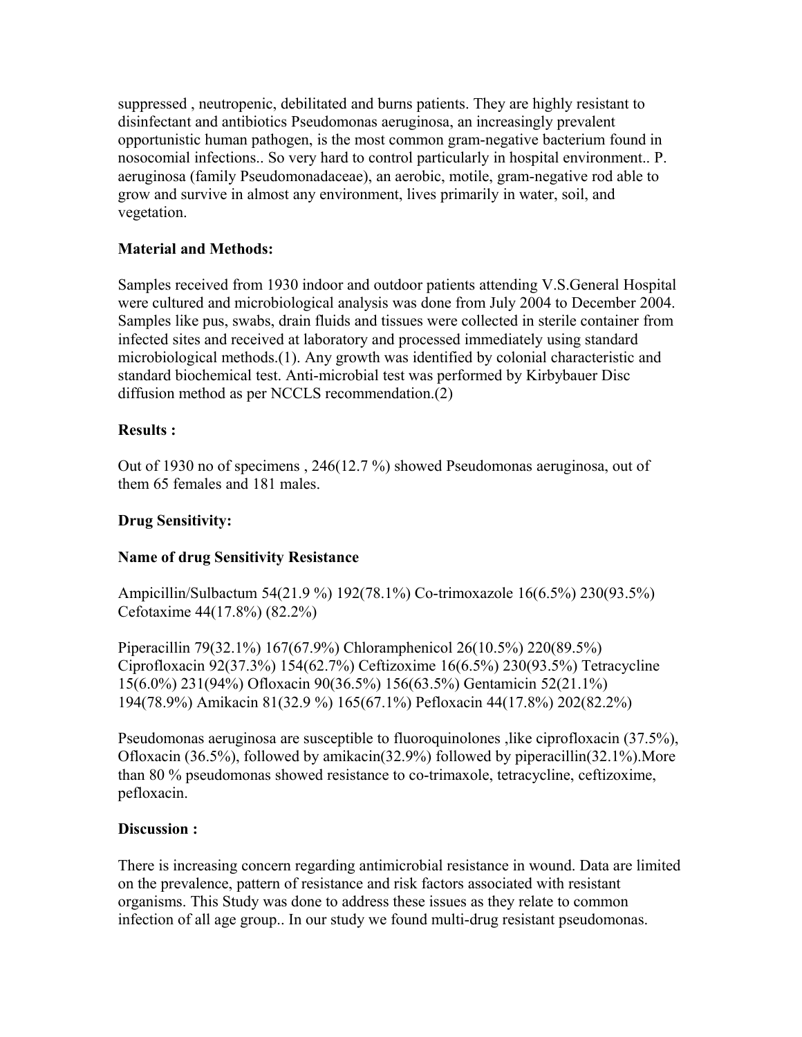suppressed , neutropenic, debilitated and burns patients. They are highly resistant to disinfectant and antibiotics Pseudomonas aeruginosa, an increasingly prevalent opportunistic human pathogen, is the most common gram-negative bacterium found in nosocomial infections.. So very hard to control particularly in hospital environment.. P. aeruginosa (family Pseudomonadaceae), an aerobic, motile, gram-negative rod able to grow and survive in almost any environment, lives primarily in water, soil, and vegetation.

**Material and Methods:**

Samples received from 1930 indoor and outdoor patients attending V.S.General Hospital were cultured and microbiological analysis was done from July 2004 to December 2004. Samples like pus, swabs, drain fluids and tissues were collected in sterile container from infected sites and received at laboratory and processed immediately using standard microbiological methods.(1). Any growth was identified by colonial characteristic and standard biochemical test. Anti-microbial test was performed by Kirbybauer Disc diffusion method as per NCCLS recommendation.(2)

**Results :**

Out of 1930 no of specimens , 246(12.7 %) showed Pseudomonas aeruginosa, out of them 65 females and 181 males.

**Drug Sensitivity:**

**Name of drug Sensitivity Resistance**

Ampicillin/Sulbactum 54(21.9 %) 192(78.1%) Co-trimoxazole 16(6.5%) 230(93.5%) Cefotaxime 44(17.8%) (82.2%)

Piperacillin 79(32.1%) 167(67.9%) Chloramphenicol 26(10.5%) 220(89.5%) Ciprofloxacin 92(37.3%) 154(62.7%) Ceftizoxime 16(6.5%) 230(93.5%) Tetracycline 15(6.0%) 231(94%) Ofloxacin 90(36.5%) 156(63.5%) Gentamicin 52(21.1%) 194(78.9%) Amikacin 81(32.9 %) 165(67.1%) Pefloxacin 44(17.8%) 202(82.2%)

Pseudomonas aeruginosa are susceptible to fluoroquinolones ,like ciprofloxacin (37.5%), Ofloxacin (36.5%), followed by amikacin(32.9%) followed by piperacillin(32.1%).More than 80 % pseudomonas showed resistance to co-trimaxole, tetracycline, ceftizoxime, pefloxacin.

**Discussion :**

There is increasing concern regarding antimicrobial resistance in wound. Data are limited on the prevalence, pattern of resistance and risk factors associated with resistant organisms. This Study was done to address these issues as they relate to common infection of all age group.. In our study we found multi-drug resistant pseudomonas.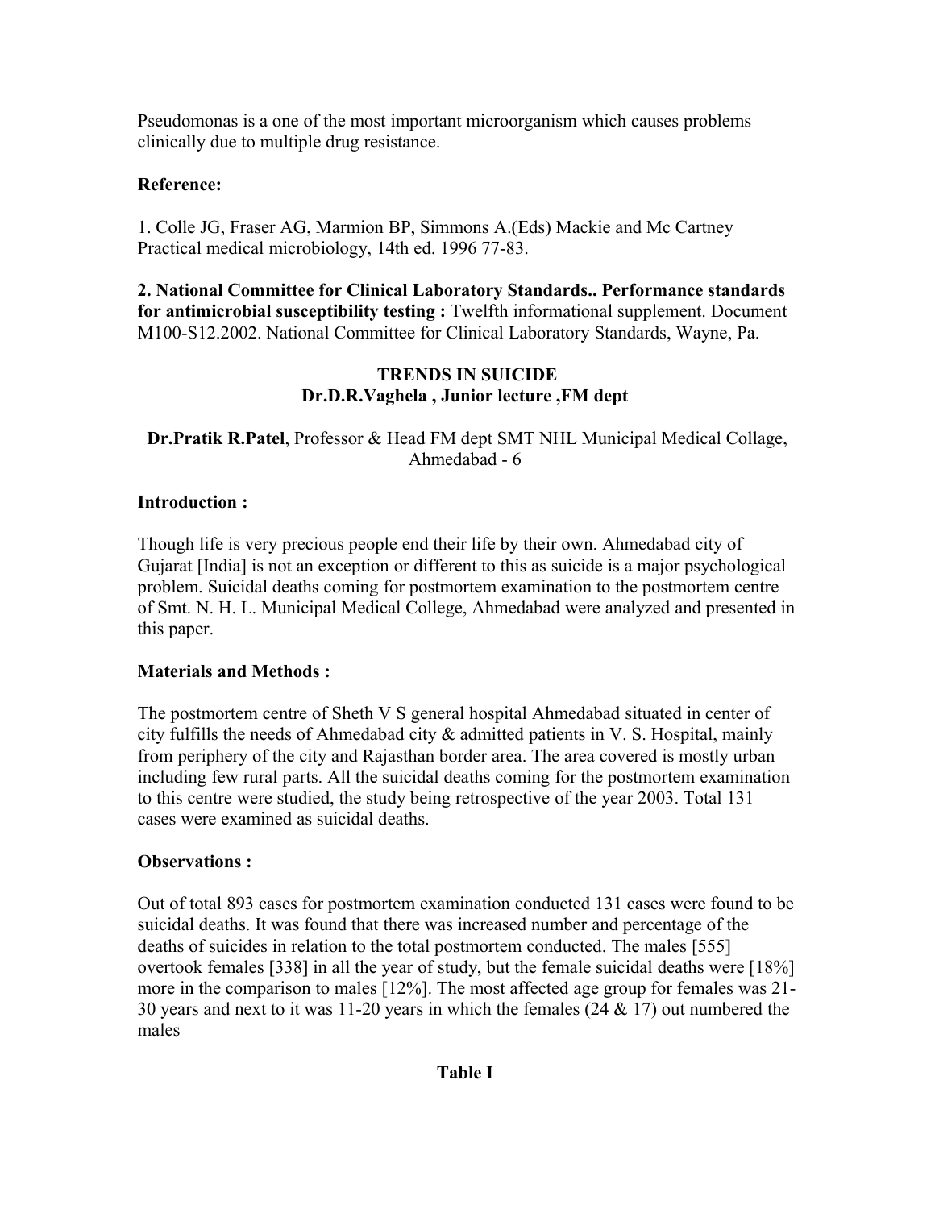Pseudomonas is a one of the most important microorganism which causes problems clinically due to multiple drug resistance.

**Reference:**

1. Colle JG, Fraser AG, Marmion BP, Simmons A.(Eds) Mackie and Mc Cartney Practical medical microbiology, 14th ed. 1996 77-83.

**2. National Committee for Clinical Laboratory Standards.. Performance standards for antimicrobial susceptibility testing :** Twelfth informational supplement. Document M100-S12.2002. National Committee for Clinical Laboratory Standards, Wayne, Pa.

## TRENDS IN SUICIDE

**Dr.D.R.Vaghela , Junior lecture ,FM dept**

**Dr.Pratik R.Patel**, Professor & Head FM dept SMT NHL Municipal Medical Collage, Ahmedabad - 6

### Introduction :

Though life is very precious people end their life by their own. Ahmedabad city of Gujarat [India] is not an exception or different to this as suicide is a major psychological problem. Suicidal deaths coming for postmortem examination to the postmortem centre of Smt. N. H. L. Municipal Medical College, Ahmedabad were analyzed and presented in this paper.

### Materials and Methods :

The postmortem centre of Sheth V S general hospital Ahmedabad situated in center of city fulfills the needs of Ahmedabad city & admitted patients in V. S. Hospital, mainly from periphery of the city and Rajasthan border area. The area covered is mostly urban including few rural parts. All the suicidal deaths coming for the postmortem examination to this centre were studied, the study being retrospective of the year 2003. Total 131 cases were examined as suicidal deaths.

### Observations :

Out of total 893 cases for postmortem examination conducted 131 cases were found to be suicidal deaths. It was found that there was increased number and percentage of the deaths of suicides in relation to the total postmortem conducted. The males [555] overtook females [338] in all the year of study, but the female suicidal deaths were [18%] more in the comparison to males [12%]. The most affected age group for females was 21-30 years and next to it was 11-20 years in which the females (24 & 17) out numbered the males

**Table I**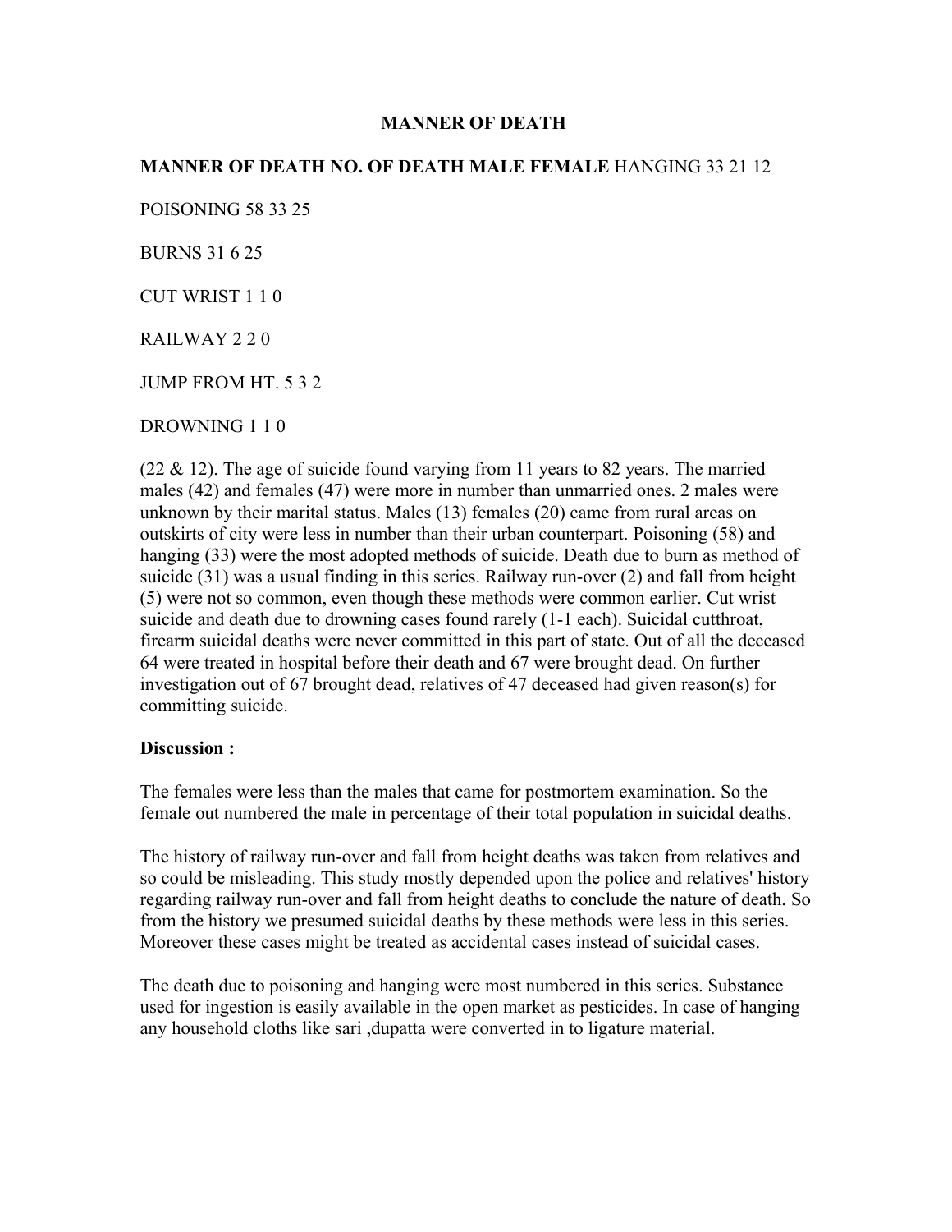## MANNER OF DEATH

| MANNER OF DEATH | NO. OF DEATH | MALE | FEMALE |
|---|---|---|---|
| HANGING | 33 | 21 | 12 |
| POISONING | 58 | 33 | 25 |
| BURNS | 31 | 6 | 25 |
| CUT WRIST | 1 | 1 | 0 |
| RAILWAY | 2 | 2 | 0 |
| JUMP FROM HT. | 5 | 3 | 2 |
| DROWNING | 1 | 1 | 0 |

(22 & 12). The age of suicide found varying from 11 years to 82 years. The married males (42) and females (47) were more in number than unmarried ones. 2 males were unknown by their marital status. Males (13) females (20) came from rural areas on outskirts of city were less in number than their urban counterpart. Poisoning (58) and hanging (33) were the most adopted methods of suicide. Death due to burn as method of suicide (31) was a usual finding in this series. Railway run-over (2) and fall from height (5) were not so common, even though these methods were common earlier. Cut wrist suicide and death due to drowning cases found rarely (1-1 each). Suicidal cutthroat, firearm suicidal deaths were never committed in this part of state. Out of all the deceased 64 were treated in hospital before their death and 67 were brought dead. On further investigation out of 67 brought dead, relatives of 47 deceased had given reason(s) for committing suicide.

**Discussion :**

The females were less than the males that came for postmortem examination. So the female out numbered the male in percentage of their total population in suicidal deaths.

The history of railway run-over and fall from height deaths was taken from relatives and so could be misleading. This study mostly depended upon the police and relatives' history regarding railway run-over and fall from height deaths to conclude the nature of death. So from the history we presumed suicidal deaths by these methods were less in this series. Moreover these cases might be treated as accidental cases instead of suicidal cases.

The death due to poisoning and hanging were most numbered in this series. Substance used for ingestion is easily available in the open market as pesticides. In case of hanging any household cloths like sari ,dupatta were converted in to ligature material.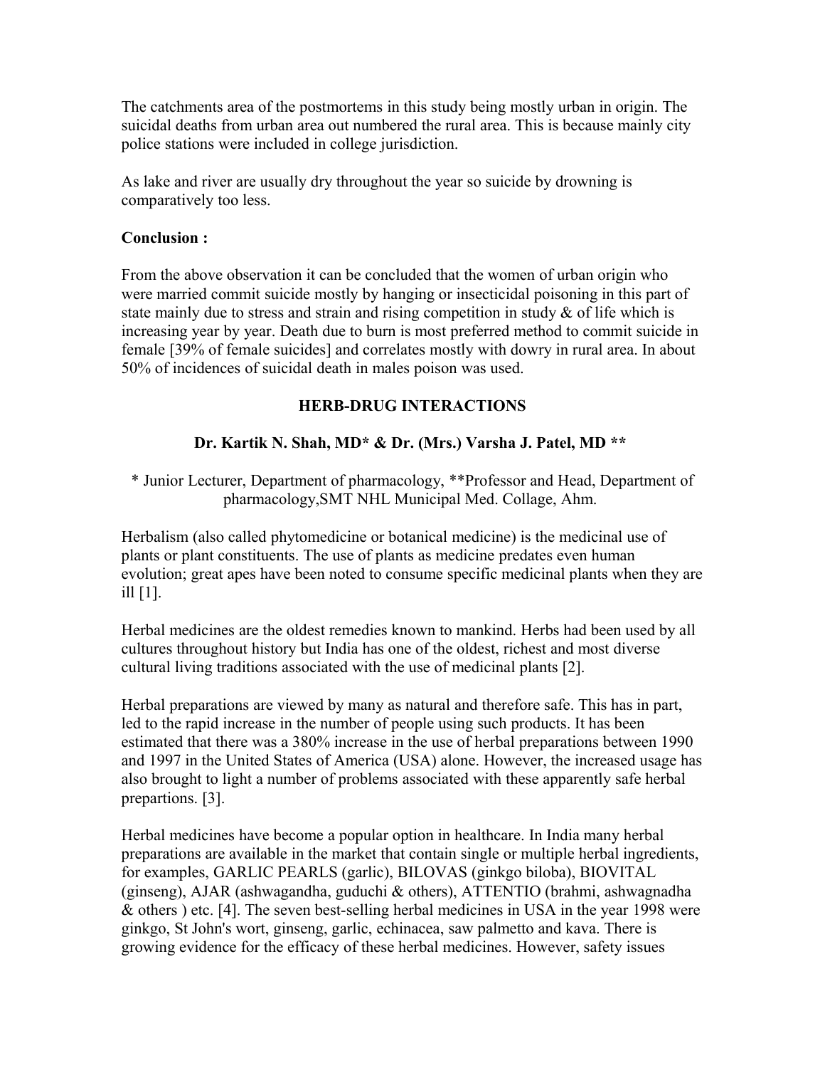The catchments area of the postmortems in this study being mostly urban in origin. The suicidal deaths from urban area out numbered the rural area. This is because mainly city police stations were included in college jurisdiction.

As lake and river are usually dry throughout the year so suicide by drowning is comparatively too less.

**Conclusion :**

From the above observation it can be concluded that the women of urban origin who were married commit suicide mostly by hanging or insecticidal poisoning in this part of state mainly due to stress and strain and rising competition in study & of life which is increasing year by year. Death due to burn is most preferred method to commit suicide in female [39% of female suicides] and correlates mostly with dowry in rural area. In about 50% of incidences of suicidal death in males poison was used.

## HERB-DRUG INTERACTIONS

**Dr. Kartik N. Shah, MD\* & Dr. (Mrs.) Varsha J. Patel, MD \*\***

\* Junior Lecturer, Department of pharmacology, \*\*Professor and Head, Department of pharmacology,SMT NHL Municipal Med. Collage, Ahm.

Herbalism (also called phytomedicine or botanical medicine) is the medicinal use of plants or plant constituents. The use of plants as medicine predates even human evolution; great apes have been noted to consume specific medicinal plants when they are ill [1].

Herbal medicines are the oldest remedies known to mankind. Herbs had been used by all cultures throughout history but India has one of the oldest, richest and most diverse cultural living traditions associated with the use of medicinal plants [2].

Herbal preparations are viewed by many as natural and therefore safe. This has in part, led to the rapid increase in the number of people using such products. It has been estimated that there was a 380% increase in the use of herbal preparations between 1990 and 1997 in the United States of America (USA) alone. However, the increased usage has also brought to light a number of problems associated with these apparently safe herbal prepartions. [3].

Herbal medicines have become a popular option in healthcare. In India many herbal preparations are available in the market that contain single or multiple herbal ingredients, for examples, GARLIC PEARLS (garlic), BILOVAS (ginkgo biloba), BIOVITAL (ginseng), AJAR (ashwagandha, guduchi & others), ATTENTIO (brahmi, ashwagnadha & others ) etc. [4]. The seven best-selling herbal medicines in USA in the year 1998 were ginkgo, St John's wort, ginseng, garlic, echinacea, saw palmetto and kava. There is growing evidence for the efficacy of these herbal medicines. However, safety issues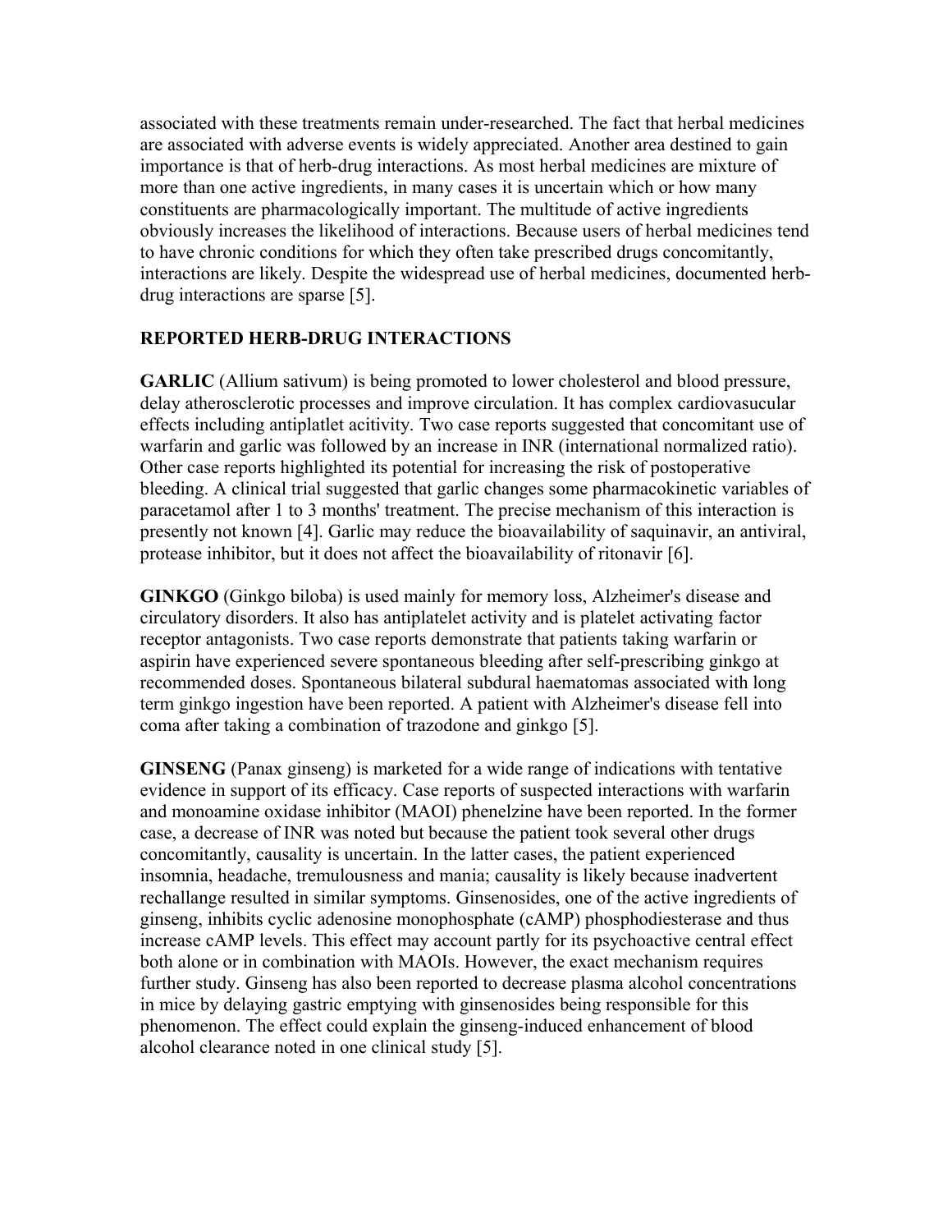associated with these treatments remain under-researched. The fact that herbal medicines are associated with adverse events is widely appreciated. Another area destined to gain importance is that of herb-drug interactions. As most herbal medicines are mixture of more than one active ingredients, in many cases it is uncertain which or how many constituents are pharmacologically important. The multitude of active ingredients obviously increases the likelihood of interactions. Because users of herbal medicines tend to have chronic conditions for which they often take prescribed drugs concomitantly, interactions are likely. Despite the widespread use of herbal medicines, documented herb-drug interactions are sparse [5].

## REPORTED HERB-DRUG INTERACTIONS

**GARLIC** (Allium sativum) is being promoted to lower cholesterol and blood pressure, delay atherosclerotic processes and improve circulation. It has complex cardiovasucular effects including antiplatlet acitivity. Two case reports suggested that concomitant use of warfarin and garlic was followed by an increase in INR (international normalized ratio). Other case reports highlighted its potential for increasing the risk of postoperative bleeding. A clinical trial suggested that garlic changes some pharmacokinetic variables of paracetamol after 1 to 3 months' treatment. The precise mechanism of this interaction is presently not known [4]. Garlic may reduce the bioavailability of saquinavir, an antiviral, protease inhibitor, but it does not affect the bioavailability of ritonavir [6].

**GINKGO** (Ginkgo biloba) is used mainly for memory loss, Alzheimer's disease and circulatory disorders. It also has antiplatelet activity and is platelet activating factor receptor antagonists. Two case reports demonstrate that patients taking warfarin or aspirin have experienced severe spontaneous bleeding after self-prescribing ginkgo at recommended doses. Spontaneous bilateral subdural haematomas associated with long term ginkgo ingestion have been reported. A patient with Alzheimer's disease fell into coma after taking a combination of trazodone and ginkgo [5].

**GINSENG** (Panax ginseng) is marketed for a wide range of indications with tentative evidence in support of its efficacy. Case reports of suspected interactions with warfarin and monoamine oxidase inhibitor (MAOI) phenelzine have been reported. In the former case, a decrease of INR was noted but because the patient took several other drugs concomitantly, causality is uncertain. In the latter cases, the patient experienced insomnia, headache, tremulousness and mania; causality is likely because inadvertent rechallange resulted in similar symptoms. Ginsenosides, one of the active ingredients of ginseng, inhibits cyclic adenosine monophosphate (cAMP) phosphodiesterase and thus increase cAMP levels. This effect may account partly for its psychoactive central effect both alone or in combination with MAOIs. However, the exact mechanism requires further study. Ginseng has also been reported to decrease plasma alcohol concentrations in mice by delaying gastric emptying with ginsenosides being responsible for this phenomenon. The effect could explain the ginseng-induced enhancement of blood alcohol clearance noted in one clinical study [5].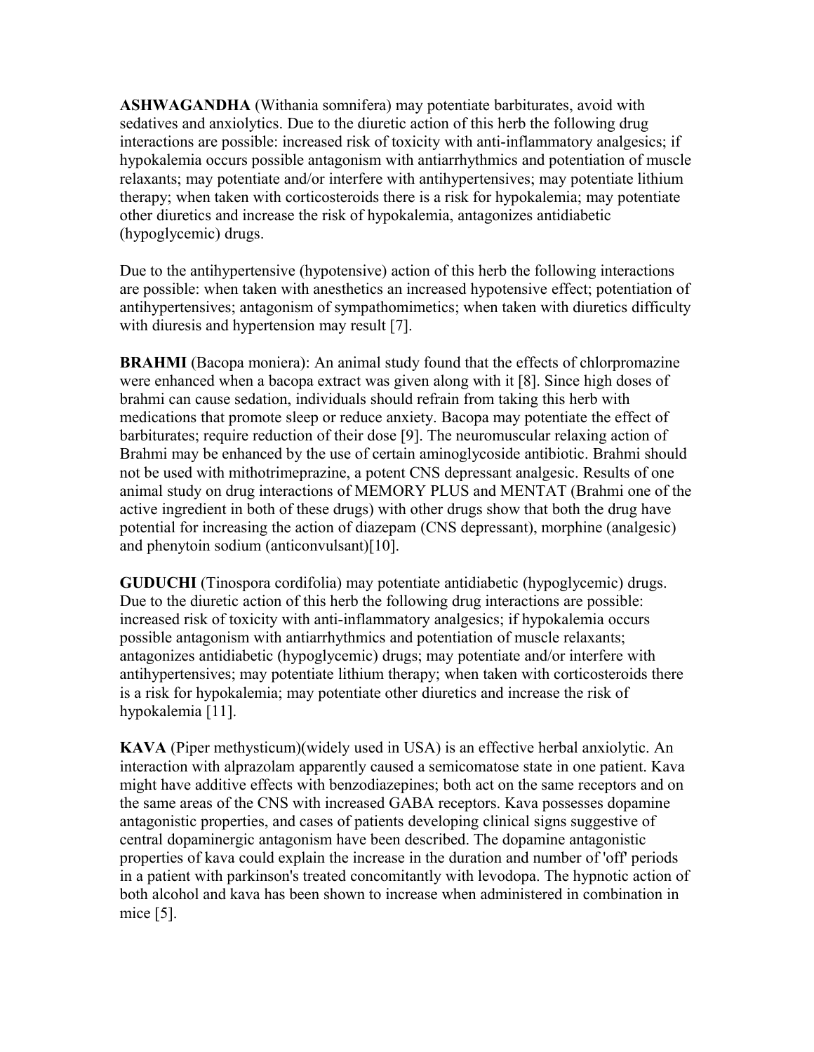**ASHWAGANDHA** (Withania somnifera) may potentiate barbiturates, avoid with sedatives and anxiolytics. Due to the diuretic action of this herb the following drug interactions are possible: increased risk of toxicity with anti-inflammatory analgesics; if hypokalemia occurs possible antagonism with antiarrhythmics and potentiation of muscle relaxants; may potentiate and/or interfere with antihypertensives; may potentiate lithium therapy; when taken with corticosteroids there is a risk for hypokalemia; may potentiate other diuretics and increase the risk of hypokalemia, antagonizes antidiabetic (hypoglycemic) drugs.

Due to the antihypertensive (hypotensive) action of this herb the following interactions are possible: when taken with anesthetics an increased hypotensive effect; potentiation of antihypertensives; antagonism of sympathomimetics; when taken with diuretics difficulty with diuresis and hypertension may result [7].

**BRAHMI** (Bacopa moniera): An animal study found that the effects of chlorpromazine were enhanced when a bacopa extract was given along with it [8]. Since high doses of brahmi can cause sedation, individuals should refrain from taking this herb with medications that promote sleep or reduce anxiety. Bacopa may potentiate the effect of barbiturates; require reduction of their dose [9]. The neuromuscular relaxing action of Brahmi may be enhanced by the use of certain aminoglycoside antibiotic. Brahmi should not be used with mithotrimeprazine, a potent CNS depressant analgesic. Results of one animal study on drug interactions of MEMORY PLUS and MENTAT (Brahmi one of the active ingredient in both of these drugs) with other drugs show that both the drug have potential for increasing the action of diazepam (CNS depressant), morphine (analgesic) and phenytoin sodium (anticonvulsant)[10].

**GUDUCHI** (Tinospora cordifolia) may potentiate antidiabetic (hypoglycemic) drugs. Due to the diuretic action of this herb the following drug interactions are possible: increased risk of toxicity with anti-inflammatory analgesics; if hypokalemia occurs possible antagonism with antiarrhythmics and potentiation of muscle relaxants; antagonizes antidiabetic (hypoglycemic) drugs; may potentiate and/or interfere with antihypertensives; may potentiate lithium therapy; when taken with corticosteroids there is a risk for hypokalemia; may potentiate other diuretics and increase the risk of hypokalemia [11].

**KAVA** (Piper methysticum)(widely used in USA) is an effective herbal anxiolytic. An interaction with alprazolam apparently caused a semicomatose state in one patient. Kava might have additive effects with benzodiazepines; both act on the same receptors and on the same areas of the CNS with increased GABA receptors. Kava possesses dopamine antagonistic properties, and cases of patients developing clinical signs suggestive of central dopaminergic antagonism have been described. The dopamine antagonistic properties of kava could explain the increase in the duration and number of 'off' periods in a patient with parkinson's treated concomitantly with levodopa. The hypnotic action of both alcohol and kava has been shown to increase when administered in combination in mice [5].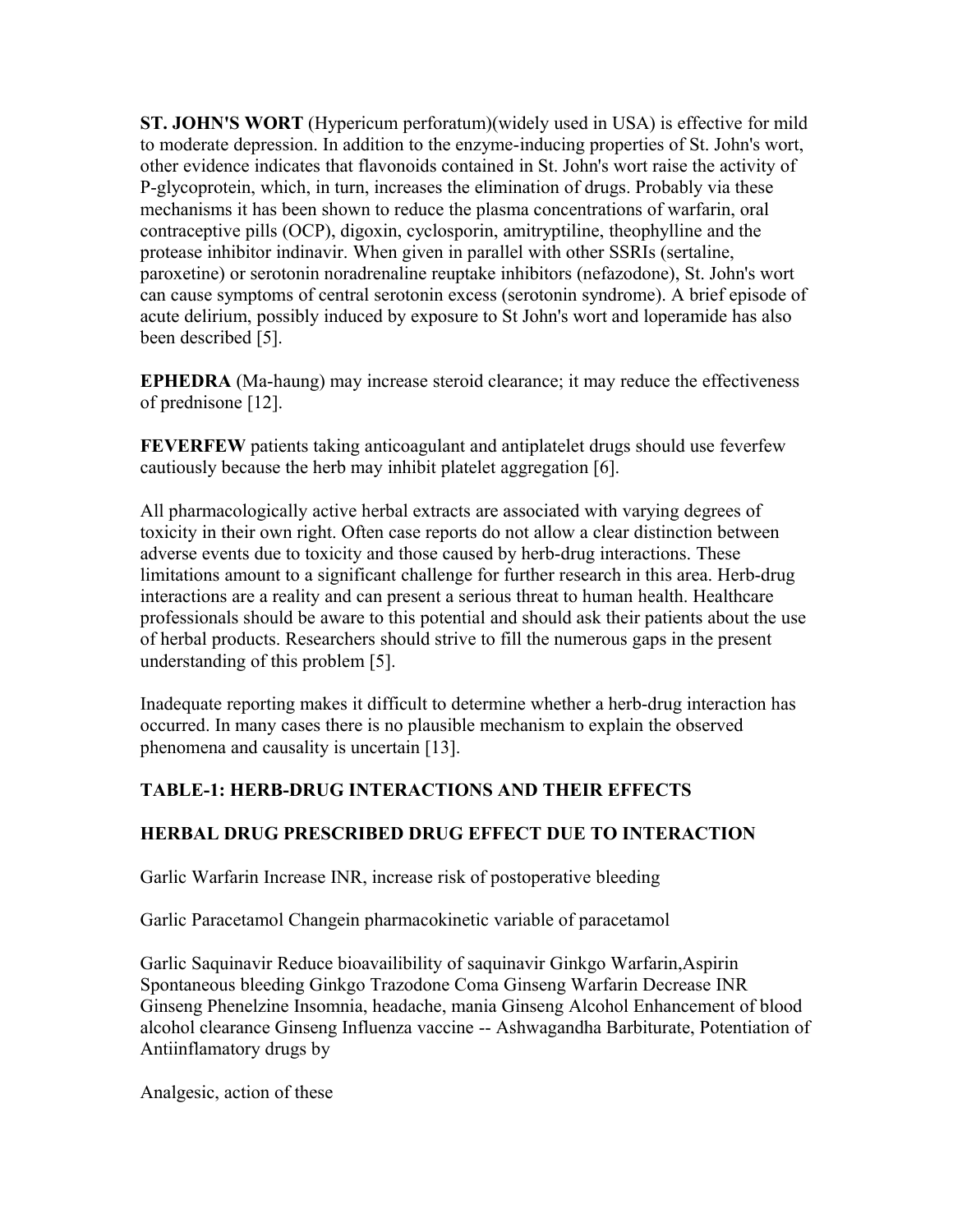**ST. JOHN'S WORT** (Hypericum perforatum)(widely used in USA) is effective for mild to moderate depression. In addition to the enzyme-inducing properties of St. John's wort, other evidence indicates that flavonoids contained in St. John's wort raise the activity of P-glycoprotein, which, in turn, increases the elimination of drugs. Probably via these mechanisms it has been shown to reduce the plasma concentrations of warfarin, oral contraceptive pills (OCP), digoxin, cyclosporin, amitryptiline, theophylline and the protease inhibitor indinavir. When given in parallel with other SSRIs (sertaline, paroxetine) or serotonin noradrenaline reuptake inhibitors (nefazodone), St. John's wort can cause symptoms of central serotonin excess (serotonin syndrome). A brief episode of acute delirium, possibly induced by exposure to St John's wort and loperamide has also been described [5].

**EPHEDRA** (Ma-haung) may increase steroid clearance; it may reduce the effectiveness of prednisone [12].

**FEVERFEW** patients taking anticoagulant and antiplatelet drugs should use feverfew cautiously because the herb may inhibit platelet aggregation [6].

All pharmacologically active herbal extracts are associated with varying degrees of toxicity in their own right. Often case reports do not allow a clear distinction between adverse events due to toxicity and those caused by herb-drug interactions. These limitations amount to a significant challenge for further research in this area. Herb-drug interactions are a reality and can present a serious threat to human health. Healthcare professionals should be aware to this potential and should ask their patients about the use of herbal products. Researchers should strive to fill the numerous gaps in the present understanding of this problem [5].

Inadequate reporting makes it difficult to determine whether a herb-drug interaction has occurred. In many cases there is no plausible mechanism to explain the observed phenomena and causality is uncertain [13].

**TABLE-1: HERB-DRUG INTERACTIONS AND THEIR EFFECTS**

| HERBAL DRUG | PRESCRIBED DRUG | EFFECT DUE TO INTERACTION |
|---|---|---|
| Garlic | Warfarin | Increase INR, increase risk of postoperative bleeding |
| Garlic | Paracetamol | Changein pharmacokinetic variable of paracetamol |
| Garlic | Saquinavir | Reduce bioavailibility of saquinavir |
| Ginkgo | Warfarin,Aspirin | Spontaneous bleeding |
| Ginkgo | Trazodone | Coma |
| Ginseng | Warfarin | Decrease INR |
| Ginseng | Phenelzine | Insomnia, headache, mania |
| Ginseng | Alcohol | Enhancement of blood alcohol clearance |
| Ginseng | Influenza vaccine | -- |
| Ashwagandha | Barbiturate, Antiinflamatory drugs by Analgesic, | Potentiation of action of these |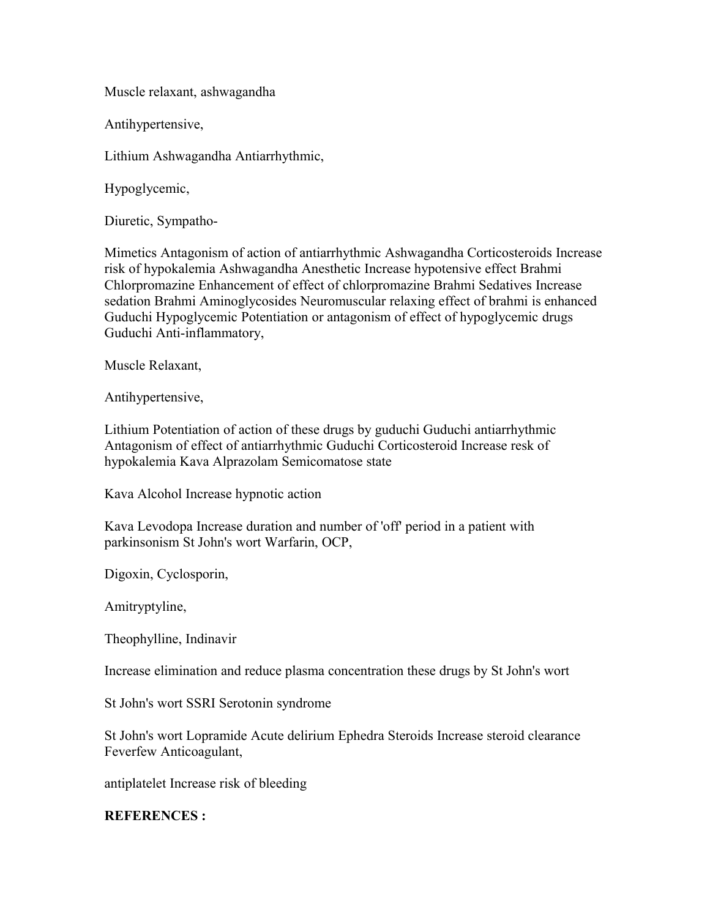Muscle relaxant, ashwagandha

Antihypertensive,

Lithium Ashwagandha Antiarrhythmic,

Hypoglycemic,

Diuretic, Sympatho-

Mimetics Antagonism of action of antiarrhythmic Ashwagandha Corticosteroids Increase risk of hypokalemia Ashwagandha Anesthetic Increase hypotensive effect Brahmi Chlorpromazine Enhancement of effect of chlorpromazine Brahmi Sedatives Increase sedation Brahmi Aminoglycosides Neuromuscular relaxing effect of brahmi is enhanced Guduchi Hypoglycemic Potentiation or antagonism of effect of hypoglycemic drugs Guduchi Anti-inflammatory,

Muscle Relaxant,

Antihypertensive,

Lithium Potentiation of action of these drugs by guduchi Guduchi antiarrhythmic Antagonism of effect of antiarrhythmic Guduchi Corticosteroid Increase resk of hypokalemia Kava Alprazolam Semicomatose state

Kava Alcohol Increase hypnotic action

Kava Levodopa Increase duration and number of 'off' period in a patient with parkinsonism St John's wort Warfarin, OCP,

Digoxin, Cyclosporin,

Amitryptyline,

Theophylline, Indinavir

Increase elimination and reduce plasma concentration these drugs by St John's wort

St John's wort SSRI Serotonin syndrome

St John's wort Lopramide Acute delirium Ephedra Steroids Increase steroid clearance Feverfew Anticoagulant,

antiplatelet Increase risk of bleeding

**REFERENCES :**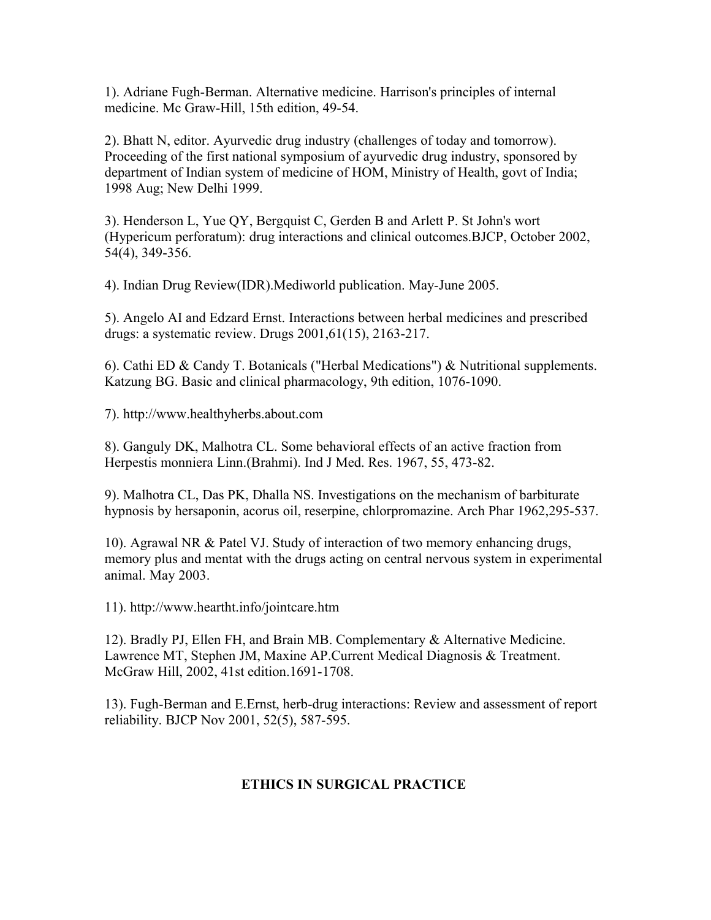1). Adriane Fugh-Berman. Alternative medicine. Harrison's principles of internal medicine. Mc Graw-Hill, 15th edition, 49-54.

2). Bhatt N, editor. Ayurvedic drug industry (challenges of today and tomorrow). Proceeding of the first national symposium of ayurvedic drug industry, sponsored by department of Indian system of medicine of HOM, Ministry of Health, govt of India; 1998 Aug; New Delhi 1999.

3). Henderson L, Yue QY, Bergquist C, Gerden B and Arlett P. St John's wort (Hypericum perforatum): drug interactions and clinical outcomes.BJCP, October 2002, 54(4), 349-356.

4). Indian Drug Review(IDR).Mediworld publication. May-June 2005.

5). Angelo AI and Edzard Ernst. Interactions between herbal medicines and prescribed drugs: a systematic review. Drugs 2001,61(15), 2163-217.

6). Cathi ED & Candy T. Botanicals ("Herbal Medications") & Nutritional supplements. Katzung BG. Basic and clinical pharmacology, 9th edition, 1076-1090.

7). http://www.healthyherbs.about.com

8). Ganguly DK, Malhotra CL. Some behavioral effects of an active fraction from Herpestis monniera Linn.(Brahmi). Ind J Med. Res. 1967, 55, 473-82.

9). Malhotra CL, Das PK, Dhalla NS. Investigations on the mechanism of barbiturate hypnosis by hersaponin, acorus oil, reserpine, chlorpromazine. Arch Phar 1962,295-537.

10). Agrawal NR & Patel VJ. Study of interaction of two memory enhancing drugs, memory plus and mentat with the drugs acting on central nervous system in experimental animal. May 2003.

11). http://www.heartht.info/jointcare.htm

12). Bradly PJ, Ellen FH, and Brain MB. Complementary & Alternative Medicine. Lawrence MT, Stephen JM, Maxine AP.Current Medical Diagnosis & Treatment. McGraw Hill, 2002, 41st edition.1691-1708.

13). Fugh-Berman and E.Ernst, herb-drug interactions: Review and assessment of report reliability. BJCP Nov 2001, 52(5), 587-595.

## ETHICS IN SURGICAL PRACTICE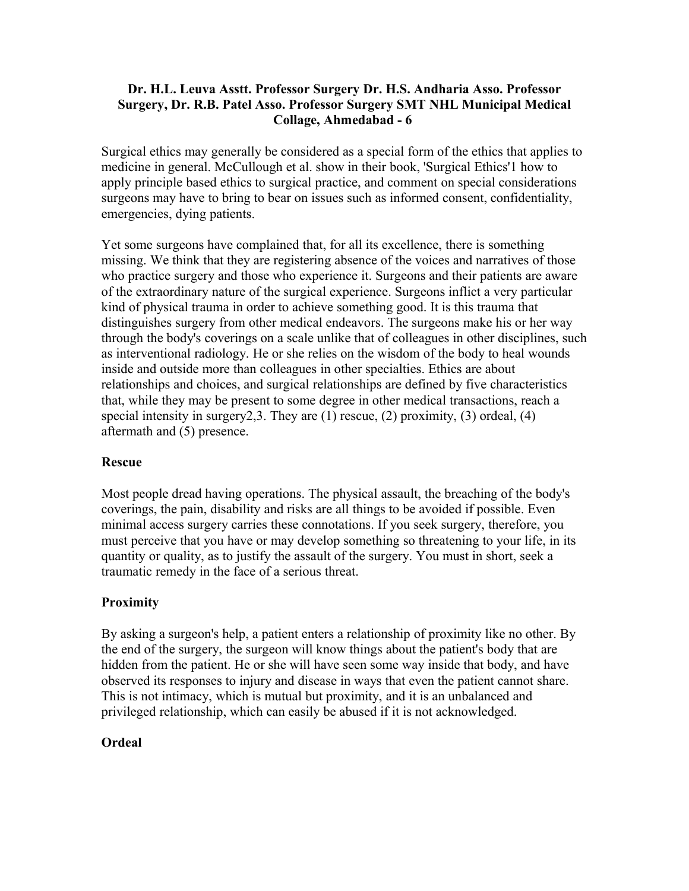**Dr. H.L. Leuva Asstt. Professor Surgery Dr. H.S. Andharia Asso. Professor Surgery, Dr. R.B. Patel Asso. Professor Surgery SMT NHL Municipal Medical Collage, Ahmedabad - 6**

Surgical ethics may generally be considered as a special form of the ethics that applies to medicine in general. McCullough et al. show in their book, 'Surgical Ethics'[1] how to apply principle based ethics to surgical practice, and comment on special considerations surgeons may have to bring to bear on issues such as informed consent, confidentiality, emergencies, dying patients.

Yet some surgeons have complained that, for all its excellence, there is something missing. We think that they are registering absence of the voices and narratives of those who practice surgery and those who experience it. Surgeons and their patients are aware of the extraordinary nature of the surgical experience. Surgeons inflict a very particular kind of physical trauma in order to achieve something good. It is this trauma that distinguishes surgery from other medical endeavors. The surgeons make his or her way through the body's coverings on a scale unlike that of colleagues in other disciplines, such as interventional radiology. He or she relies on the wisdom of the body to heal wounds inside and outside more than colleagues in other specialties. Ethics are about relationships and choices, and surgical relationships are defined by five characteristics that, while they may be present to some degree in other medical transactions, reach a special intensity in surgery[2,3]. They are (1) rescue, (2) proximity, (3) ordeal, (4) aftermath and (5) presence.

### Rescue

Most people dread having operations. The physical assault, the breaching of the body's coverings, the pain, disability and risks are all things to be avoided if possible. Even minimal access surgery carries these connotations. If you seek surgery, therefore, you must perceive that you have or may develop something so threatening to your life, in its quantity or quality, as to justify the assault of the surgery. You must in short, seek a traumatic remedy in the face of a serious threat.

### Proximity

By asking a surgeon's help, a patient enters a relationship of proximity like no other. By the end of the surgery, the surgeon will know things about the patient's body that are hidden from the patient. He or she will have seen some way inside that body, and have observed its responses to injury and disease in ways that even the patient cannot share. This is not intimacy, which is mutual but proximity, and it is an unbalanced and privileged relationship, which can easily be abused if it is not acknowledged.

### Ordeal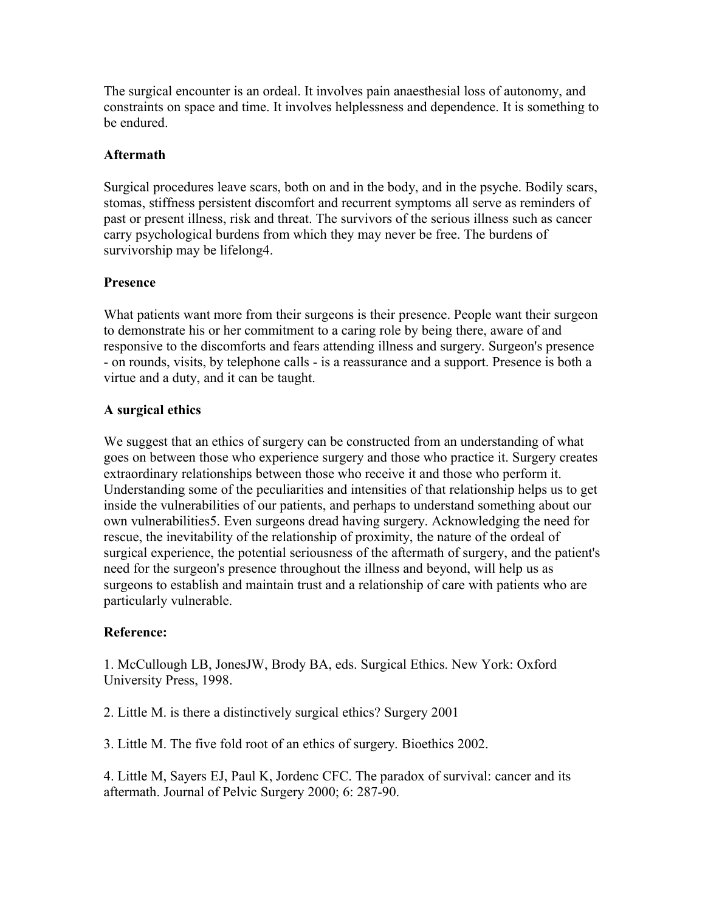The surgical encounter is an ordeal. It involves pain anaesthesial loss of autonomy, and constraints on space and time. It involves helplessness and dependence. It is something to be endured.

**Aftermath**

Surgical procedures leave scars, both on and in the body, and in the psyche. Bodily scars, stomas, stiffness persistent discomfort and recurrent symptoms all serve as reminders of past or present illness, risk and threat. The survivors of the serious illness such as cancer carry psychological burdens from which they may never be free. The burdens of survivorship may be lifelong4.

**Presence**

What patients want more from their surgeons is their presence. People want their surgeon to demonstrate his or her commitment to a caring role by being there, aware of and responsive to the discomforts and fears attending illness and surgery. Surgeon's presence - on rounds, visits, by telephone calls - is a reassurance and a support. Presence is both a virtue and a duty, and it can be taught.

**A surgical ethics**

We suggest that an ethics of surgery can be constructed from an understanding of what goes on between those who experience surgery and those who practice it. Surgery creates extraordinary relationships between those who receive it and those who perform it. Understanding some of the peculiarities and intensities of that relationship helps us to get inside the vulnerabilities of our patients, and perhaps to understand something about our own vulnerabilities5. Even surgeons dread having surgery. Acknowledging the need for rescue, the inevitability of the relationship of proximity, the nature of the ordeal of surgical experience, the potential seriousness of the aftermath of surgery, and the patient's need for the surgeon's presence throughout the illness and beyond, will help us as surgeons to establish and maintain trust and a relationship of care with patients who are particularly vulnerable.

**Reference:**

1. McCullough LB, JonesJW, Brody BA, eds. Surgical Ethics. New York: Oxford University Press, 1998.

2. Little M. is there a distinctively surgical ethics? Surgery 2001

3. Little M. The five fold root of an ethics of surgery. Bioethics 2002.

4. Little M, Sayers EJ, Paul K, Jordenc CFC. The paradox of survival: cancer and its aftermath. Journal of Pelvic Surgery 2000; 6: 287-90.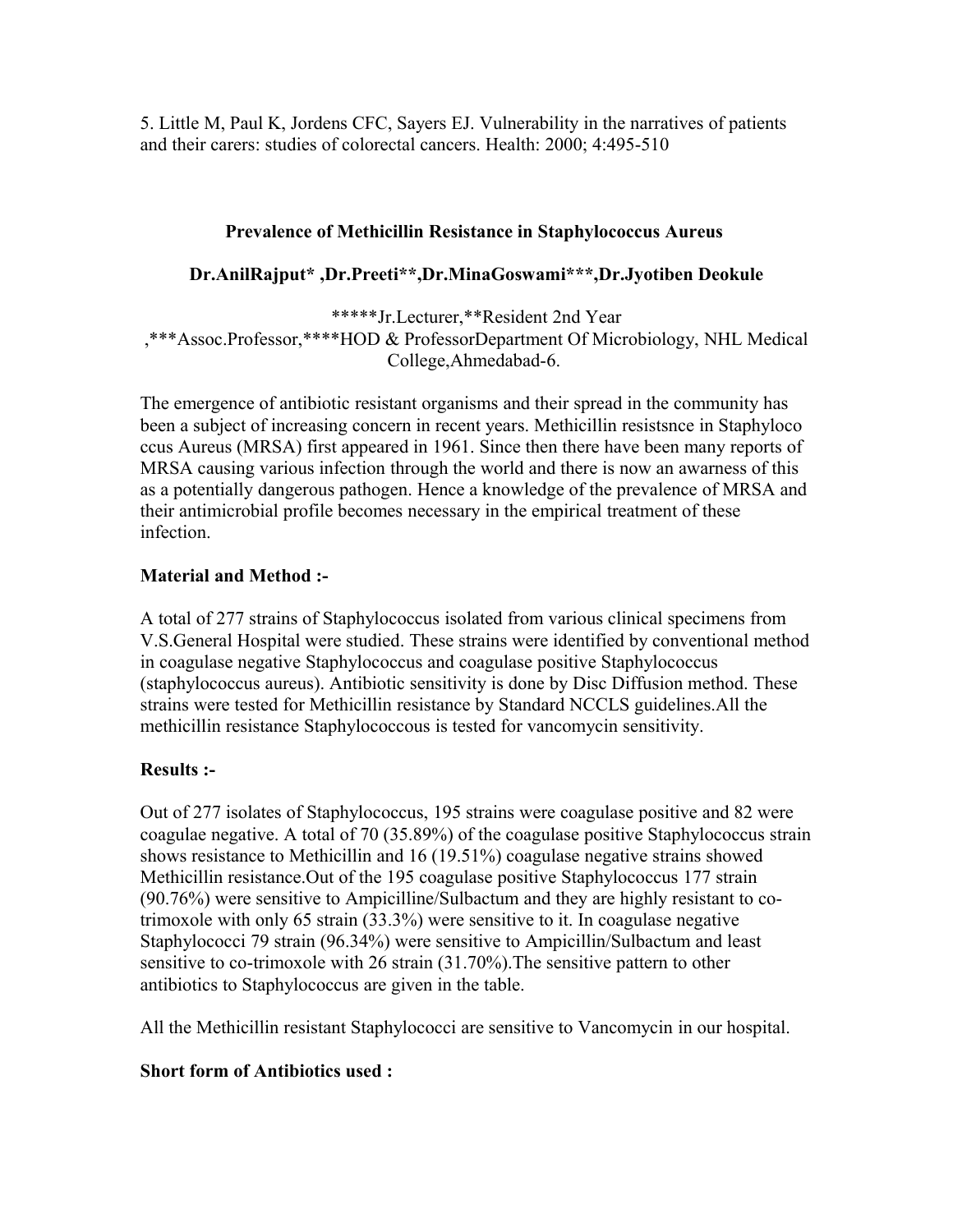5. Little M, Paul K, Jordens CFC, Sayers EJ. Vulnerability in the narratives of patients and their carers: studies of colorectal cancers. Health: 2000; 4:495-510

## Prevalence of Methicillin Resistance in Staphylococcus Aureus

**Dr.AnilRajput* ,Dr.Preeti**,Dr.MinaGoswami***,Dr.Jyotiben Deokule**

*****Jr.Lecturer,**Resident 2nd Year ,***Assoc.Professor,****HOD & ProfessorDepartment Of Microbiology, NHL Medical College,Ahmedabad-6.

The emergence of antibiotic resistant organisms and their spread in the community has been a subject of increasing concern in recent years. Methicillin resistsnce in Staphyloco ccus Aureus (MRSA) first appeared in 1961. Since then there have been many reports of MRSA causing various infection through the world and there is now an awarness of this as a potentially dangerous pathogen. Hence a knowledge of the prevalence of MRSA and their antimicrobial profile becomes necessary in the empirical treatment of these infection.

### Material and Method :-

A total of 277 strains of Staphylococcus isolated from various clinical specimens from V.S.General Hospital were studied. These strains were identified by conventional method in coagulase negative Staphylococcus and coagulase positive Staphylococcus (staphylococcus aureus). Antibiotic sensitivity is done by Disc Diffusion method. These strains were tested for Methicillin resistance by Standard NCCLS guidelines.All the methicillin resistance Staphylococcous is tested for vancomycin sensitivity.

### Results :-

Out of 277 isolates of Staphylococcus, 195 strains were coagulase positive and 82 were coagulae negative. A total of 70 (35.89%) of the coagulase positive Staphylococcus strain shows resistance to Methicillin and 16 (19.51%) coagulase negative strains showed Methicillin resistance.Out of the 195 coagulase positive Staphylococcus 177 strain (90.76%) were sensitive to Ampicilline/Sulbactum and they are highly resistant to co-trimoxole with only 65 strain (33.3%) were sensitive to it. In coagulase negative Staphylococci 79 strain (96.34%) were sensitive to Ampicillin/Sulbactum and least sensitive to co-trimoxole with 26 strain (31.70%).The sensitive pattern to other antibiotics to Staphylococcus are given in the table.

All the Methicillin resistant Staphylococci are sensitive to Vancomycin in our hospital.

### Short form of Antibiotics used :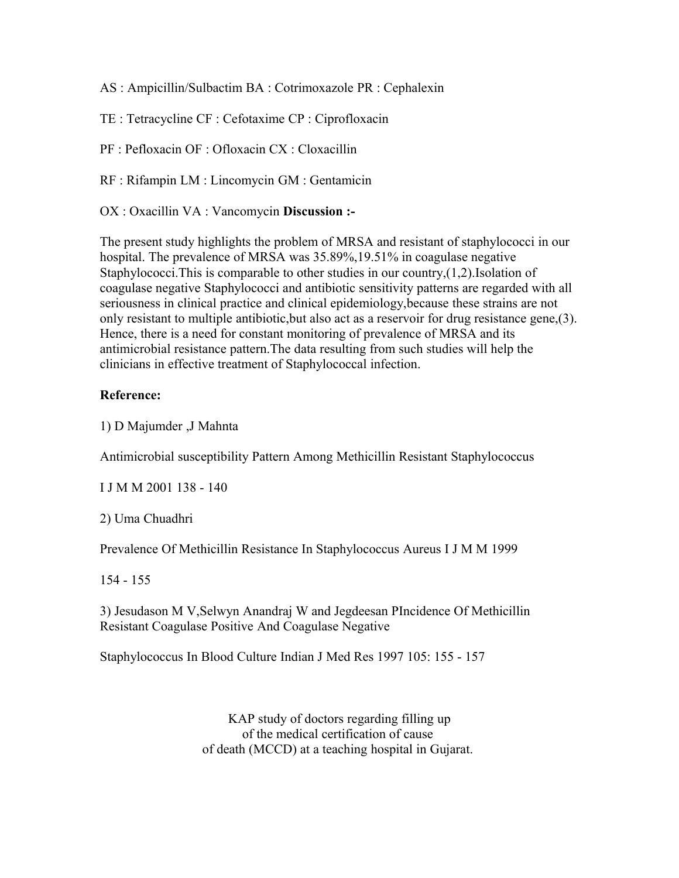AS : Ampicillin/Sulbactim BA : Cotrimoxazole PR : Cephalexin

TE : Tetracycline CF : Cefotaxime CP : Ciprofloxacin

PF : Pefloxacin OF : Ofloxacin CX : Cloxacillin

RF : Rifampin LM : Lincomycin GM : Gentamicin

OX : Oxacillin VA : Vancomycin **Discussion :-**

The present study highlights the problem of MRSA and resistant of staphylococci in our hospital. The prevalence of MRSA was 35.89%,19.51% in coagulase negative Staphylococci.This is comparable to other studies in our country,(1,2).Isolation of coagulase negative Staphylococci and antibiotic sensitivity patterns are regarded with all seriousness in clinical practice and clinical epidemiology,because these strains are not only resistant to multiple antibiotic,but also act as a reservoir for drug resistance gene,(3). Hence, there is a need for constant monitoring of prevalence of MRSA and its antimicrobial resistance pattern.The data resulting from such studies will help the clinicians in effective treatment of Staphylococcal infection.

**Reference:**

1) D Majumder ,J Mahnta

Antimicrobial susceptibility Pattern Among Methicillin Resistant Staphylococcus

I J M M 2001 138 - 140

2) Uma Chuadhri

Prevalence Of Methicillin Resistance In Staphylococcus Aureus I J M M 1999

154 - 155

3) Jesudason M V,Selwyn Anandraj W and Jegdeesan PIncidence Of Methicillin Resistant Coagulase Positive And Coagulase Negative

Staphylococcus In Blood Culture Indian J Med Res 1997 105: 155 - 157

KAP study of doctors regarding filling up of the medical certification of cause of death (MCCD) at a teaching hospital in Gujarat.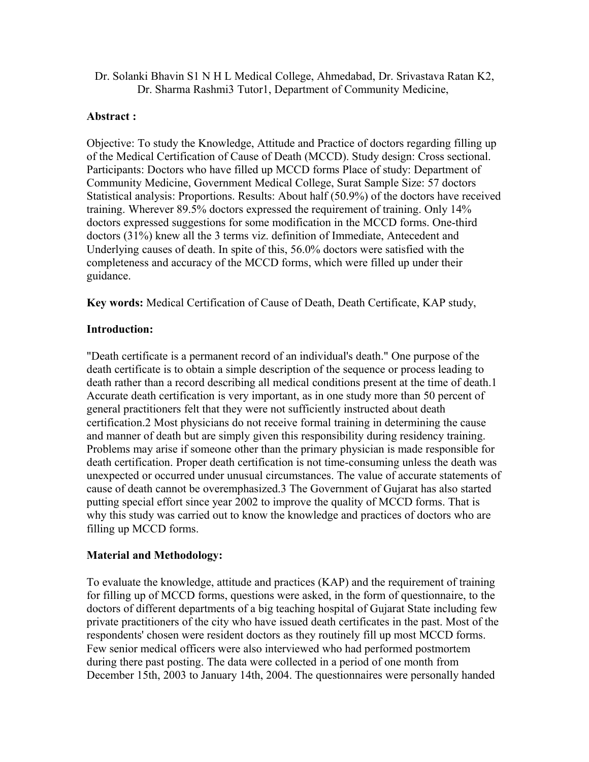Dr. Solanki Bhavin S1 N H L Medical College, Ahmedabad, Dr. Srivastava Ratan K2, Dr. Sharma Rashmi3 Tutor1, Department of Community Medicine,

**Abstract :**

Objective: To study the Knowledge, Attitude and Practice of doctors regarding filling up of the Medical Certification of Cause of Death (MCCD). Study design: Cross sectional. Participants: Doctors who have filled up MCCD forms Place of study: Department of Community Medicine, Government Medical College, Surat Sample Size: 57 doctors Statistical analysis: Proportions. Results: About half (50.9%) of the doctors have received training. Wherever 89.5% doctors expressed the requirement of training. Only 14% doctors expressed suggestions for some modification in the MCCD forms. One-third doctors (31%) knew all the 3 terms viz. definition of Immediate, Antecedent and Underlying causes of death. In spite of this, 56.0% doctors were satisfied with the completeness and accuracy of the MCCD forms, which were filled up under their guidance.

**Key words:** Medical Certification of Cause of Death, Death Certificate, KAP study,

**Introduction:**

"Death certificate is a permanent record of an individual's death." One purpose of the death certificate is to obtain a simple description of the sequence or process leading to death rather than a record describing all medical conditions present at the time of death.[1] Accurate death certification is very important, as in one study more than 50 percent of general practitioners felt that they were not sufficiently instructed about death certification.[2] Most physicians do not receive formal training in determining the cause and manner of death but are simply given this responsibility during residency training. Problems may arise if someone other than the primary physician is made responsible for death certification. Proper death certification is not time-consuming unless the death was unexpected or occurred under unusual circumstances. The value of accurate statements of cause of death cannot be overemphasized.[3] The Government of Gujarat has also started putting special effort since year 2002 to improve the quality of MCCD forms. That is why this study was carried out to know the knowledge and practices of doctors who are filling up MCCD forms.

**Material and Methodology:**

To evaluate the knowledge, attitude and practices (KAP) and the requirement of training for filling up of MCCD forms, questions were asked, in the form of questionnaire, to the doctors of different departments of a big teaching hospital of Gujarat State including few private practitioners of the city who have issued death certificates in the past. Most of the respondents' chosen were resident doctors as they routinely fill up most MCCD forms. Few senior medical officers were also interviewed who had performed postmortem during there past posting. The data were collected in a period of one month from December 15th, 2003 to January 14th, 2004. The questionnaires were personally handed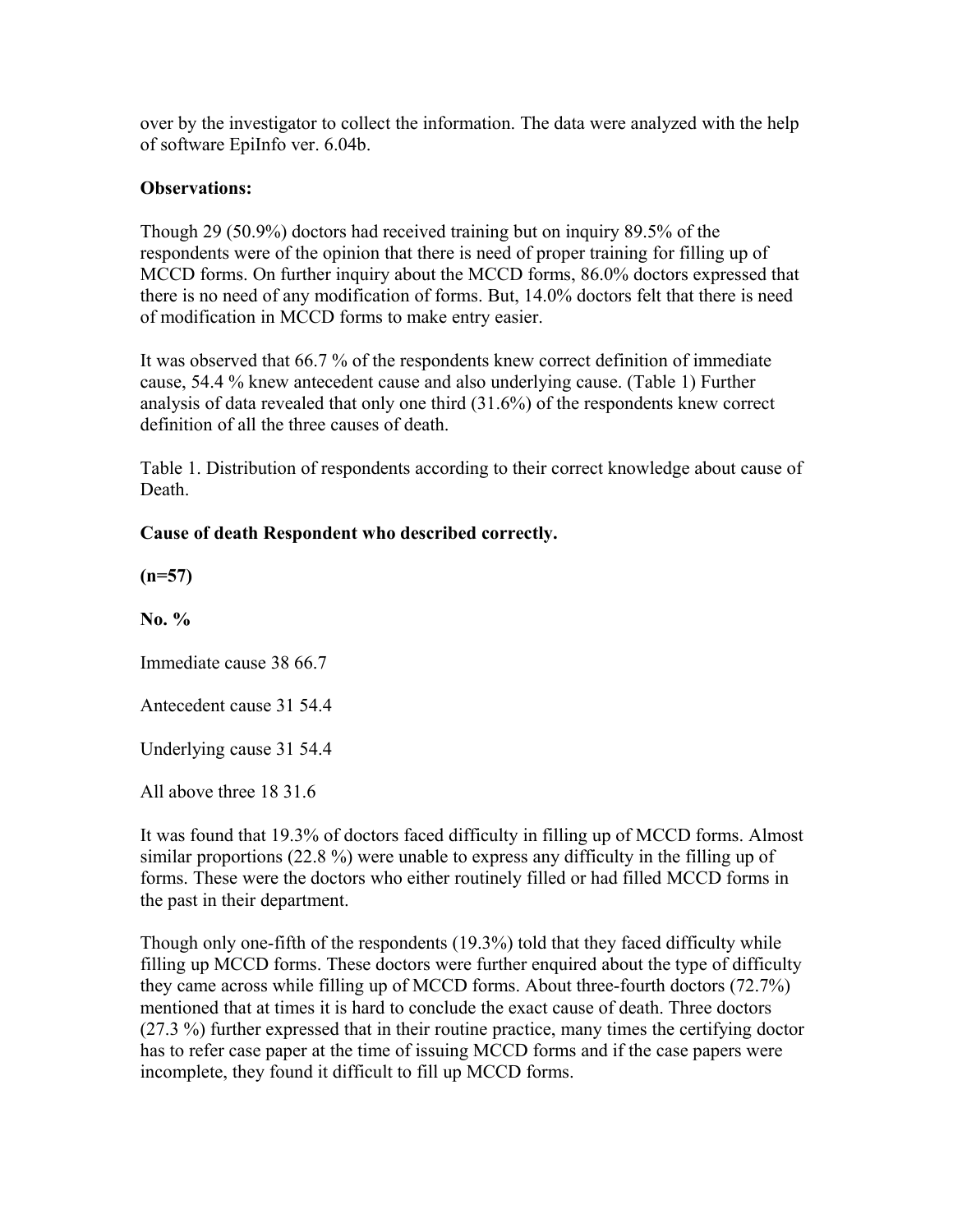over by the investigator to collect the information. The data were analyzed with the help of software EpiInfo ver. 6.04b.

**Observations:**

Though 29 (50.9%) doctors had received training but on inquiry 89.5% of the respondents were of the opinion that there is need of proper training for filling up of MCCD forms. On further inquiry about the MCCD forms, 86.0% doctors expressed that there is no need of any modification of forms. But, 14.0% doctors felt that there is need of modification in MCCD forms to make entry easier.

It was observed that 66.7 % of the respondents knew correct definition of immediate cause, 54.4 % knew antecedent cause and also underlying cause. (Table 1) Further analysis of data revealed that only one third (31.6%) of the respondents knew correct definition of all the three causes of death.

Table 1. Distribution of respondents according to their correct knowledge about cause of Death.

| **Cause of death** | **Respondent who described correctly. (n=57)** | |
|---|---|---|
| | **No.** | **%** |
| Immediate cause | 38 | 66.7 |
| Antecedent cause | 31 | 54.4 |
| Underlying cause | 31 | 54.4 |
| All above three | 18 | 31.6 |

It was found that 19.3% of doctors faced difficulty in filling up of MCCD forms. Almost similar proportions (22.8 %) were unable to express any difficulty in the filling up of forms. These were the doctors who either routinely filled or had filled MCCD forms in the past in their department.

Though only one-fifth of the respondents (19.3%) told that they faced difficulty while filling up MCCD forms. These doctors were further enquired about the type of difficulty they came across while filling up of MCCD forms. About three-fourth doctors (72.7%) mentioned that at times it is hard to conclude the exact cause of death. Three doctors (27.3 %) further expressed that in their routine practice, many times the certifying doctor has to refer case paper at the time of issuing MCCD forms and if the case papers were incomplete, they found it difficult to fill up MCCD forms.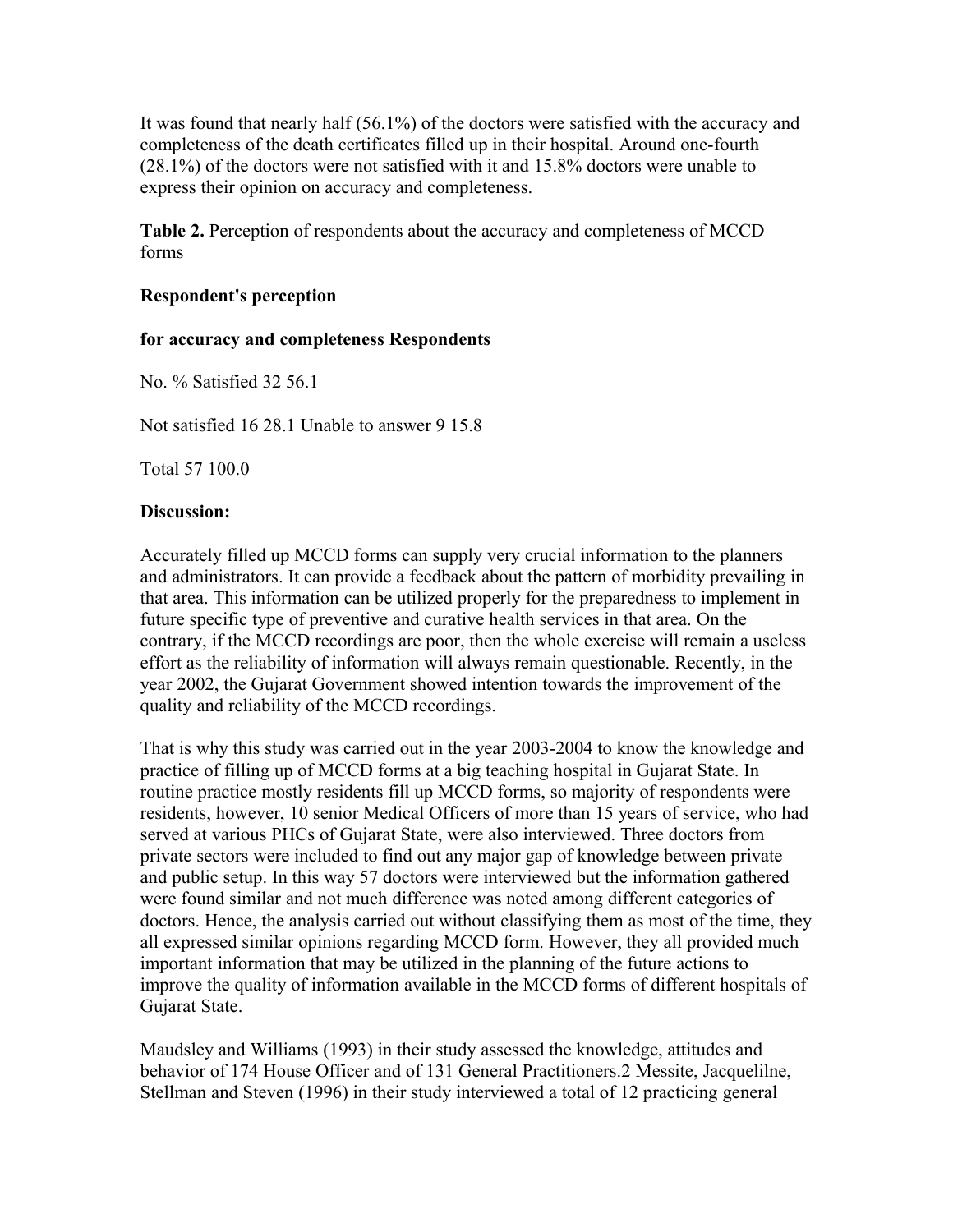It was found that nearly half (56.1%) of the doctors were satisfied with the accuracy and completeness of the death certificates filled up in their hospital. Around one-fourth (28.1%) of the doctors were not satisfied with it and 15.8% doctors were unable to express their opinion on accuracy and completeness.

**Table 2.** Perception of respondents about the accuracy and completeness of MCCD forms

| Respondent's perception for accuracy and completeness | Respondents | |
|---|---|---|
| | No. | % |
| Satisfied | 32 | 56.1 |
| Not satisfied | 16 | 28.1 |
| Unable to answer | 9 | 15.8 |
| Total | 57 | 100.0 |

**Discussion:**

Accurately filled up MCCD forms can supply very crucial information to the planners and administrators. It can provide a feedback about the pattern of morbidity prevailing in that area. This information can be utilized properly for the preparedness to implement in future specific type of preventive and curative health services in that area. On the contrary, if the MCCD recordings are poor, then the whole exercise will remain a useless effort as the reliability of information will always remain questionable. Recently, in the year 2002, the Gujarat Government showed intention towards the improvement of the quality and reliability of the MCCD recordings.

That is why this study was carried out in the year 2003-2004 to know the knowledge and practice of filling up of MCCD forms at a big teaching hospital in Gujarat State. In routine practice mostly residents fill up MCCD forms, so majority of respondents were residents, however, 10 senior Medical Officers of more than 15 years of service, who had served at various PHCs of Gujarat State, were also interviewed. Three doctors from private sectors were included to find out any major gap of knowledge between private and public setup. In this way 57 doctors were interviewed but the information gathered were found similar and not much difference was noted among different categories of doctors. Hence, the analysis carried out without classifying them as most of the time, they all expressed similar opinions regarding MCCD form. However, they all provided much important information that may be utilized in the planning of the future actions to improve the quality of information available in the MCCD forms of different hospitals of Gujarat State.

Maudsley and Williams (1993) in their study assessed the knowledge, attitudes and behavior of 174 House Officer and of 131 General Practitioners.[2] Messite, Jacquelilne, Stellman and Steven (1996) in their study interviewed a total of 12 practicing general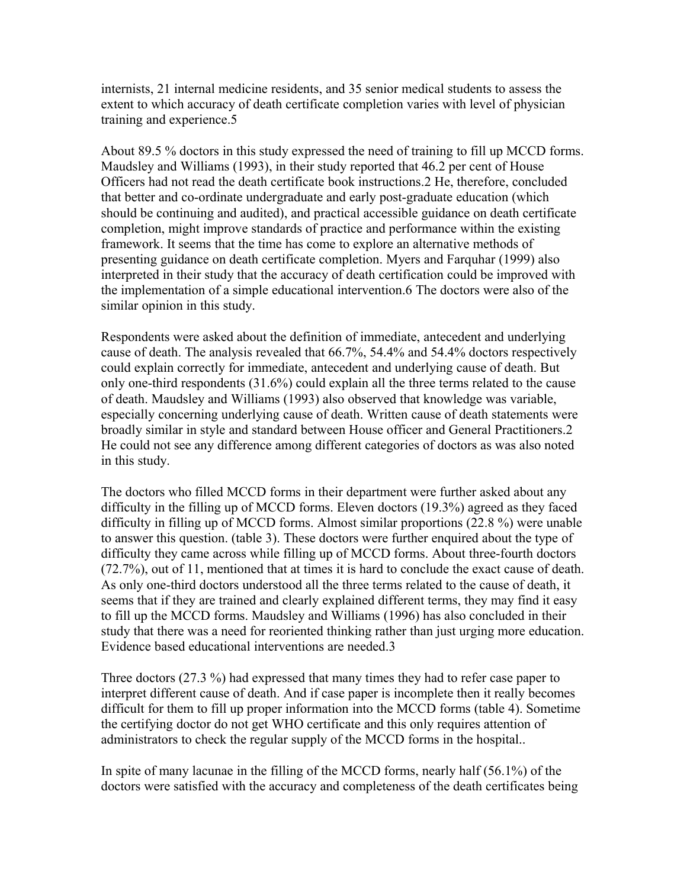internists, 21 internal medicine residents, and 35 senior medical students to assess the extent to which accuracy of death certificate completion varies with level of physician training and experience.[5]

About 89.5 % doctors in this study expressed the need of training to fill up MCCD forms. Maudsley and Williams (1993), in their study reported that 46.2 per cent of House Officers had not read the death certificate book instructions.[2] He, therefore, concluded that better and co-ordinate undergraduate and early post-graduate education (which should be continuing and audited), and practical accessible guidance on death certificate completion, might improve standards of practice and performance within the existing framework. It seems that the time has come to explore an alternative methods of presenting guidance on death certificate completion. Myers and Farquhar (1999) also interpreted in their study that the accuracy of death certification could be improved with the implementation of a simple educational intervention.[6] The doctors were also of the similar opinion in this study.

Respondents were asked about the definition of immediate, antecedent and underlying cause of death. The analysis revealed that 66.7%, 54.4% and 54.4% doctors respectively could explain correctly for immediate, antecedent and underlying cause of death. But only one-third respondents (31.6%) could explain all the three terms related to the cause of death. Maudsley and Williams (1993) also observed that knowledge was variable, especially concerning underlying cause of death. Written cause of death statements were broadly similar in style and standard between House officer and General Practitioners.[2] He could not see any difference among different categories of doctors as was also noted in this study.

The doctors who filled MCCD forms in their department were further asked about any difficulty in the filling up of MCCD forms. Eleven doctors (19.3%) agreed as they faced difficulty in filling up of MCCD forms. Almost similar proportions (22.8 %) were unable to answer this question. (table 3). These doctors were further enquired about the type of difficulty they came across while filling up of MCCD forms. About three-fourth doctors (72.7%), out of 11, mentioned that at times it is hard to conclude the exact cause of death. As only one-third doctors understood all the three terms related to the cause of death, it seems that if they are trained and clearly explained different terms, they may find it easy to fill up the MCCD forms. Maudsley and Williams (1996) has also concluded in their study that there was a need for reoriented thinking rather than just urging more education. Evidence based educational interventions are needed.[3]

Three doctors (27.3 %) had expressed that many times they had to refer case paper to interpret different cause of death. And if case paper is incomplete then it really becomes difficult for them to fill up proper information into the MCCD forms (table 4). Sometime the certifying doctor do not get WHO certificate and this only requires attention of administrators to check the regular supply of the MCCD forms in the hospital..

In spite of many lacunae in the filling of the MCCD forms, nearly half (56.1%) of the doctors were satisfied with the accuracy and completeness of the death certificates being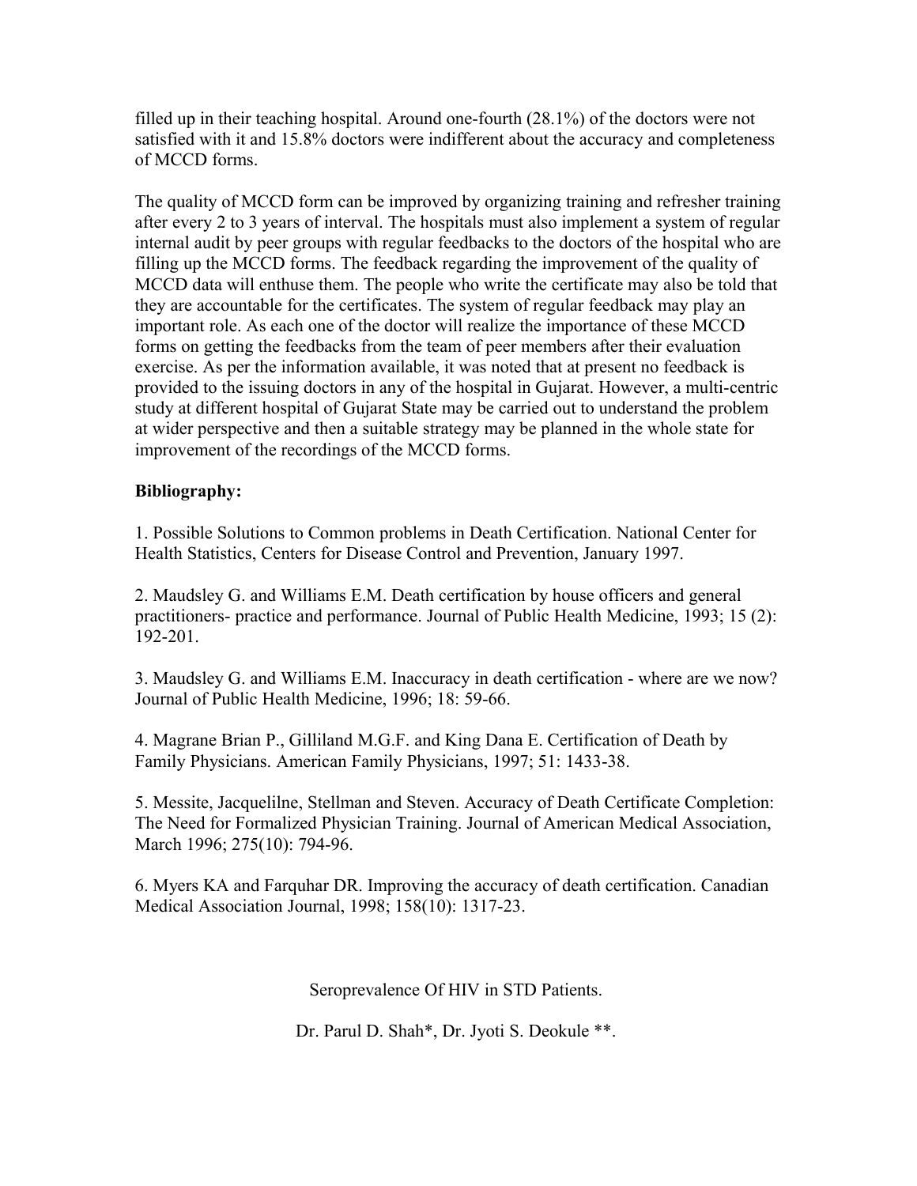filled up in their teaching hospital. Around one-fourth (28.1%) of the doctors were not satisfied with it and 15.8% doctors were indifferent about the accuracy and completeness of MCCD forms.

The quality of MCCD form can be improved by organizing training and refresher training after every 2 to 3 years of interval. The hospitals must also implement a system of regular internal audit by peer groups with regular feedbacks to the doctors of the hospital who are filling up the MCCD forms. The feedback regarding the improvement of the quality of MCCD data will enthuse them. The people who write the certificate may also be told that they are accountable for the certificates. The system of regular feedback may play an important role. As each one of the doctor will realize the importance of these MCCD forms on getting the feedbacks from the team of peer members after their evaluation exercise. As per the information available, it was noted that at present no feedback is provided to the issuing doctors in any of the hospital in Gujarat. However, a multi-centric study at different hospital of Gujarat State may be carried out to understand the problem at wider perspective and then a suitable strategy may be planned in the whole state for improvement of the recordings of the MCCD forms.

**Bibliography:**

1. Possible Solutions to Common problems in Death Certification. National Center for Health Statistics, Centers for Disease Control and Prevention, January 1997.

2. Maudsley G. and Williams E.M. Death certification by house officers and general practitioners- practice and performance. Journal of Public Health Medicine, 1993; 15 (2): 192-201.

3. Maudsley G. and Williams E.M. Inaccuracy in death certification - where are we now? Journal of Public Health Medicine, 1996; 18: 59-66.

4. Magrane Brian P., Gilliland M.G.F. and King Dana E. Certification of Death by Family Physicians. American Family Physicians, 1997; 51: 1433-38.

5. Messite, Jacquelilne, Stellman and Steven. Accuracy of Death Certificate Completion: The Need for Formalized Physician Training. Journal of American Medical Association, March 1996; 275(10): 794-96.

6. Myers KA and Farquhar DR. Improving the accuracy of death certification. Canadian Medical Association Journal, 1998; 158(10): 1317-23.

## Seroprevalence Of HIV in STD Patients.

Dr. Parul D. Shah*, Dr. Jyoti S. Deokule **.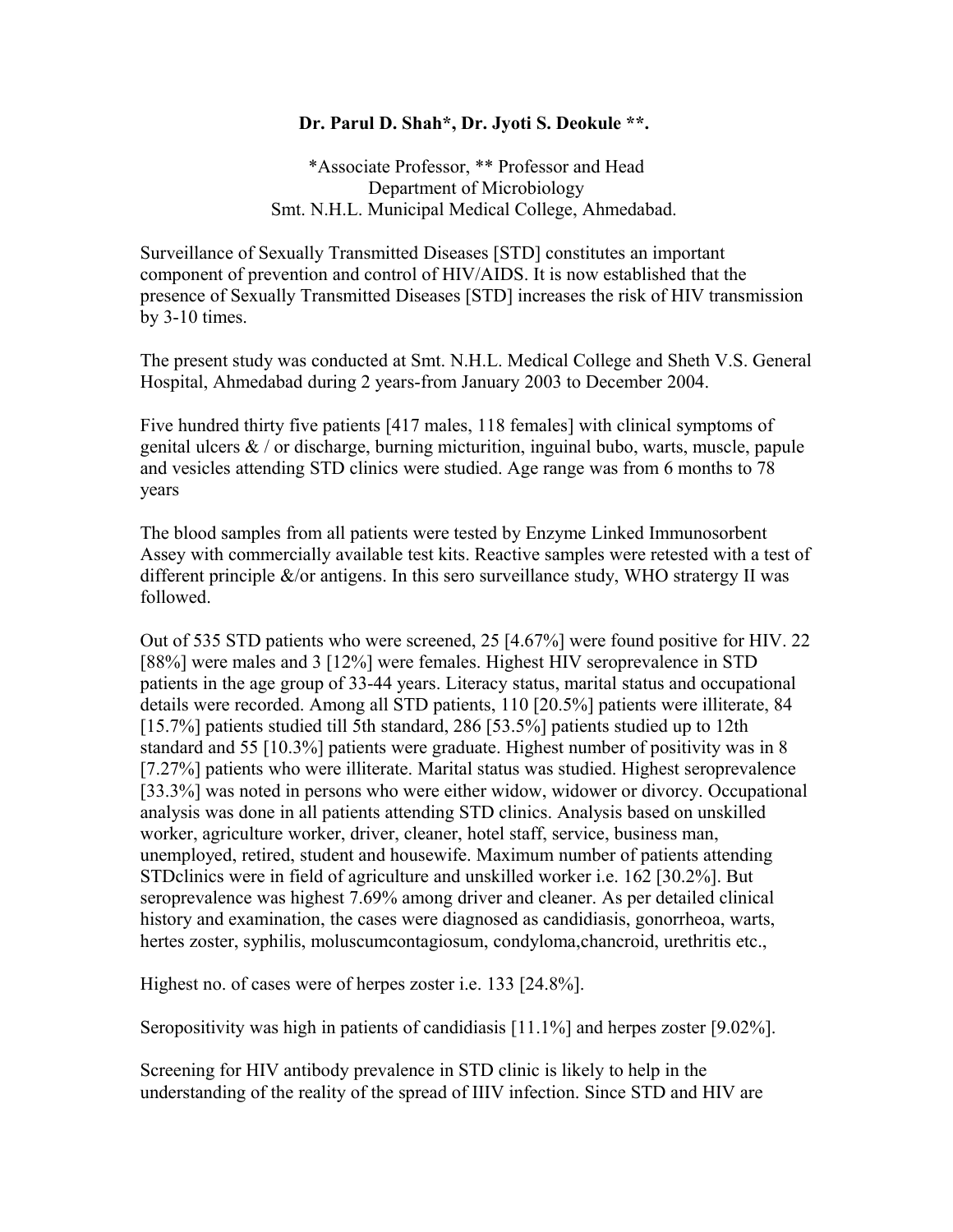**Dr. Parul D. Shah*, Dr. Jyoti S. Deokule **.**

*Associate Professor, ** Professor and Head
Department of Microbiology
Smt. N.H.L. Municipal Medical College, Ahmedabad.

Surveillance of Sexually Transmitted Diseases [STD] constitutes an important component of prevention and control of HIV/AIDS. It is now established that the presence of Sexually Transmitted Diseases [STD] increases the risk of HIV transmission by 3-10 times.

The present study was conducted at Smt. N.H.L. Medical College and Sheth V.S. General Hospital, Ahmedabad during 2 years-from January 2003 to December 2004.

Five hundred thirty five patients [417 males, 118 females] with clinical symptoms of genital ulcers & / or discharge, burning micturition, inguinal bubo, warts, muscle, papule and vesicles attending STD clinics were studied. Age range was from 6 months to 78 years

The blood samples from all patients were tested by Enzyme Linked Immunosorbent Assey with commercially available test kits. Reactive samples were retested with a test of different principle &/or antigens. In this sero surveillance study, WHO stratergy II was followed.

Out of 535 STD patients who were screened, 25 [4.67%] were found positive for HIV. 22 [88%] were males and 3 [12%] were females. Highest HIV seroprevalence in STD patients in the age group of 33-44 years. Literacy status, marital status and occupational details were recorded. Among all STD patients, 110 [20.5%] patients were illiterate, 84 [15.7%] patients studied till 5th standard, 286 [53.5%] patients studied up to 12th standard and 55 [10.3%] patients were graduate. Highest number of positivity was in 8 [7.27%] patients who were illiterate. Marital status was studied. Highest seroprevalence [33.3%] was noted in persons who were either widow, widower or divorcy. Occupational analysis was done in all patients attending STD clinics. Analysis based on unskilled worker, agriculture worker, driver, cleaner, hotel staff, service, business man, unemployed, retired, student and housewife. Maximum number of patients attending STDclinics were in field of agriculture and unskilled worker i.e. 162 [30.2%]. But seroprevalence was highest 7.69% among driver and cleaner. As per detailed clinical history and examination, the cases were diagnosed as candidiasis, gonorrheoa, warts, hertes zoster, syphilis, moluscumcontagiosum, condyloma,chancroid, urethritis etc.,

Highest no. of cases were of herpes zoster i.e. 133 [24.8%].

Seropositivity was high in patients of candidiasis [11.1%] and herpes zoster [9.02%].

Screening for HIV antibody prevalence in STD clinic is likely to help in the understanding of the reality of the spread of IIIV infection. Since STD and HIV are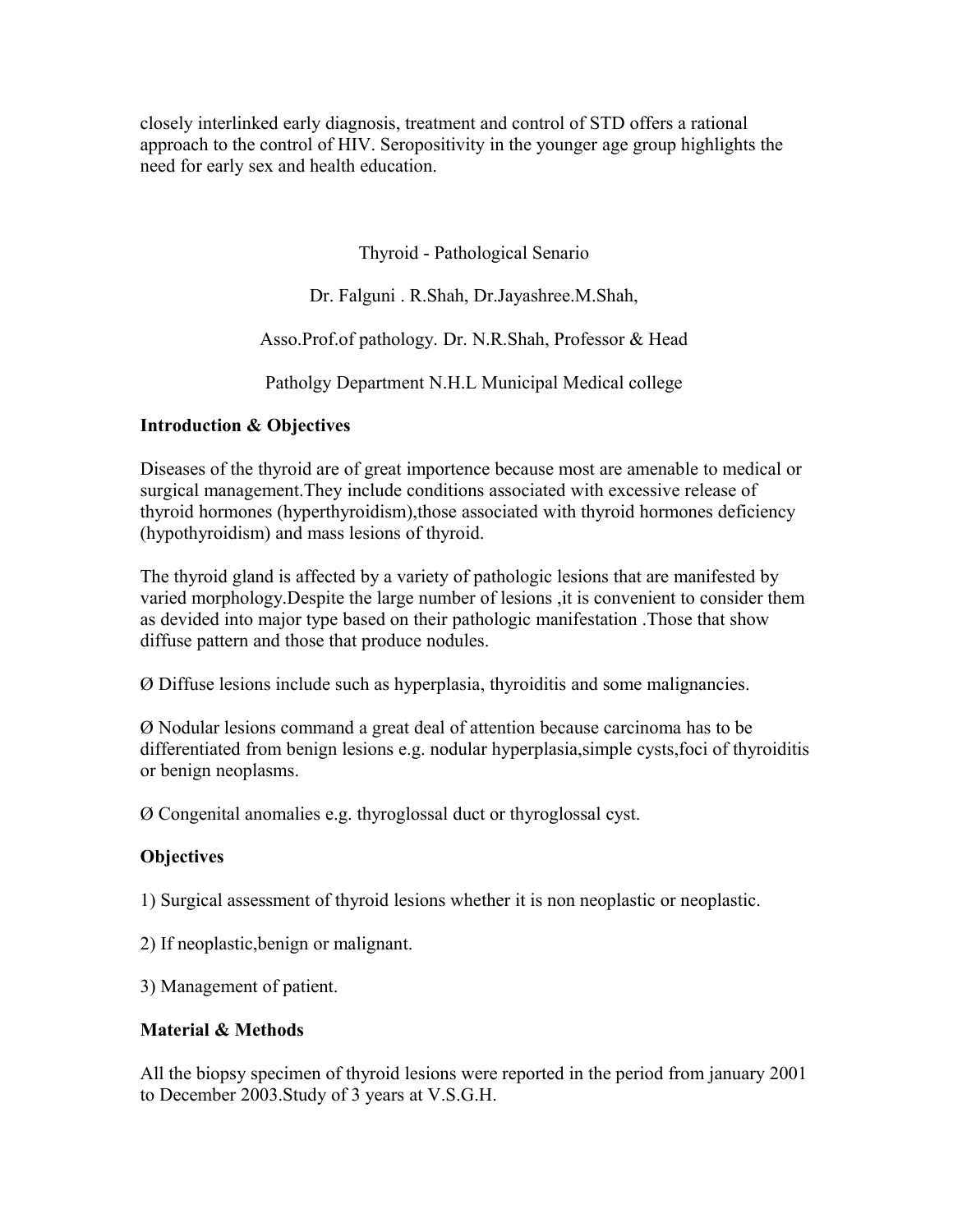closely interlinked early diagnosis, treatment and control of STD offers a rational approach to the control of HIV. Seropositivity in the younger age group highlights the need for early sex and health education.

# Thyroid - Pathological Senario

Dr. Falguni . R.Shah, Dr.Jayashree.M.Shah,

Asso.Prof.of pathology. Dr. N.R.Shah, Professor & Head

Patholgy Department N.H.L Municipal Medical college

**Introduction & Objectives**

Diseases of the thyroid are of great importence because most are amenable to medical or surgical management.They include conditions associated with excessive release of thyroid hormones (hyperthyroidism),those associated with thyroid hormones deficiency (hypothyroidism) and mass lesions of thyroid.

The thyroid gland is affected by a variety of pathologic lesions that are manifested by varied morphology.Despite the large number of lesions ,it is convenient to consider them as devided into major type based on their pathologic manifestation .Those that show diffuse pattern and those that produce nodules.

Ø Diffuse lesions include such as hyperplasia, thyroiditis and some malignancies.

Ø Nodular lesions command a great deal of attention because carcinoma has to be differentiated from benign lesions e.g. nodular hyperplasia,simple cysts,foci of thyroiditis or benign neoplasms.

Ø Congenital anomalies e.g. thyroglossal duct or thyroglossal cyst.

**Objectives**

1) Surgical assessment of thyroid lesions whether it is non neoplastic or neoplastic.

2) If neoplastic,benign or malignant.

3) Management of patient.

**Material & Methods**

All the biopsy specimen of thyroid lesions were reported in the period from january 2001 to December 2003.Study of 3 years at V.S.G.H.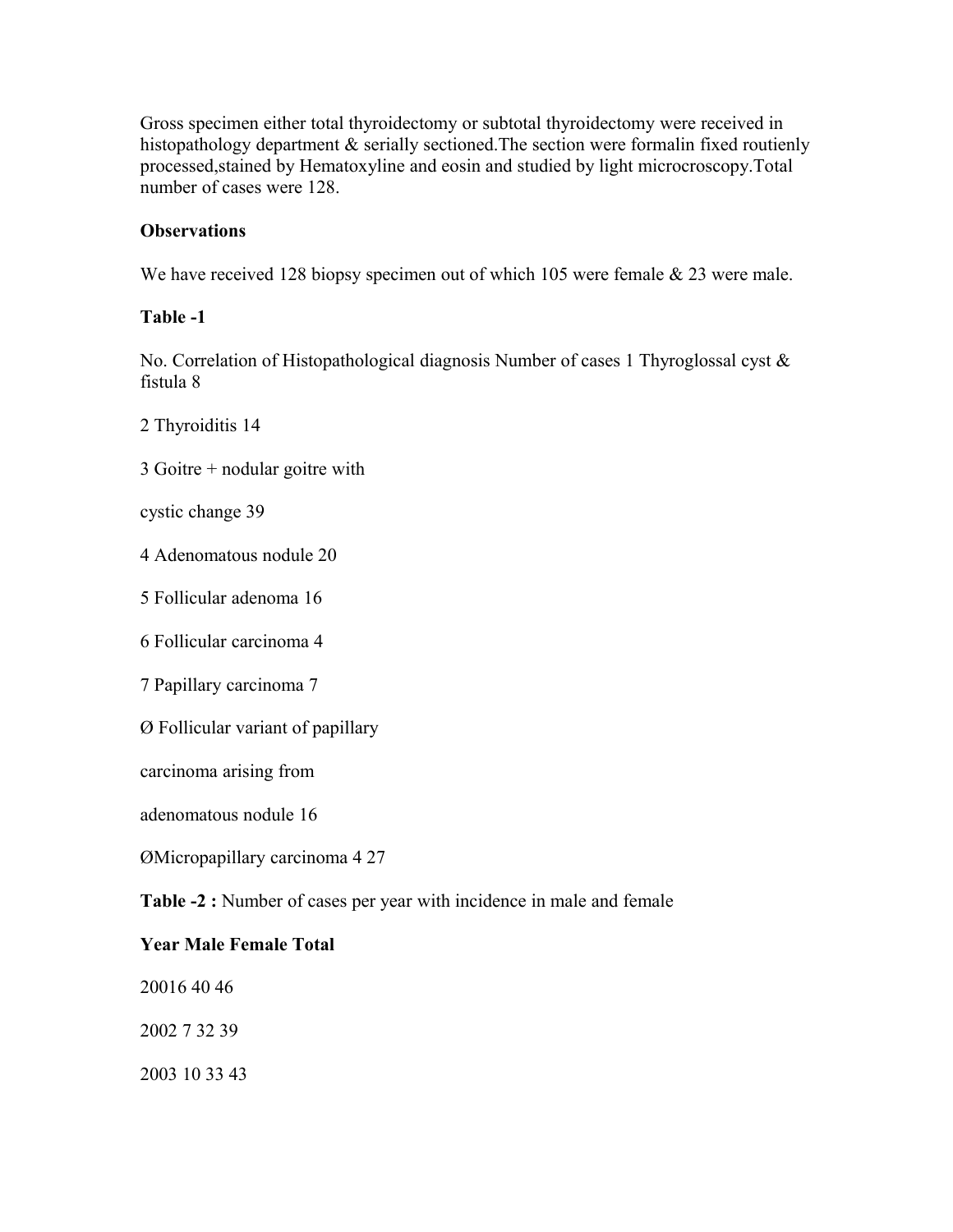Gross specimen either total thyroidectomy or subtotal thyroidectomy were received in histopathology department & serially sectioned.The section were formalin fixed routienly processed,stained by Hematoxyline and eosin and studied by light microcroscopy.Total number of cases were 128.

**Observations**

We have received 128 biopsy specimen out of which 105 were female & 23 were male.

**Table -1**

| No. | Correlation of Histopathological diagnosis | Number of cases |
|---|---|---|
| 1 | Thyroglossal cyst & fistula | 8 |
| 2 | Thyroiditis | 14 |
| 3 | Goitre + nodular goitre with cystic change | 39 |
| 4 | Adenomatous nodule | 20 |
| 5 | Follicular adenoma | 16 |
| 6 | Follicular carcinoma | 4 |
| 7 | Papillary carcinoma | 7 |
| | Ø Follicular variant of papillary carcinoma arising from adenomatous nodule | 16 |
| | Ø Micropapillary carcinoma | 4 27 |

**Table -2 :** Number of cases per year with incidence in male and female

| Year | Male | Female | Total |
|---|---|---|---|
| 2001 | 6 | 40 | 46 |
| 2002 | 7 | 32 | 39 |
| 2003 | 10 | 33 | 43 |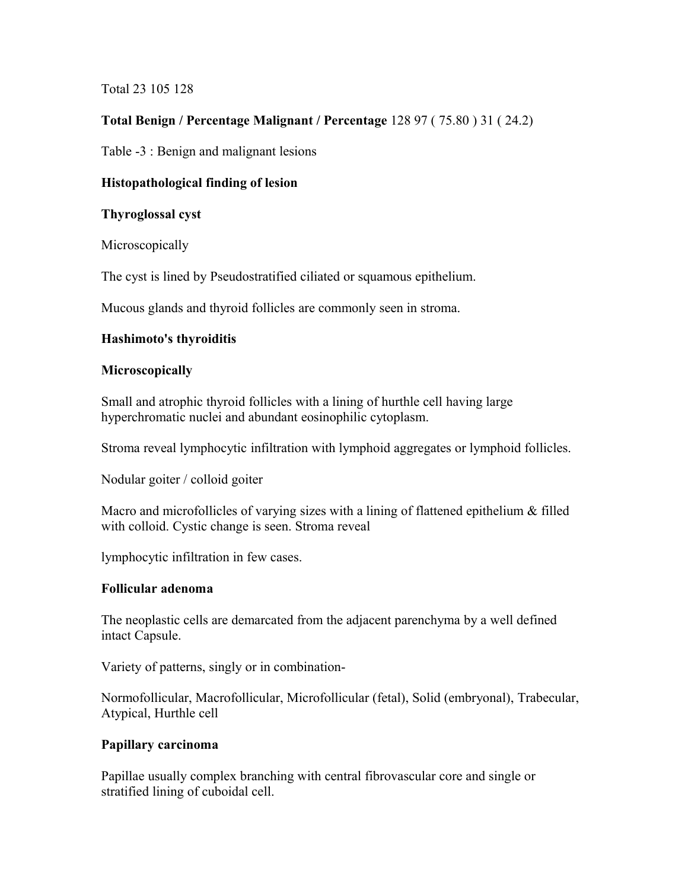Total 23 105 128

**Total Benign / Percentage Malignant / Percentage** 128 97 ( 75.80 ) 31 ( 24.2)

Table -3 : Benign and malignant lesions

**Histopathological finding of lesion**

**Thyroglossal cyst**

Microscopically

The cyst is lined by Pseudostratified ciliated or squamous epithelium.

Mucous glands and thyroid follicles are commonly seen in stroma.

**Hashimoto's thyroiditis**

**Microscopically**

Small and atrophic thyroid follicles with a lining of hurthle cell having large hyperchromatic nuclei and abundant eosinophilic cytoplasm.

Stroma reveal lymphocytic infiltration with lymphoid aggregates or lymphoid follicles.

Nodular goiter / colloid goiter

Macro and microfollicles of varying sizes with a lining of flattened epithelium & filled with colloid. Cystic change is seen. Stroma reveal

lymphocytic infiltration in few cases.

**Follicular adenoma**

The neoplastic cells are demarcated from the adjacent parenchyma by a well defined intact Capsule.

Variety of patterns, singly or in combination-

Normofollicular, Macrofollicular, Microfollicular (fetal), Solid (embryonal), Trabecular, Atypical, Hurthle cell

**Papillary carcinoma**

Papillae usually complex branching with central fibrovascular core and single or stratified lining of cuboidal cell.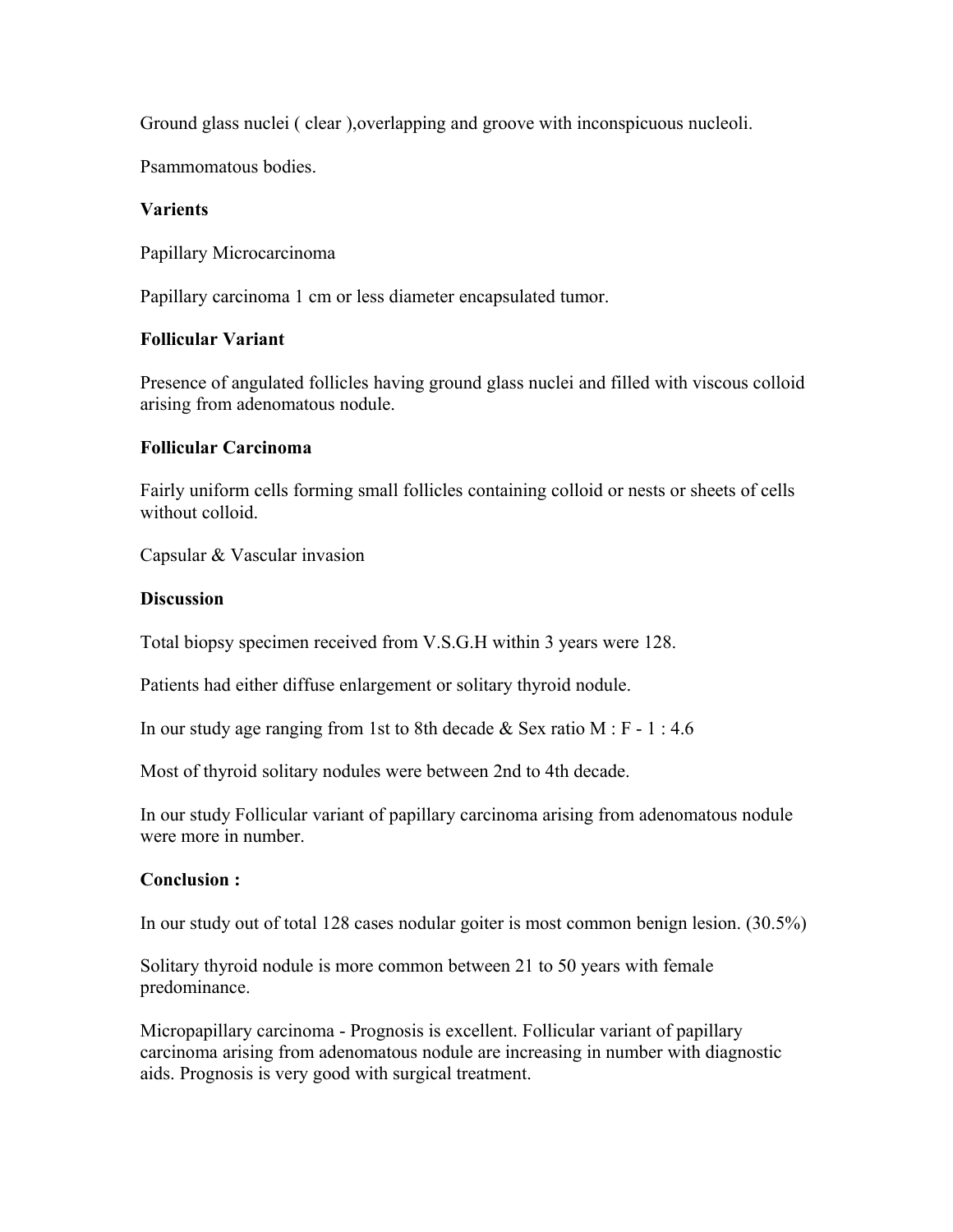Ground glass nuclei ( clear ),overlapping and groove with inconspicuous nucleoli.

Psammomatous bodies.

**Varients**

Papillary Microcarcinoma

Papillary carcinoma 1 cm or less diameter encapsulated tumor.

**Follicular Variant**

Presence of angulated follicles having ground glass nuclei and filled with viscous colloid arising from adenomatous nodule.

**Follicular Carcinoma**

Fairly uniform cells forming small follicles containing colloid or nests or sheets of cells without colloid.

Capsular & Vascular invasion

**Discussion**

Total biopsy specimen received from V.S.G.H within 3 years were 128.

Patients had either diffuse enlargement or solitary thyroid nodule.

In our study age ranging from 1st to 8th decade & Sex ratio M : F - 1 : 4.6

Most of thyroid solitary nodules were between 2nd to 4th decade.

In our study Follicular variant of papillary carcinoma arising from adenomatous nodule were more in number.

**Conclusion :**

In our study out of total 128 cases nodular goiter is most common benign lesion. (30.5%)

Solitary thyroid nodule is more common between 21 to 50 years with female predominance.

Micropapillary carcinoma - Prognosis is excellent. Follicular variant of papillary carcinoma arising from adenomatous nodule are increasing in number with diagnostic aids. Prognosis is very good with surgical treatment.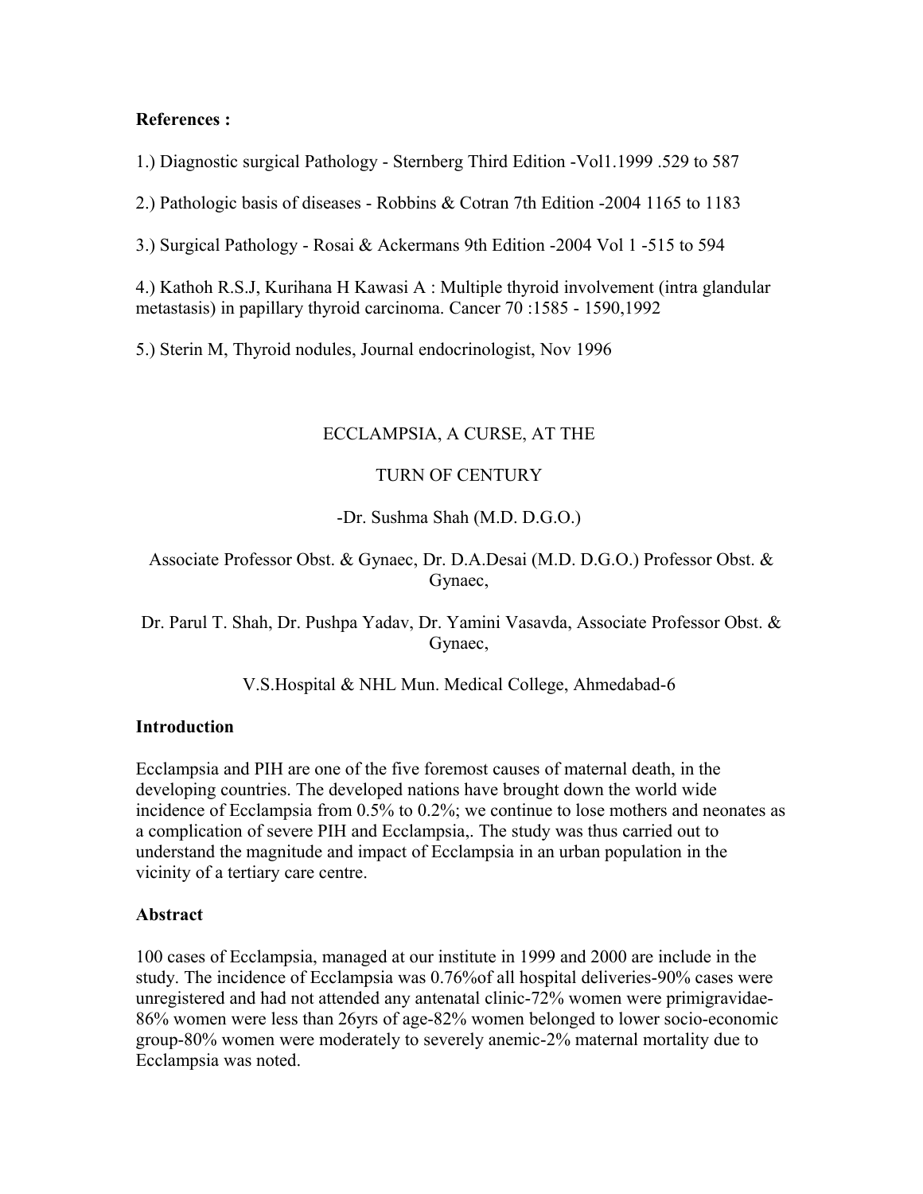**References :**

1.) Diagnostic surgical Pathology - Sternberg Third Edition -Vol1.1999 .529 to 587

2.) Pathologic basis of diseases - Robbins & Cotran 7th Edition -2004 1165 to 1183

3.) Surgical Pathology - Rosai & Ackermans 9th Edition -2004 Vol 1 -515 to 594

4.) Kathoh R.S.J, Kurihana H Kawasi A : Multiple thyroid involvement (intra glandular metastasis) in papillary thyroid carcinoma. Cancer 70 :1585 - 1590,1992

5.) Sterin M, Thyroid nodules, Journal endocrinologist, Nov 1996

# ECCLAMPSIA, A CURSE, AT THE TURN OF CENTURY

-Dr. Sushma Shah (M.D. D.G.O.)

Associate Professor Obst. & Gynaec, Dr. D.A.Desai (M.D. D.G.O.) Professor Obst. & Gynaec,

Dr. Parul T. Shah, Dr. Pushpa Yadav, Dr. Yamini Vasavda, Associate Professor Obst. & Gynaec,

V.S.Hospital & NHL Mun. Medical College, Ahmedabad-6

**Introduction**

Ecclampsia and PIH are one of the five foremost causes of maternal death, in the developing countries. The developed nations have brought down the world wide incidence of Ecclampsia from 0.5% to 0.2%; we continue to lose mothers and neonates as a complication of severe PIH and Ecclampsia,. The study was thus carried out to understand the magnitude and impact of Ecclampsia in an urban population in the vicinity of a tertiary care centre.

**Abstract**

100 cases of Ecclampsia, managed at our institute in 1999 and 2000 are include in the study. The incidence of Ecclampsia was 0.76%of all hospital deliveries-90% cases were unregistered and had not attended any antenatal clinic-72% women were primigravidae-86% women were less than 26yrs of age-82% women belonged to lower socio-economic group-80% women were moderately to severely anemic-2% maternal mortality due to Ecclampsia was noted.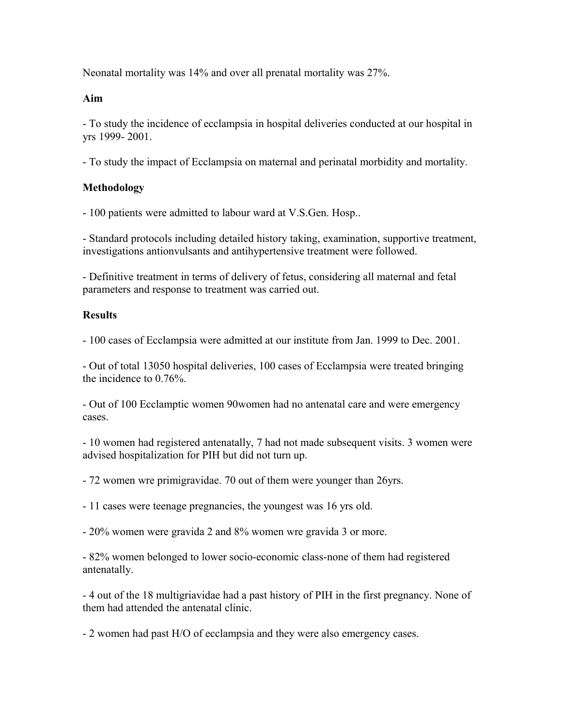Neonatal mortality was 14% and over all prenatal mortality was 27%.

**Aim**

- To study the incidence of ecclampsia in hospital deliveries conducted at our hospital in yrs 1999- 2001.

- To study the impact of Ecclampsia on maternal and perinatal morbidity and mortality.

**Methodology**

- 100 patients were admitted to labour ward at V.S.Gen. Hosp..

- Standard protocols including detailed history taking, examination, supportive treatment, investigations antionvulsants and antihypertensive treatment were followed.

- Definitive treatment in terms of delivery of fetus, considering all maternal and fetal parameters and response to treatment was carried out.

**Results**

- 100 cases of Ecclampsia were admitted at our institute from Jan. 1999 to Dec. 2001.

- Out of total 13050 hospital deliveries, 100 cases of Ecclampsia were treated bringing the incidence to 0.76%.

- Out of 100 Ecclamptic women 90women had no antenatal care and were emergency cases.

- 10 women had registered antenatally, 7 had not made subsequent visits. 3 women were advised hospitalization for PIH but did not turn up.

- 72 women wre primigravidae. 70 out of them were younger than 26yrs.

- 11 cases were teenage pregnancies, the youngest was 16 yrs old.

- 20% women were gravida 2 and 8% women wre gravida 3 or more.

- 82% women belonged to lower socio-economic class-none of them had registered antenatally.

- 4 out of the 18 multigriavidae had a past history of PIH in the first pregnancy. None of them had attended the antenatal clinic.

- 2 women had past H/O of ecclampsia and they were also emergency cases.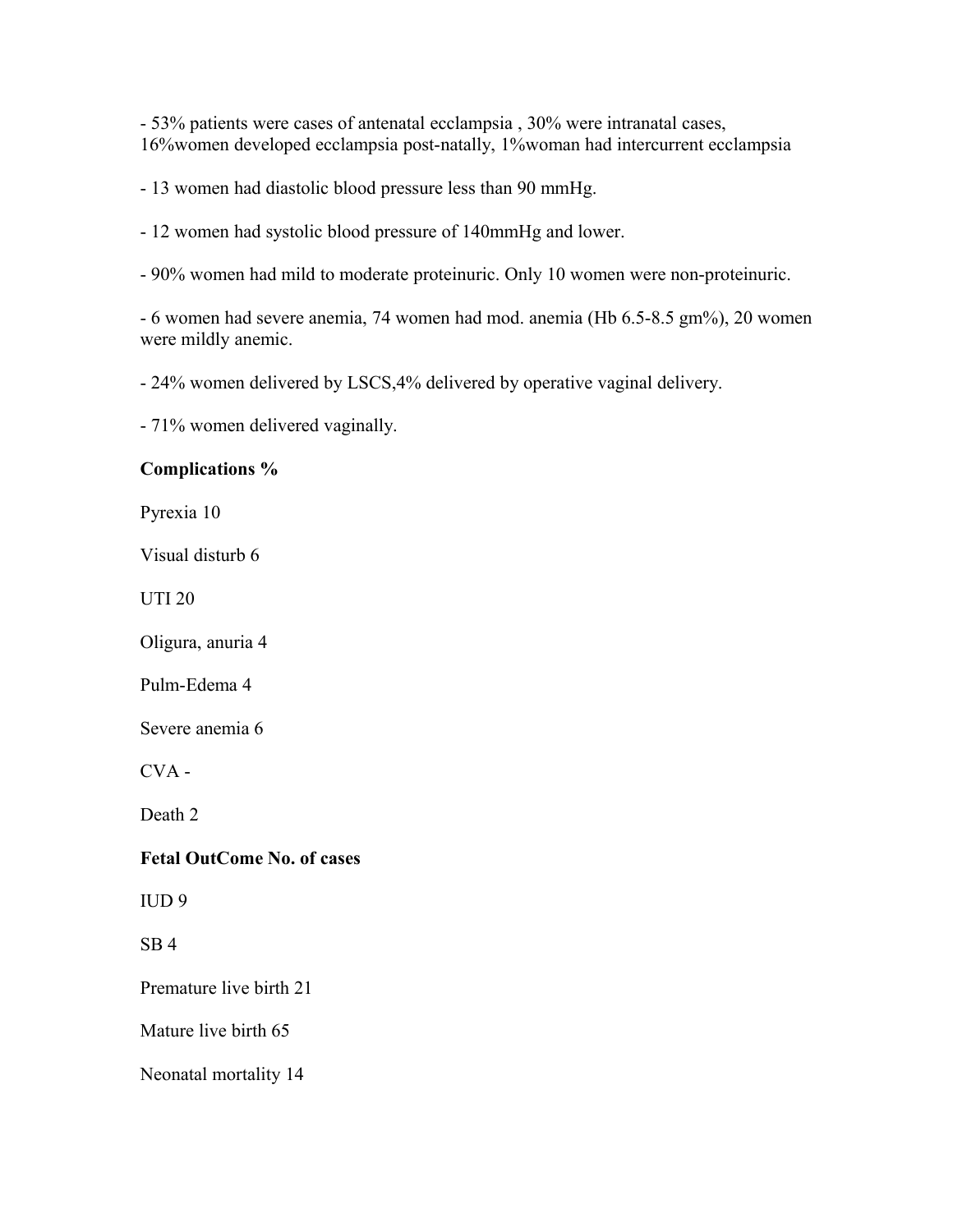- 53% patients were cases of antenatal ecclampsia , 30% were intranatal cases, 16%women developed ecclampsia post-natally, 1%woman had intercurrent ecclampsia

- 13 women had diastolic blood pressure less than 90 mmHg.

- 12 women had systolic blood pressure of 140mmHg and lower.

- 90% women had mild to moderate proteinuric. Only 10 women were non-proteinuric.

- 6 women had severe anemia, 74 women had mod. anemia (Hb 6.5-8.5 gm%), 20 women were mildly anemic.

- 24% women delivered by LSCS,4% delivered by operative vaginal delivery.

- 71% women delivered vaginally.

**Complications %**

Pyrexia 10

Visual disturb 6

UTI 20

Oligura, anuria 4

Pulm-Edema 4

Severe anemia 6

CVA -

Death 2

**Fetal OutCome No. of cases**

IUD 9

SB 4

Premature live birth 21

Mature live birth 65

Neonatal mortality 14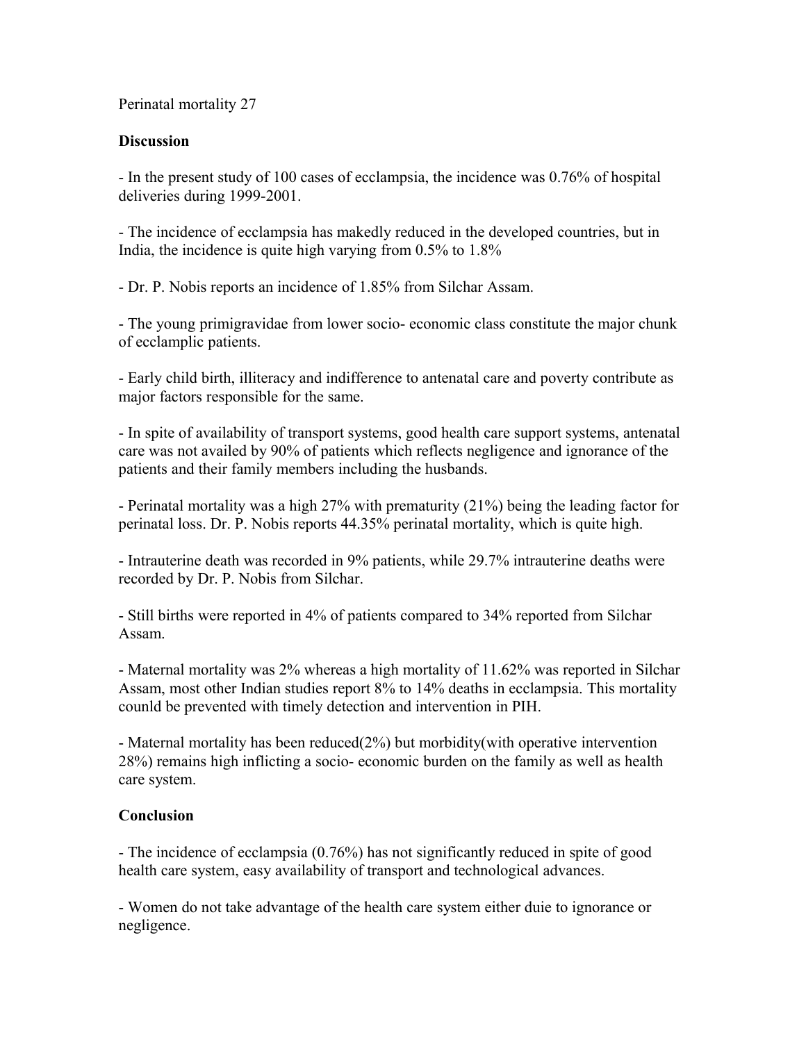Perinatal mortality 27

**Discussion**

- In the present study of 100 cases of ecclampsia, the incidence was 0.76% of hospital deliveries during 1999-2001.

- The incidence of ecclampsia has makedly reduced in the developed countries, but in India, the incidence is quite high varying from 0.5% to 1.8%

- Dr. P. Nobis reports an incidence of 1.85% from Silchar Assam.

- The young primigravidae from lower socio- economic class constitute the major chunk of ecclamplic patients.

- Early child birth, illiteracy and indifference to antenatal care and poverty contribute as major factors responsible for the same.

- In spite of availability of transport systems, good health care support systems, antenatal care was not availed by 90% of patients which reflects negligence and ignorance of the patients and their family members including the husbands.

- Perinatal mortality was a high 27% with prematurity (21%) being the leading factor for perinatal loss. Dr. P. Nobis reports 44.35% perinatal mortality, which is quite high.

- Intrauterine death was recorded in 9% patients, while 29.7% intrauterine deaths were recorded by Dr. P. Nobis from Silchar.

- Still births were reported in 4% of patients compared to 34% reported from Silchar Assam.

- Maternal mortality was 2% whereas a high mortality of 11.62% was reported in Silchar Assam, most other Indian studies report 8% to 14% deaths in ecclampsia. This mortality counld be prevented with timely detection and intervention in PIH.

- Maternal mortality has been reduced(2%) but morbidity(with operative intervention 28%) remains high inflicting a socio- economic burden on the family as well as health care system.

**Conclusion**

- The incidence of ecclampsia (0.76%) has not significantly reduced in spite of good health care system, easy availability of transport and technological advances.

- Women do not take advantage of the health care system either duie to ignorance or negligence.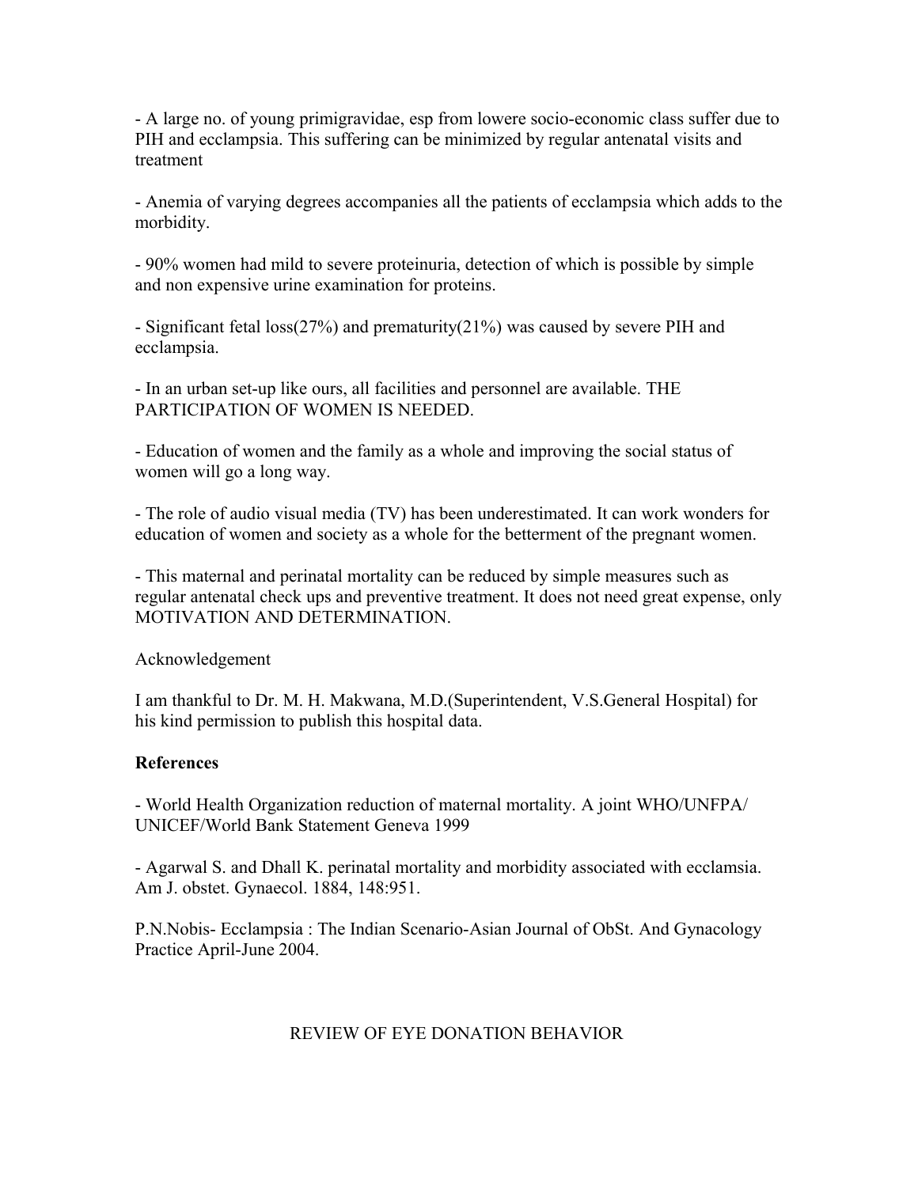- A large no. of young primigravidae, esp from lowere socio-economic class suffer due to PIH and ecclampsia. This suffering can be minimized by regular antenatal visits and treatment

- Anemia of varying degrees accompanies all the patients of ecclampsia which adds to the morbidity.

- 90% women had mild to severe proteinuria, detection of which is possible by simple and non expensive urine examination for proteins.

- Significant fetal loss(27%) and prematurity(21%) was caused by severe PIH and ecclampsia.

- In an urban set-up like ours, all facilities and personnel are available. THE PARTICIPATION OF WOMEN IS NEEDED.

- Education of women and the family as a whole and improving the social status of women will go a long way.

- The role of audio visual media (TV) has been underestimated. It can work wonders for education of women and society as a whole for the betterment of the pregnant women.

- This maternal and perinatal mortality can be reduced by simple measures such as regular antenatal check ups and preventive treatment. It does not need great expense, only MOTIVATION AND DETERMINATION.

Acknowledgement

I am thankful to Dr. M. H. Makwana, M.D.(Superintendent, V.S.General Hospital) for his kind permission to publish this hospital data.

**References**

- World Health Organization reduction of maternal mortality. A joint WHO/UNFPA/ UNICEF/World Bank Statement Geneva 1999

- Agarwal S. and Dhall K. perinatal mortality and morbidity associated with ecclamsia. Am J. obstet. Gynaecol. 1884, 148:951.

P.N.Nobis- Ecclampsia : The Indian Scenario-Asian Journal of ObSt. And Gynacology Practice April-June 2004.

REVIEW OF EYE DONATION BEHAVIOR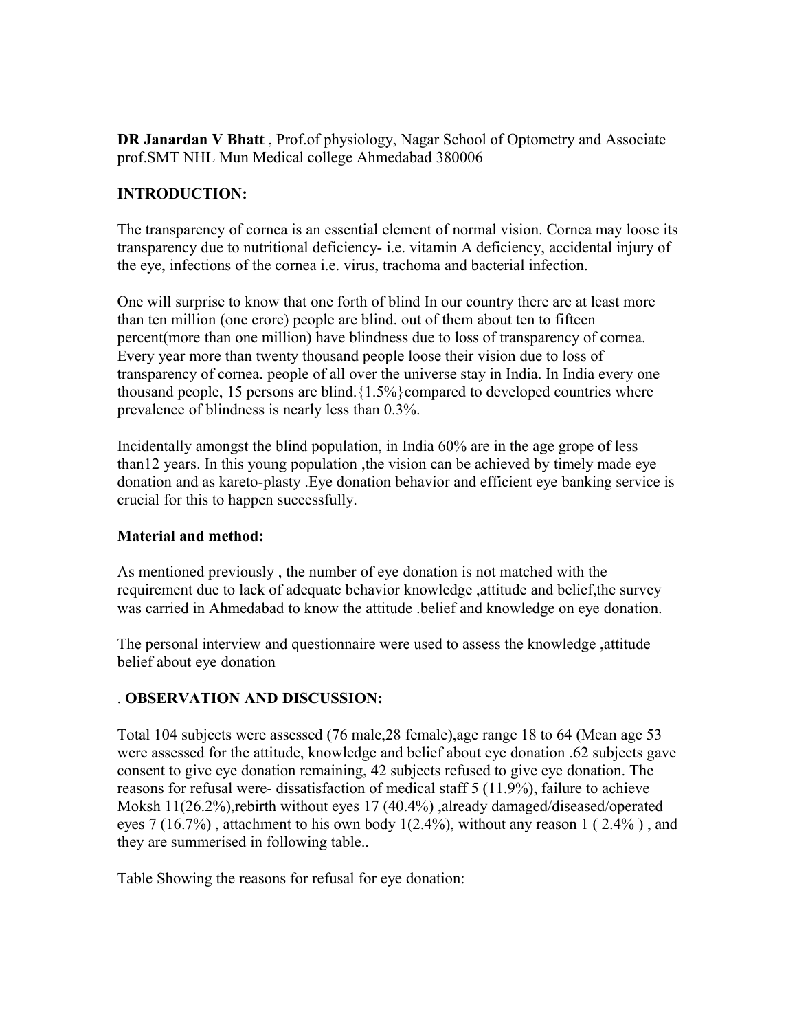**DR Janardan V Bhatt** , Prof.of physiology, Nagar School of Optometry and Associate prof.SMT NHL Mun Medical college Ahmedabad 380006

**INTRODUCTION:**

The transparency of cornea is an essential element of normal vision. Cornea may loose its transparency due to nutritional deficiency- i.e. vitamin A deficiency, accidental injury of the eye, infections of the cornea i.e. virus, trachoma and bacterial infection.

One will surprise to know that one forth of blind In our country there are at least more than ten million (one crore) people are blind. out of them about ten to fifteen percent(more than one million) have blindness due to loss of transparency of cornea. Every year more than twenty thousand people loose their vision due to loss of transparency of cornea. people of all over the universe stay in India. In India every one thousand people, 15 persons are blind.{1.5%}compared to developed countries where prevalence of blindness is nearly less than 0.3%.

Incidentally amongst the blind population, in India 60% are in the age grope of less than12 years. In this young population ,the vision can be achieved by timely made eye donation and as kareto-plasty .Eye donation behavior and efficient eye banking service is crucial for this to happen successfully.

**Material and method:**

As mentioned previously , the number of eye donation is not matched with the requirement due to lack of adequate behavior knowledge ,attitude and belief,the survey was carried in Ahmedabad to know the attitude .belief and knowledge on eye donation.

The personal interview and questionnaire were used to assess the knowledge ,attitude belief about eye donation

. **OBSERVATION AND DISCUSSION:**

Total 104 subjects were assessed (76 male,28 female),age range 18 to 64 (Mean age 53 were assessed for the attitude, knowledge and belief about eye donation .62 subjects gave consent to give eye donation remaining, 42 subjects refused to give eye donation. The reasons for refusal were- dissatisfaction of medical staff 5 (11.9%), failure to achieve Moksh 11(26.2%),rebirth without eyes 17 (40.4%) ,already damaged/diseased/operated eyes 7 (16.7%) , attachment to his own body 1(2.4%), without any reason 1 ( 2.4% ) , and they are summerised in following table..

Table Showing the reasons for refusal for eye donation: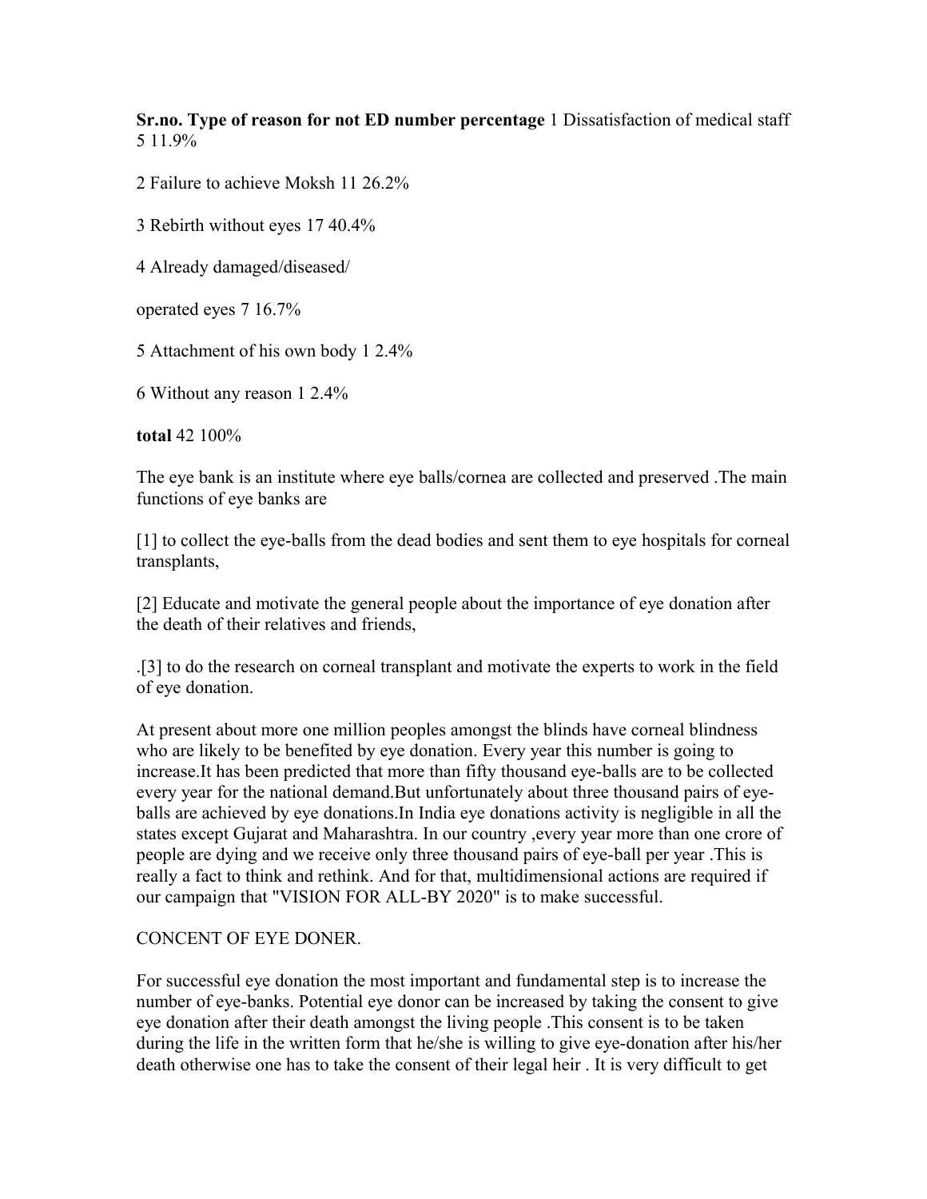| Sr.no. | Type of reason for not ED | number | percentage |
|---|---|---|---|
| 1 | Dissatisfaction of medical staff | 5 | 11.9% |
| 2 | Failure to achieve Moksh | 11 | 26.2% |
| 3 | Rebirth without eyes | 17 | 40.4% |
| 4 | Already damaged/diseased/ operated eyes | 7 | 16.7% |
| 5 | Attachment of his own body | 1 | 2.4% |
| 6 | Without any reason | 1 | 2.4% |
| **total** | | 42 | 100% |

The eye bank is an institute where eye balls/cornea are collected and preserved .The main functions of eye banks are

[1] to collect the eye-balls from the dead bodies and sent them to eye hospitals for corneal transplants,

[2] Educate and motivate the general people about the importance of eye donation after the death of their relatives and friends,

.[3] to do the research on corneal transplant and motivate the experts to work in the field of eye donation.

At present about more one million peoples amongst the blinds have corneal blindness who are likely to be benefited by eye donation. Every year this number is going to increase.It has been predicted that more than fifty thousand eye-balls are to be collected every year for the national demand.But unfortunately about three thousand pairs of eye-balls are achieved by eye donations.In India eye donations activity is negligible in all the states except Gujarat and Maharashtra. In our country ,every year more than one crore of people are dying and we receive only three thousand pairs of eye-ball per year .This is really a fact to think and rethink. And for that, multidimensional actions are required if our campaign that "VISION FOR ALL-BY 2020" is to make successful.

CONCENT OF EYE DONER.

For successful eye donation the most important and fundamental step is to increase the number of eye-banks. Potential eye donor can be increased by taking the consent to give eye donation after their death amongst the living people .This consent is to be taken during the life in the written form that he/she is willing to give eye-donation after his/her death otherwise one has to take the consent of their legal heir . It is very difficult to get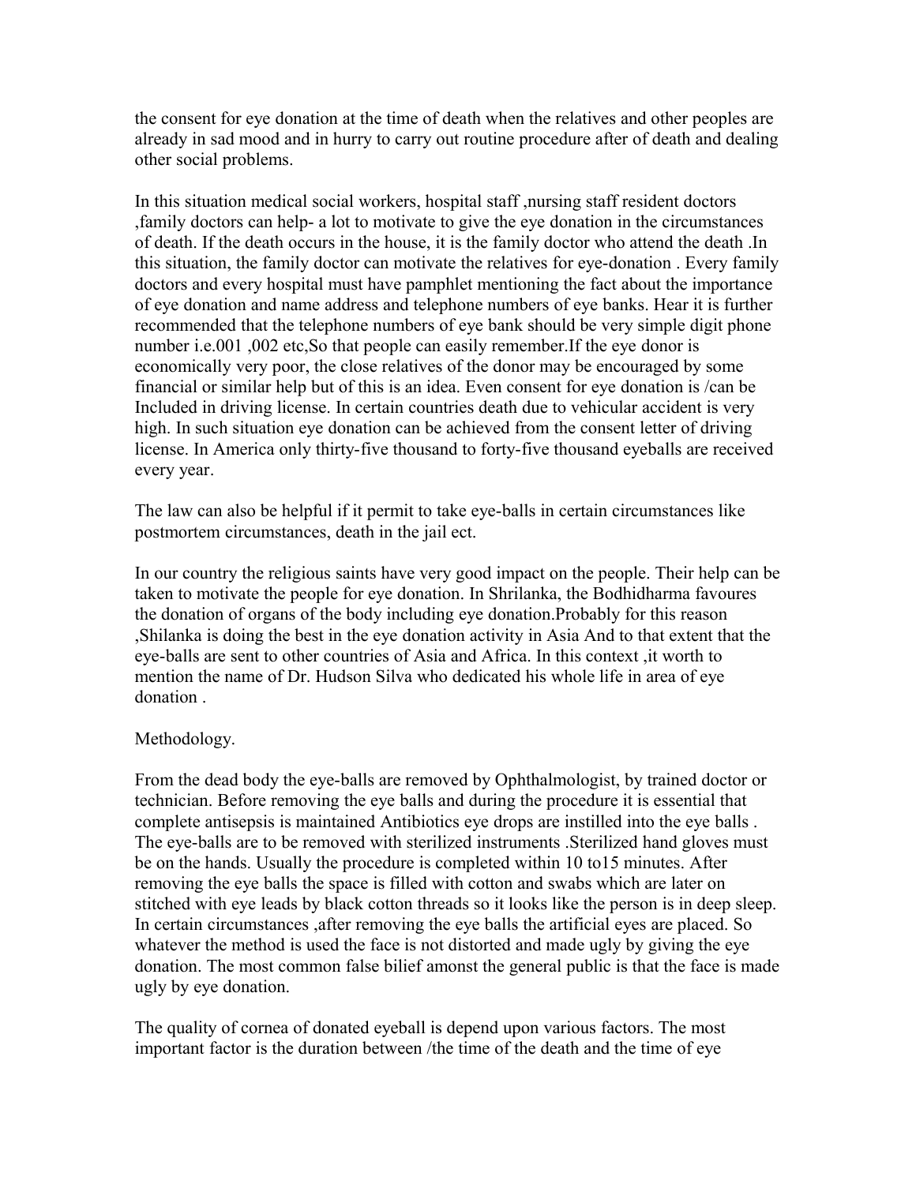the consent for eye donation at the time of death when the relatives and other peoples are already in sad mood and in hurry to carry out routine procedure after of death and dealing other social problems.

In this situation medical social workers, hospital staff ,nursing staff resident doctors ,family doctors can help- a lot to motivate to give the eye donation in the circumstances of death. If the death occurs in the house, it is the family doctor who attend the death .In this situation, the family doctor can motivate the relatives for eye-donation . Every family doctors and every hospital must have pamphlet mentioning the fact about the importance of eye donation and name address and telephone numbers of eye banks. Hear it is further recommended that the telephone numbers of eye bank should be very simple digit phone number i.e.001 ,002 etc,So that people can easily remember.If the eye donor is economically very poor, the close relatives of the donor may be encouraged by some financial or similar help but of this is an idea. Even consent for eye donation is /can be Included in driving license. In certain countries death due to vehicular accident is very high. In such situation eye donation can be achieved from the consent letter of driving license. In America only thirty-five thousand to forty-five thousand eyeballs are received every year.

The law can also be helpful if it permit to take eye-balls in certain circumstances like postmortem circumstances, death in the jail ect.

In our country the religious saints have very good impact on the people. Their help can be taken to motivate the people for eye donation. In Shrilanka, the Bodhidharma favoures the donation of organs of the body including eye donation.Probably for this reason ,Shilanka is doing the best in the eye donation activity in Asia And to that extent that the eye-balls are sent to other countries of Asia and Africa. In this context ,it worth to mention the name of Dr. Hudson Silva who dedicated his whole life in area of eye donation .

Methodology.

From the dead body the eye-balls are removed by Ophthalmologist, by trained doctor or technician. Before removing the eye balls and during the procedure it is essential that complete antisepsis is maintained Antibiotics eye drops are instilled into the eye balls . The eye-balls are to be removed with sterilized instruments .Sterilized hand gloves must be on the hands. Usually the procedure is completed within 10 to15 minutes. After removing the eye balls the space is filled with cotton and swabs which are later on stitched with eye leads by black cotton threads so it looks like the person is in deep sleep. In certain circumstances ,after removing the eye balls the artificial eyes are placed. So whatever the method is used the face is not distorted and made ugly by giving the eye donation. The most common false bilief amonst the general public is that the face is made ugly by eye donation.

The quality of cornea of donated eyeball is depend upon various factors. The most important factor is the duration between /the time of the death and the time of eye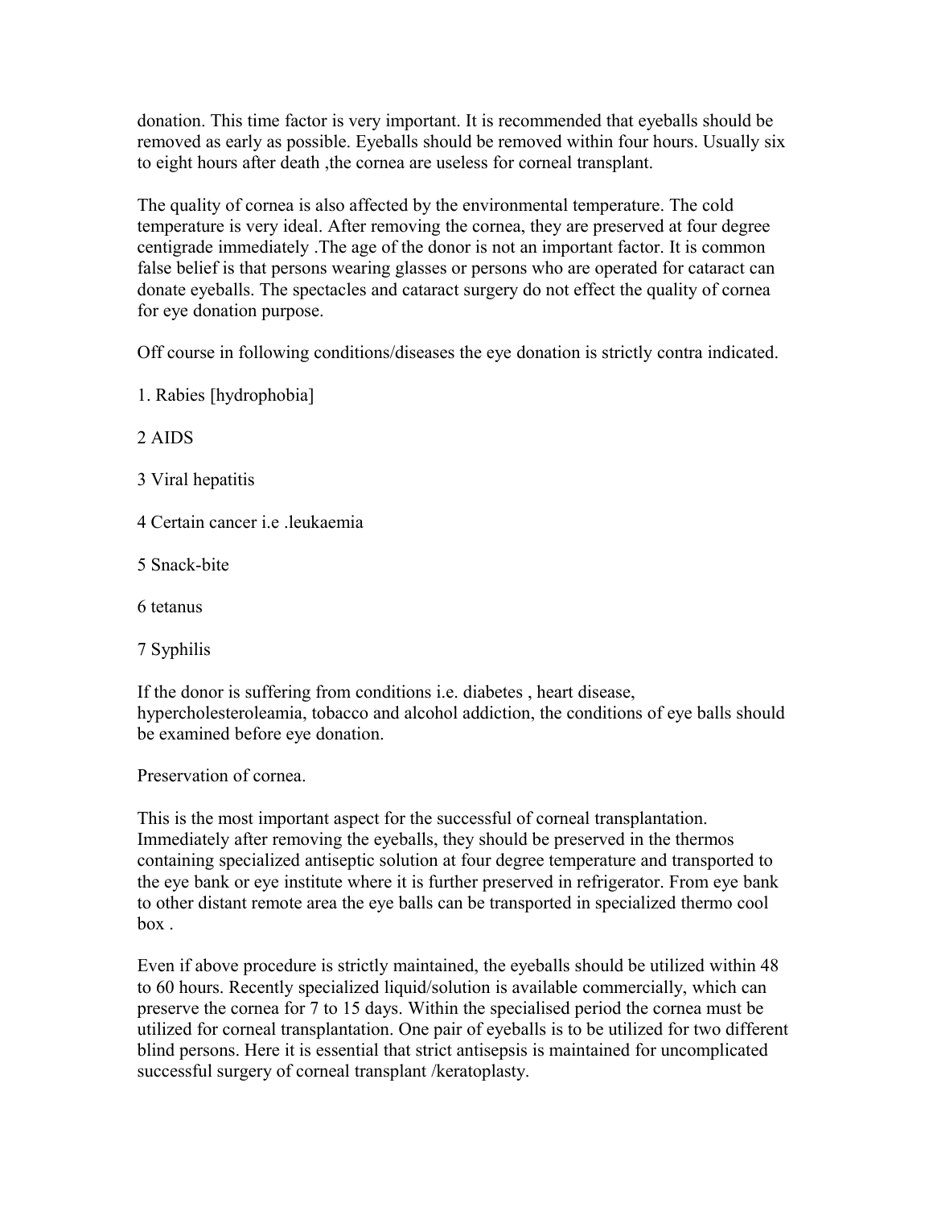donation. This time factor is very important. It is recommended that eyeballs should be removed as early as possible. Eyeballs should be removed within four hours. Usually six to eight hours after death ,the cornea are useless for corneal transplant.

The quality of cornea is also affected by the environmental temperature. The cold temperature is very ideal. After removing the cornea, they are preserved at four degree centigrade immediately .The age of the donor is not an important factor. It is common false belief is that persons wearing glasses or persons who are operated for cataract can donate eyeballs. The spectacles and cataract surgery do not effect the quality of cornea for eye donation purpose.

Off course in following conditions/diseases the eye donation is strictly contra indicated.

1. Rabies [hydrophobia]

2 AIDS

3 Viral hepatitis

4 Certain cancer i.e .leukaemia

5 Snack-bite

6 tetanus

7 Syphilis

If the donor is suffering from conditions i.e. diabetes , heart disease, hypercholesteroleamia, tobacco and alcohol addiction, the conditions of eye balls should be examined before eye donation.

Preservation of cornea.

This is the most important aspect for the successful of corneal transplantation. Immediately after removing the eyeballs, they should be preserved in the thermos containing specialized antiseptic solution at four degree temperature and transported to the eye bank or eye institute where it is further preserved in refrigerator. From eye bank to other distant remote area the eye balls can be transported in specialized thermo cool box .

Even if above procedure is strictly maintained, the eyeballs should be utilized within 48 to 60 hours. Recently specialized liquid/solution is available commercially, which can preserve the cornea for 7 to 15 days. Within the specialised period the cornea must be utilized for corneal transplantation. One pair of eyeballs is to be utilized for two different blind persons. Here it is essential that strict antisepsis is maintained for uncomplicated successful surgery of corneal transplant /keratoplasty.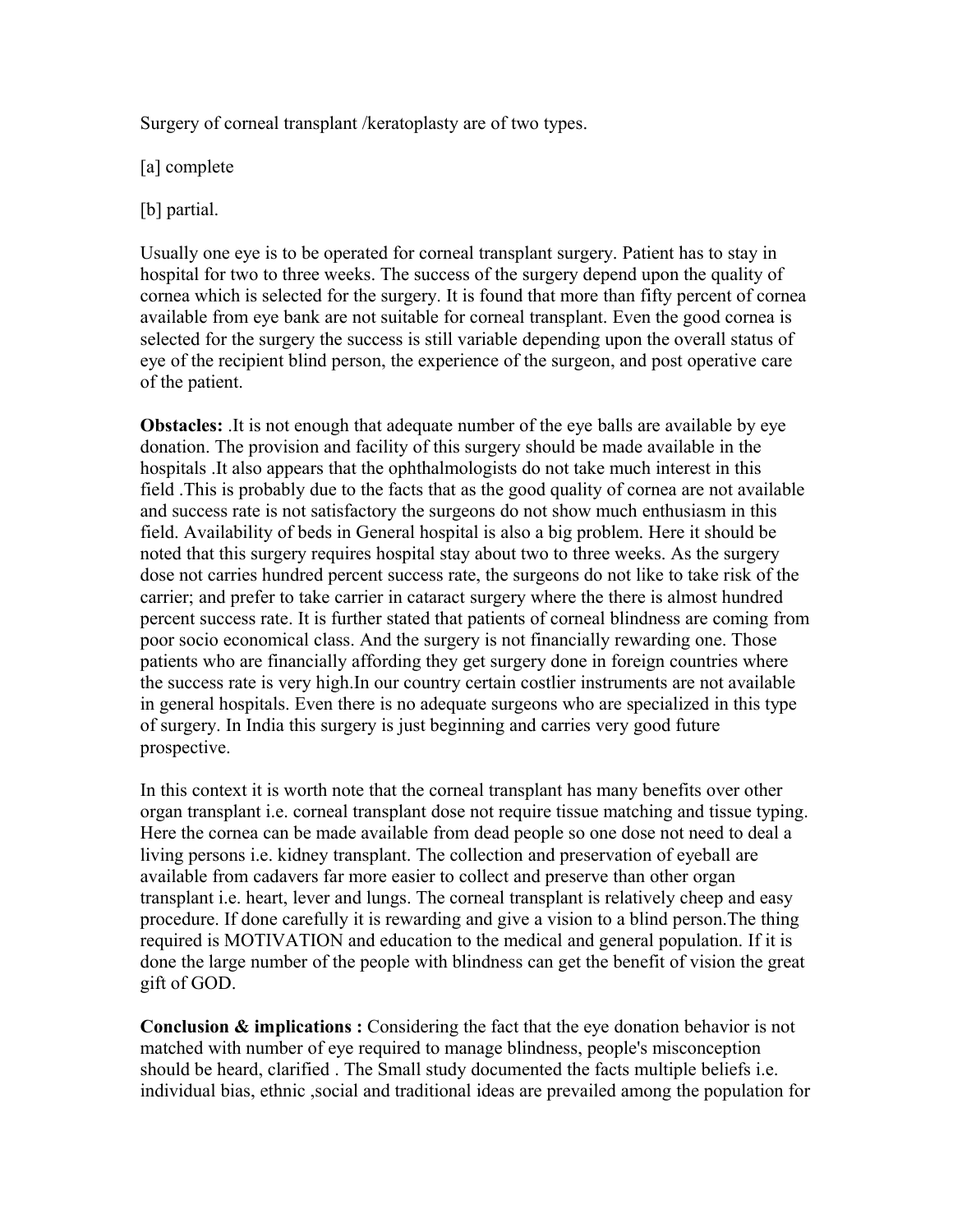Surgery of corneal transplant /keratoplasty are of two types.

[a] complete

[b] partial.

Usually one eye is to be operated for corneal transplant surgery. Patient has to stay in hospital for two to three weeks. The success of the surgery depend upon the quality of cornea which is selected for the surgery. It is found that more than fifty percent of cornea available from eye bank are not suitable for corneal transplant. Even the good cornea is selected for the surgery the success is still variable depending upon the overall status of eye of the recipient blind person, the experience of the surgeon, and post operative care of the patient.

**Obstacles:** .It is not enough that adequate number of the eye balls are available by eye donation. The provision and facility of this surgery should be made available in the hospitals .It also appears that the ophthalmologists do not take much interest in this field .This is probably due to the facts that as the good quality of cornea are not available and success rate is not satisfactory the surgeons do not show much enthusiasm in this field. Availability of beds in General hospital is also a big problem. Here it should be noted that this surgery requires hospital stay about two to three weeks. As the surgery dose not carries hundred percent success rate, the surgeons do not like to take risk of the carrier; and prefer to take carrier in cataract surgery where the there is almost hundred percent success rate. It is further stated that patients of corneal blindness are coming from poor socio economical class. And the surgery is not financially rewarding one. Those patients who are financially affording they get surgery done in foreign countries where the success rate is very high.In our country certain costlier instruments are not available in general hospitals. Even there is no adequate surgeons who are specialized in this type of surgery. In India this surgery is just beginning and carries very good future prospective.

In this context it is worth note that the corneal transplant has many benefits over other organ transplant i.e. corneal transplant dose not require tissue matching and tissue typing. Here the cornea can be made available from dead people so one dose not need to deal a living persons i.e. kidney transplant. The collection and preservation of eyeball are available from cadavers far more easier to collect and preserve than other organ transplant i.e. heart, lever and lungs. The corneal transplant is relatively cheep and easy procedure. If done carefully it is rewarding and give a vision to a blind person.The thing required is MOTIVATION and education to the medical and general population. If it is done the large number of the people with blindness can get the benefit of vision the great gift of GOD.

**Conclusion & implications :** Considering the fact that the eye donation behavior is not matched with number of eye required to manage blindness, people's misconception should be heard, clarified . The Small study documented the facts multiple beliefs i.e. individual bias, ethnic ,social and traditional ideas are prevailed among the population for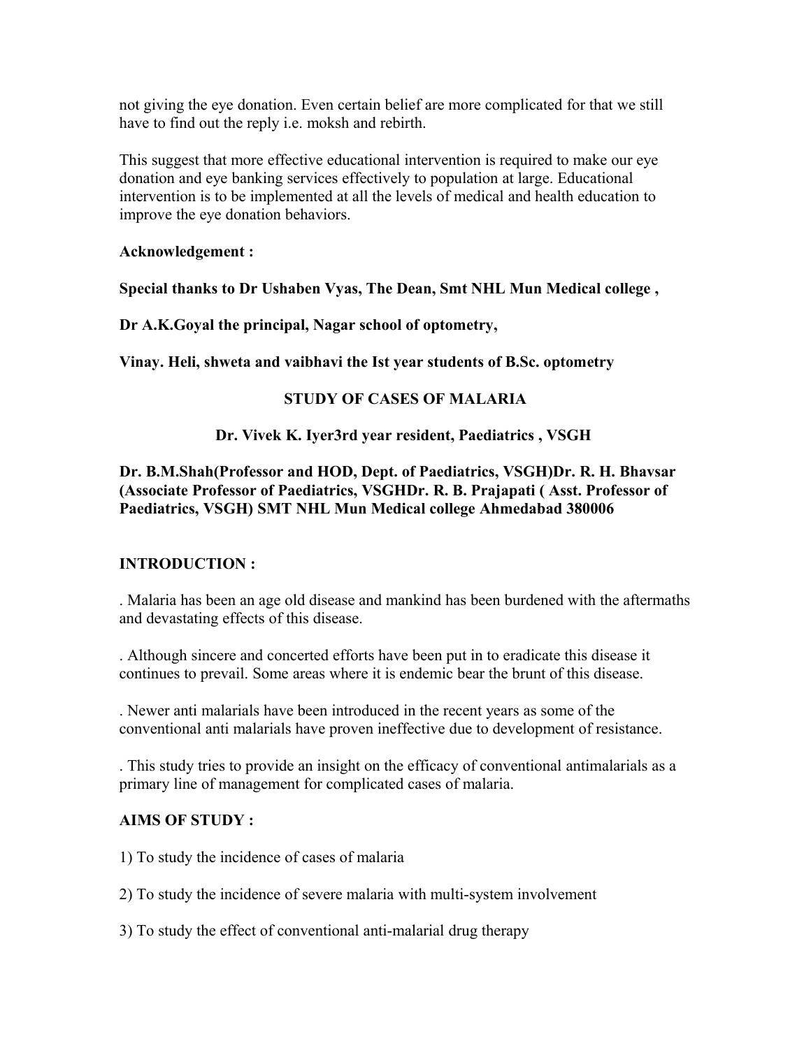not giving the eye donation. Even certain belief are more complicated for that we still have to find out the reply i.e. moksh and rebirth.

This suggest that more effective educational intervention is required to make our eye donation and eye banking services effectively to population at large. Educational intervention is to be implemented at all the levels of medical and health education to improve the eye donation behaviors.

**Acknowledgement :**

**Special thanks to Dr Ushaben Vyas, The Dean, Smt NHL Mun Medical college ,**

**Dr A.K.Goyal the principal, Nagar school of optometry,**

**Vinay. Heli, shweta and vaibhavi the Ist year students of B.Sc. optometry**

## STUDY OF CASES OF MALARIA

**Dr. Vivek K. Iyer3rd year resident, Paediatrics , VSGH**

**Dr. B.M.Shah(Professor and HOD, Dept. of Paediatrics, VSGH)Dr. R. H. Bhavsar (Associate Professor of Paediatrics, VSGHDr. R. B. Prajapati ( Asst. Professor of Paediatrics, VSGH) SMT NHL Mun Medical college Ahmedabad 380006**

### INTRODUCTION :

. Malaria has been an age old disease and mankind has been burdened with the aftermaths and devastating effects of this disease.

. Although sincere and concerted efforts have been put in to eradicate this disease it continues to prevail. Some areas where it is endemic bear the brunt of this disease.

. Newer anti malarials have been introduced in the recent years as some of the conventional anti malarials have proven ineffective due to development of resistance.

. This study tries to provide an insight on the efficacy of conventional antimalarials as a primary line of management for complicated cases of malaria.

### AIMS OF STUDY :

1) To study the incidence of cases of malaria

2) To study the incidence of severe malaria with multi-system involvement

3) To study the effect of conventional anti-malarial drug therapy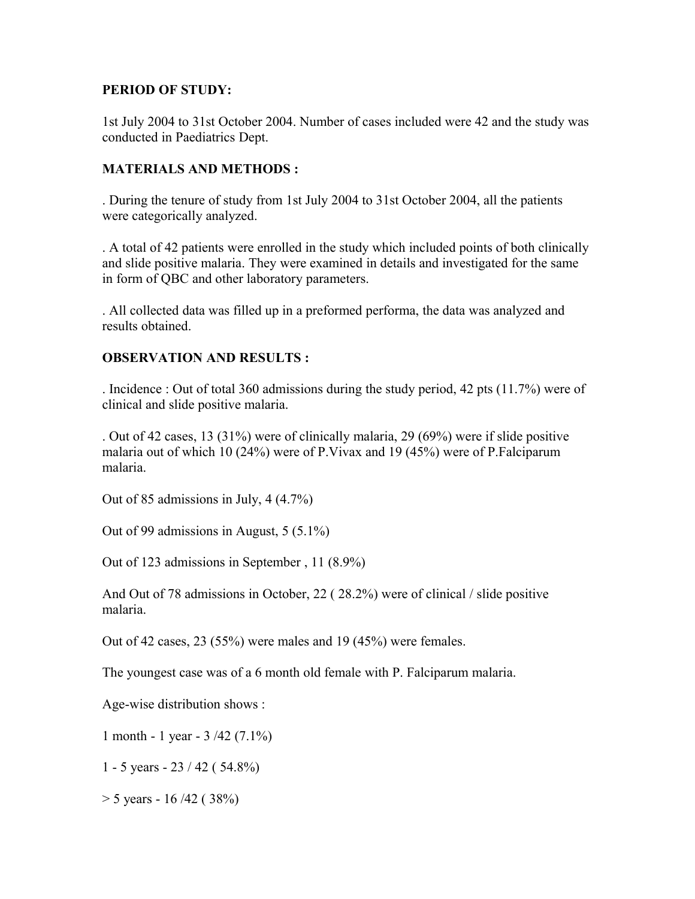**PERIOD OF STUDY:**

1st July 2004 to 31st October 2004. Number of cases included were 42 and the study was conducted in Paediatrics Dept.

**MATERIALS AND METHODS :**

. During the tenure of study from 1st July 2004 to 31st October 2004, all the patients were categorically analyzed.

. A total of 42 patients were enrolled in the study which included points of both clinically and slide positive malaria. They were examined in details and investigated for the same in form of QBC and other laboratory parameters.

. All collected data was filled up in a preformed performa, the data was analyzed and results obtained.

**OBSERVATION AND RESULTS :**

. Incidence : Out of total 360 admissions during the study period, 42 pts (11.7%) were of clinical and slide positive malaria.

. Out of 42 cases, 13 (31%) were of clinically malaria, 29 (69%) were if slide positive malaria out of which 10 (24%) were of P.Vivax and 19 (45%) were of P.Falciparum malaria.

Out of 85 admissions in July, 4 (4.7%)

Out of 99 admissions in August, 5 (5.1%)

Out of 123 admissions in September , 11 (8.9%)

And Out of 78 admissions in October, 22 ( 28.2%) were of clinical / slide positive malaria.

Out of 42 cases, 23 (55%) were males and 19 (45%) were females.

The youngest case was of a 6 month old female with P. Falciparum malaria.

Age-wise distribution shows :

1 month - 1 year - 3 /42 (7.1%)

1 - 5 years - 23 / 42 ( 54.8%)

> 5 years - 16 /42 ( 38%)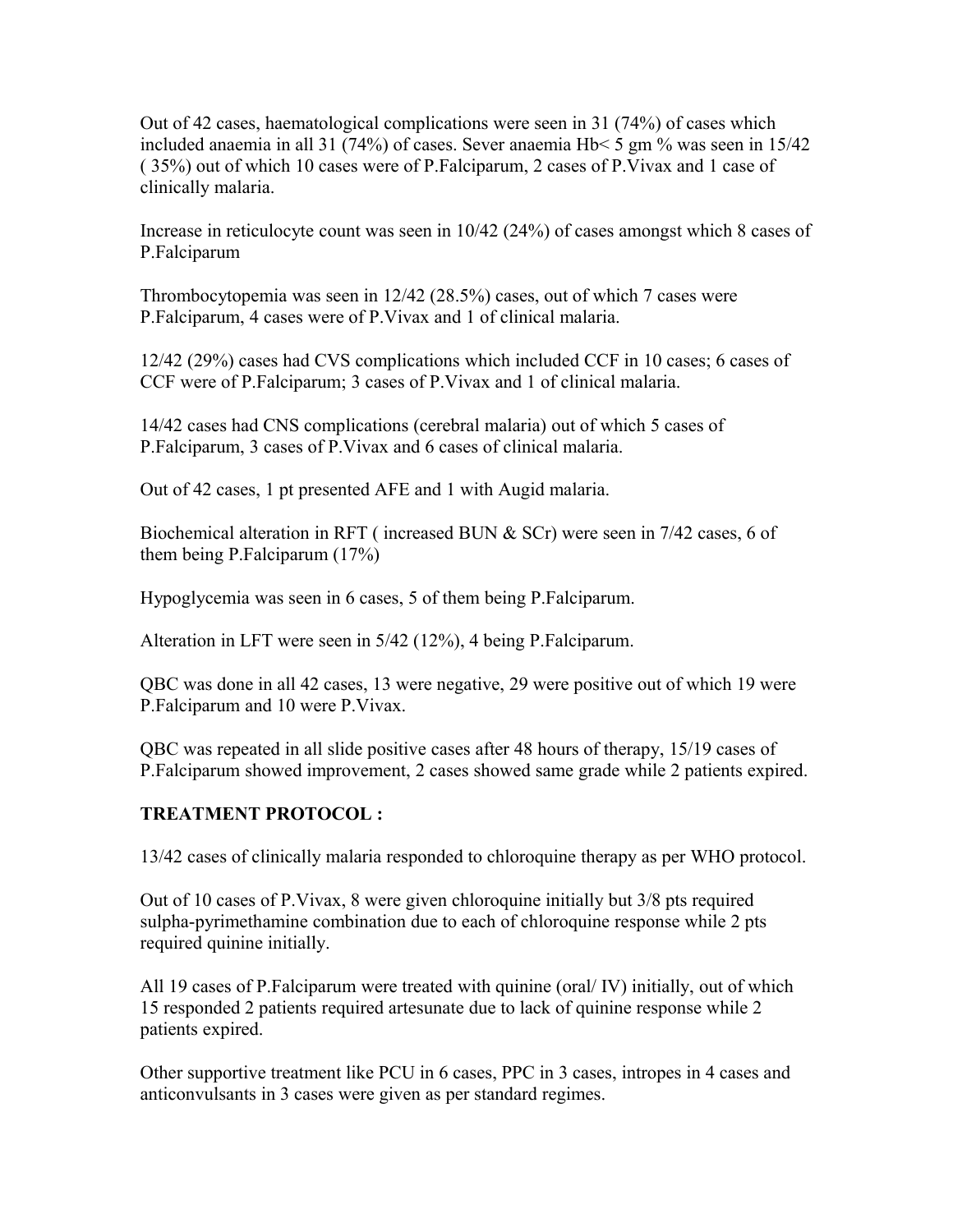Out of 42 cases, haematological complications were seen in 31 (74%) of cases which included anaemia in all 31 (74%) of cases. Sever anaemia Hb< 5 gm % was seen in 15/42 ( 35%) out of which 10 cases were of P.Falciparum, 2 cases of P.Vivax and 1 case of clinically malaria.

Increase in reticulocyte count was seen in 10/42 (24%) of cases amongst which 8 cases of P.Falciparum

Thrombocytopemia was seen in 12/42 (28.5%) cases, out of which 7 cases were P.Falciparum, 4 cases were of P.Vivax and 1 of clinical malaria.

12/42 (29%) cases had CVS complications which included CCF in 10 cases; 6 cases of CCF were of P.Falciparum; 3 cases of P.Vivax and 1 of clinical malaria.

14/42 cases had CNS complications (cerebral malaria) out of which 5 cases of P.Falciparum, 3 cases of P.Vivax and 6 cases of clinical malaria.

Out of 42 cases, 1 pt presented AFE and 1 with Augid malaria.

Biochemical alteration in RFT ( increased BUN & SCr) were seen in 7/42 cases, 6 of them being P.Falciparum (17%)

Hypoglycemia was seen in 6 cases, 5 of them being P.Falciparum.

Alteration in LFT were seen in 5/42 (12%), 4 being P.Falciparum.

QBC was done in all 42 cases, 13 were negative, 29 were positive out of which 19 were P.Falciparum and 10 were P.Vivax.

QBC was repeated in all slide positive cases after 48 hours of therapy, 15/19 cases of P.Falciparum showed improvement, 2 cases showed same grade while 2 patients expired.

**TREATMENT PROTOCOL :**

13/42 cases of clinically malaria responded to chloroquine therapy as per WHO protocol.

Out of 10 cases of P.Vivax, 8 were given chloroquine initially but 3/8 pts required sulpha-pyrimethamine combination due to each of chloroquine response while 2 pts required quinine initially.

All 19 cases of P.Falciparum were treated with quinine (oral/ IV) initially, out of which 15 responded 2 patients required artesunate due to lack of quinine response while 2 patients expired.

Other supportive treatment like PCU in 6 cases, PPC in 3 cases, intropes in 4 cases and anticonvulsants in 3 cases were given as per standard regimes.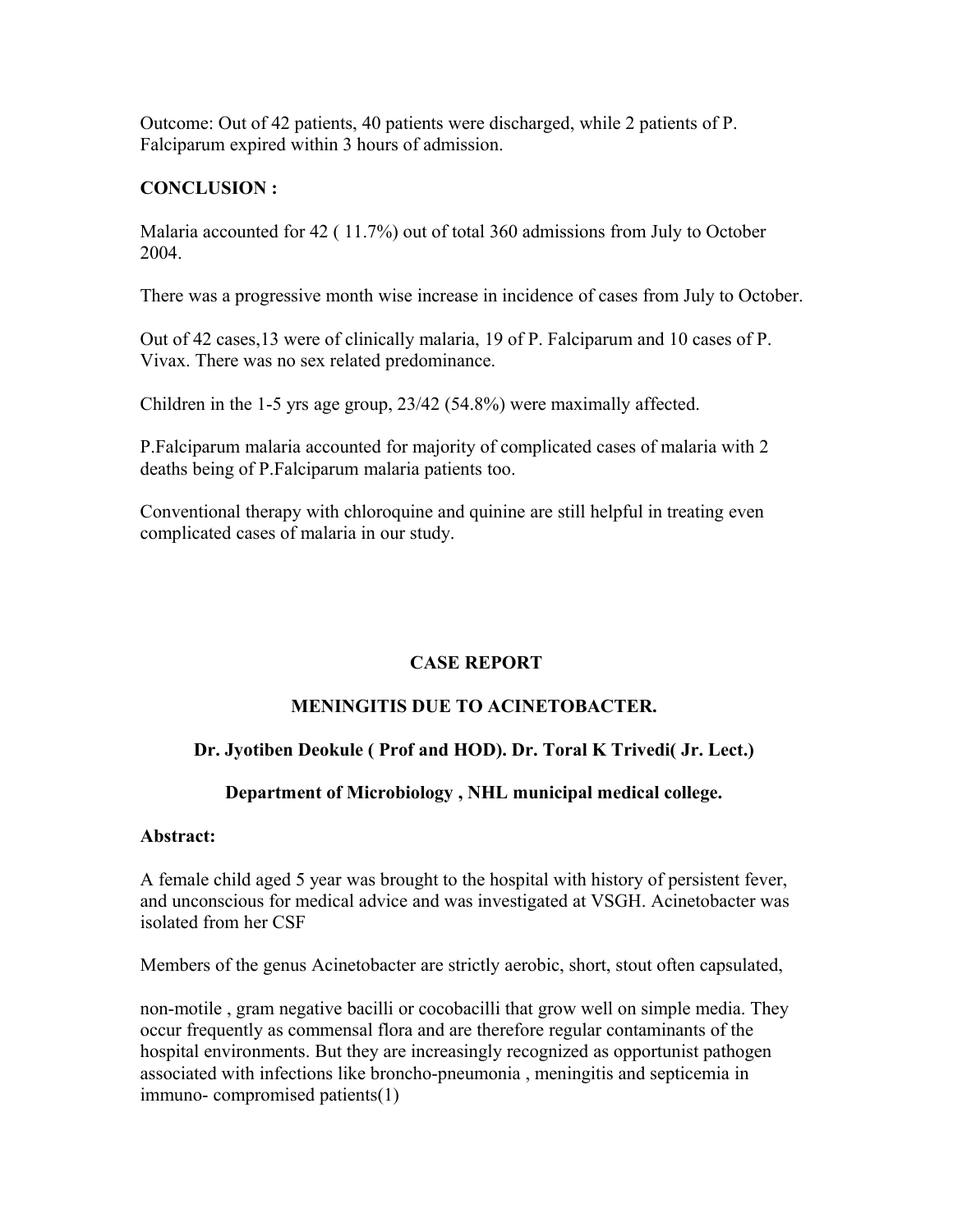Outcome: Out of 42 patients, 40 patients were discharged, while 2 patients of P. Falciparum expired within 3 hours of admission.

**CONCLUSION :**

Malaria accounted for 42 ( 11.7%) out of total 360 admissions from July to October 2004.

There was a progressive month wise increase in incidence of cases from July to October.

Out of 42 cases,13 were of clinically malaria, 19 of P. Falciparum and 10 cases of P. Vivax. There was no sex related predominance.

Children in the 1-5 yrs age group, 23/42 (54.8%) were maximally affected.

P.Falciparum malaria accounted for majority of complicated cases of malaria with 2 deaths being of P.Falciparum malaria patients too.

Conventional therapy with chloroquine and quinine are still helpful in treating even complicated cases of malaria in our study.

## CASE REPORT

## MENINGITIS DUE TO ACINETOBACTER.

**Dr. Jyotiben Deokule ( Prof and HOD). Dr. Toral K Trivedi( Jr. Lect.)**

**Department of Microbiology , NHL municipal medical college.**

**Abstract:**

A female child aged 5 year was brought to the hospital with history of persistent fever, and unconscious for medical advice and was investigated at VSGH. Acinetobacter was isolated from her CSF

Members of the genus Acinetobacter are strictly aerobic, short, stout often capsulated,

non-motile , gram negative bacilli or cocobacilli that grow well on simple media. They occur frequently as commensal flora and are therefore regular contaminants of the hospital environments. But they are increasingly recognized as opportunist pathogen associated with infections like broncho-pneumonia , meningitis and septicemia in immuno- compromised patients(1)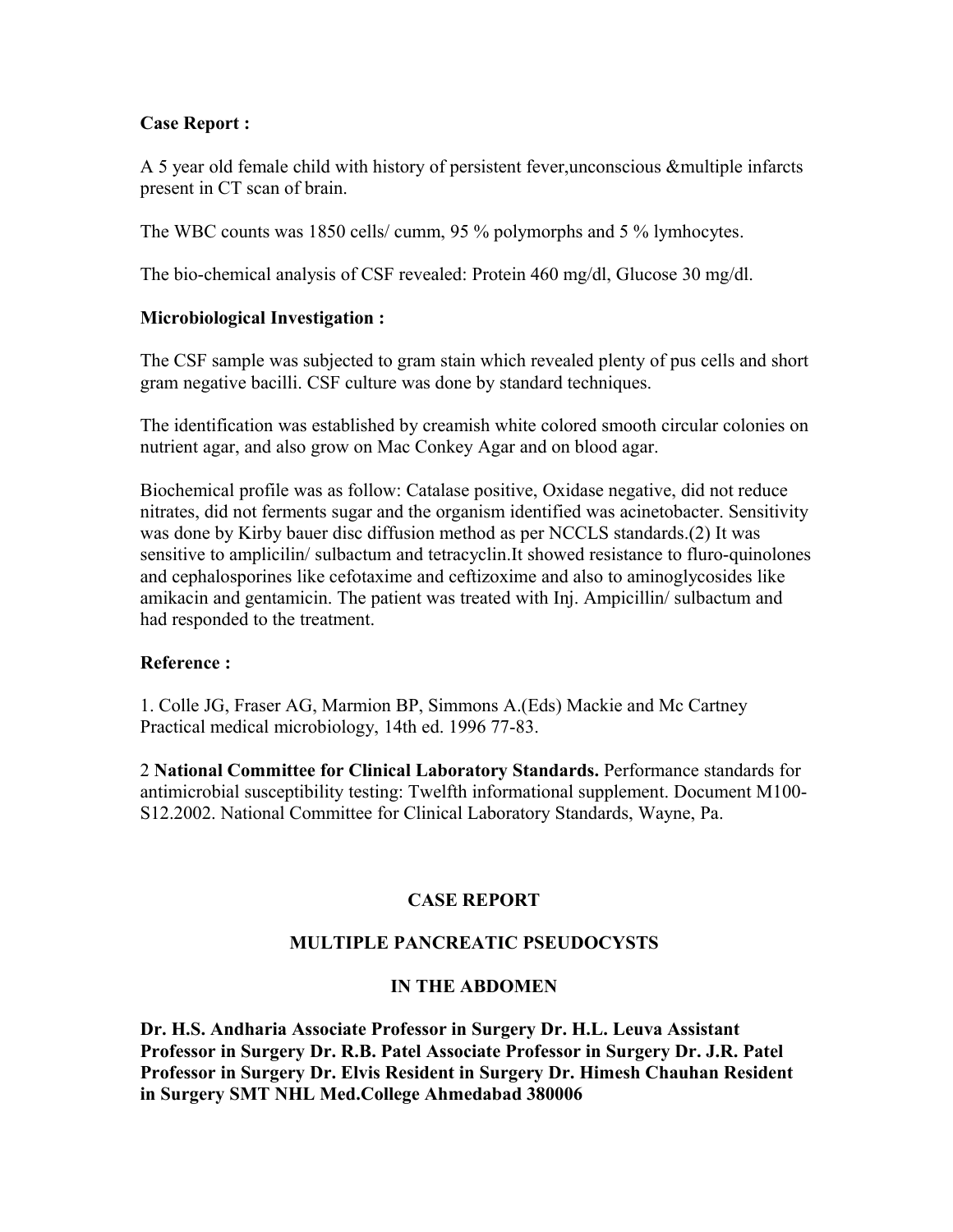**Case Report :**

A 5 year old female child with history of persistent fever,unconscious &multiple infarcts present in CT scan of brain.

The WBC counts was 1850 cells/ cumm, 95 % polymorphs and 5 % lymhocytes.

The bio-chemical analysis of CSF revealed: Protein 460 mg/dl, Glucose 30 mg/dl.

**Microbiological Investigation :**

The CSF sample was subjected to gram stain which revealed plenty of pus cells and short gram negative bacilli. CSF culture was done by standard techniques.

The identification was established by creamish white colored smooth circular colonies on nutrient agar, and also grow on Mac Conkey Agar and on blood agar.

Biochemical profile was as follow: Catalase positive, Oxidase negative, did not reduce nitrates, did not ferments sugar and the organism identified was acinetobacter. Sensitivity was done by Kirby bauer disc diffusion method as per NCCLS standards.(2) It was sensitive to amplicilin/ sulbactum and tetracyclin.It showed resistance to fluro-quinolones and cephalosporines like cefotaxime and ceftizoxime and also to aminoglycosides like amikacin and gentamicin. The patient was treated with Inj. Ampicillin/ sulbactum and had responded to the treatment.

**Reference :**

1. Colle JG, Fraser AG, Marmion BP, Simmons A.(Eds) Mackie and Mc Cartney Practical medical microbiology, 14th ed. 1996 77-83.

2 **National Committee for Clinical Laboratory Standards.** Performance standards for antimicrobial susceptibility testing: Twelfth informational supplement. Document M100-S12.2002. National Committee for Clinical Laboratory Standards, Wayne, Pa.

## CASE REPORT

## MULTIPLE PANCREATIC PSEUDOCYSTS IN THE ABDOMEN

**Dr. H.S. Andharia Associate Professor in Surgery Dr. H.L. Leuva Assistant Professor in Surgery Dr. R.B. Patel Associate Professor in Surgery Dr. J.R. Patel Professor in Surgery Dr. Elvis Resident in Surgery Dr. Himesh Chauhan Resident in Surgery SMT NHL Med.College Ahmedabad 380006**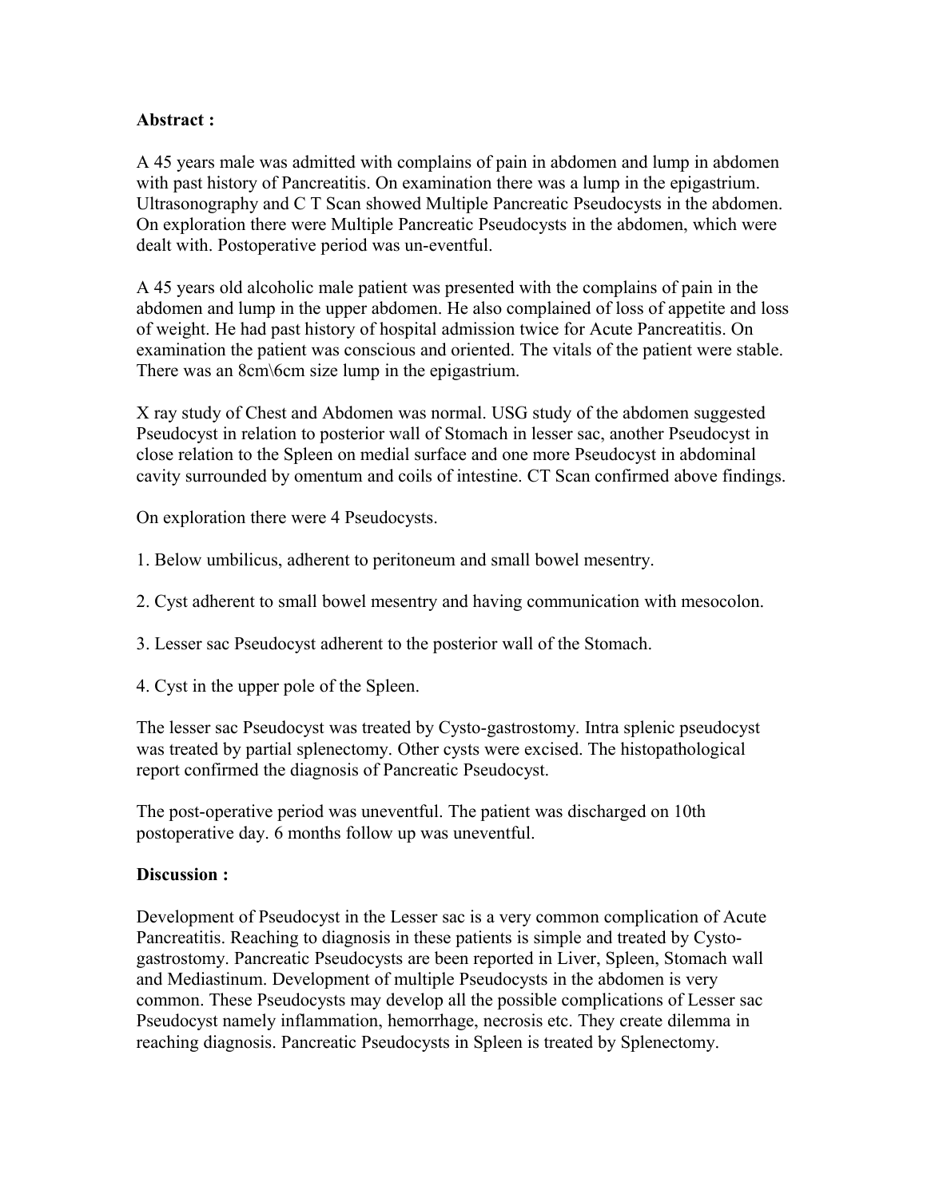**Abstract :**

A 45 years male was admitted with complains of pain in abdomen and lump in abdomen with past history of Pancreatitis. On examination there was a lump in the epigastrium. Ultrasonography and C T Scan showed Multiple Pancreatic Pseudocysts in the abdomen. On exploration there were Multiple Pancreatic Pseudocysts in the abdomen, which were dealt with. Postoperative period was un-eventful.

A 45 years old alcoholic male patient was presented with the complains of pain in the abdomen and lump in the upper abdomen. He also complained of loss of appetite and loss of weight. He had past history of hospital admission twice for Acute Pancreatitis. On examination the patient was conscious and oriented. The vitals of the patient were stable. There was an 8cm\6cm size lump in the epigastrium.

X ray study of Chest and Abdomen was normal. USG study of the abdomen suggested Pseudocyst in relation to posterior wall of Stomach in lesser sac, another Pseudocyst in close relation to the Spleen on medial surface and one more Pseudocyst in abdominal cavity surrounded by omentum and coils of intestine. CT Scan confirmed above findings.

On exploration there were 4 Pseudocysts.

1. Below umbilicus, adherent to peritoneum and small bowel mesentry.

2. Cyst adherent to small bowel mesentry and having communication with mesocolon.

3. Lesser sac Pseudocyst adherent to the posterior wall of the Stomach.

4. Cyst in the upper pole of the Spleen.

The lesser sac Pseudocyst was treated by Cysto-gastrostomy. Intra splenic pseudocyst was treated by partial splenectomy. Other cysts were excised. The histopathological report confirmed the diagnosis of Pancreatic Pseudocyst.

The post-operative period was uneventful. The patient was discharged on 10th postoperative day. 6 months follow up was uneventful.

**Discussion :**

Development of Pseudocyst in the Lesser sac is a very common complication of Acute Pancreatitis. Reaching to diagnosis in these patients is simple and treated by Cysto-gastrostomy. Pancreatic Pseudocysts are been reported in Liver, Spleen, Stomach wall and Mediastinum. Development of multiple Pseudocysts in the abdomen is very common. These Pseudocysts may develop all the possible complications of Lesser sac Pseudocyst namely inflammation, hemorrhage, necrosis etc. They create dilemma in reaching diagnosis. Pancreatic Pseudocysts in Spleen is treated by Splenectomy.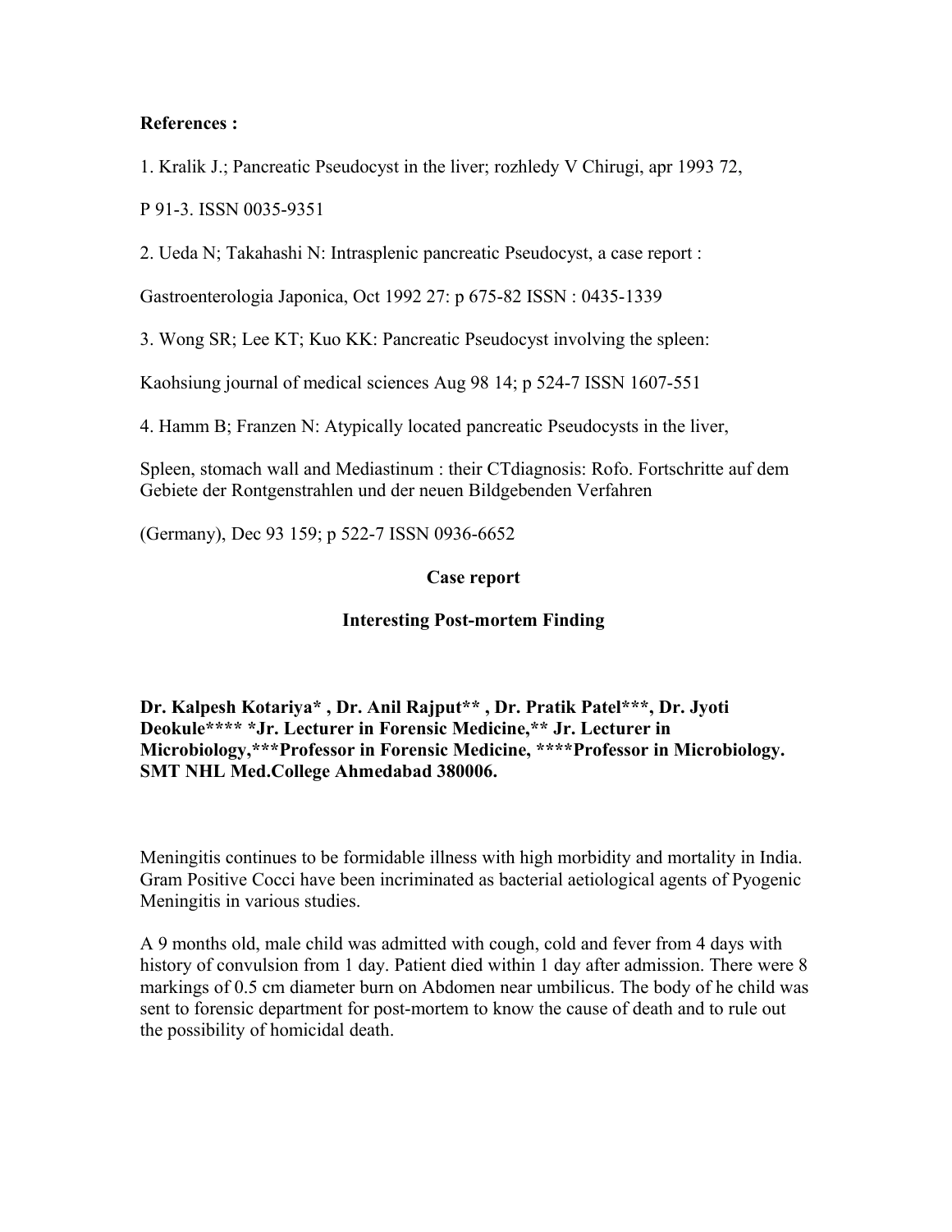**References :**

1. Kralik J.; Pancreatic Pseudocyst in the liver; rozhledy V Chirugi, apr 1993 72,

P 91-3. ISSN 0035-9351

2. Ueda N; Takahashi N: Intrasplenic pancreatic Pseudocyst, a case report :

Gastroenterologia Japonica, Oct 1992 27: p 675-82 ISSN : 0435-1339

3. Wong SR; Lee KT; Kuo KK: Pancreatic Pseudocyst involving the spleen:

Kaohsiung journal of medical sciences Aug 98 14; p 524-7 ISSN 1607-551

4. Hamm B; Franzen N: Atypically located pancreatic Pseudocysts in the liver,

Spleen, stomach wall and Mediastinum : their CTdiagnosis: Rofo. Fortschritte auf dem Gebiete der Rontgenstrahlen und der neuen Bildgebenden Verfahren

(Germany), Dec 93 159; p 522-7 ISSN 0936-6652

## Case report

## Interesting Post-mortem Finding

**Dr. Kalpesh Kotariya\* , Dr. Anil Rajput\*\* , Dr. Pratik Patel\*\*\*, Dr. Jyoti Deokule\*\*\*\* \*Jr. Lecturer in Forensic Medicine,\*\* Jr. Lecturer in Microbiology,\*\*\*Professor in Forensic Medicine, \*\*\*\*Professor in Microbiology. SMT NHL Med.College Ahmedabad 380006.**

Meningitis continues to be formidable illness with high morbidity and mortality in India. Gram Positive Cocci have been incriminated as bacterial aetiological agents of Pyogenic Meningitis in various studies.

A 9 months old, male child was admitted with cough, cold and fever from 4 days with history of convulsion from 1 day. Patient died within 1 day after admission. There were 8 markings of 0.5 cm diameter burn on Abdomen near umbilicus. The body of he child was sent to forensic department for post-mortem to know the cause of death and to rule out the possibility of homicidal death.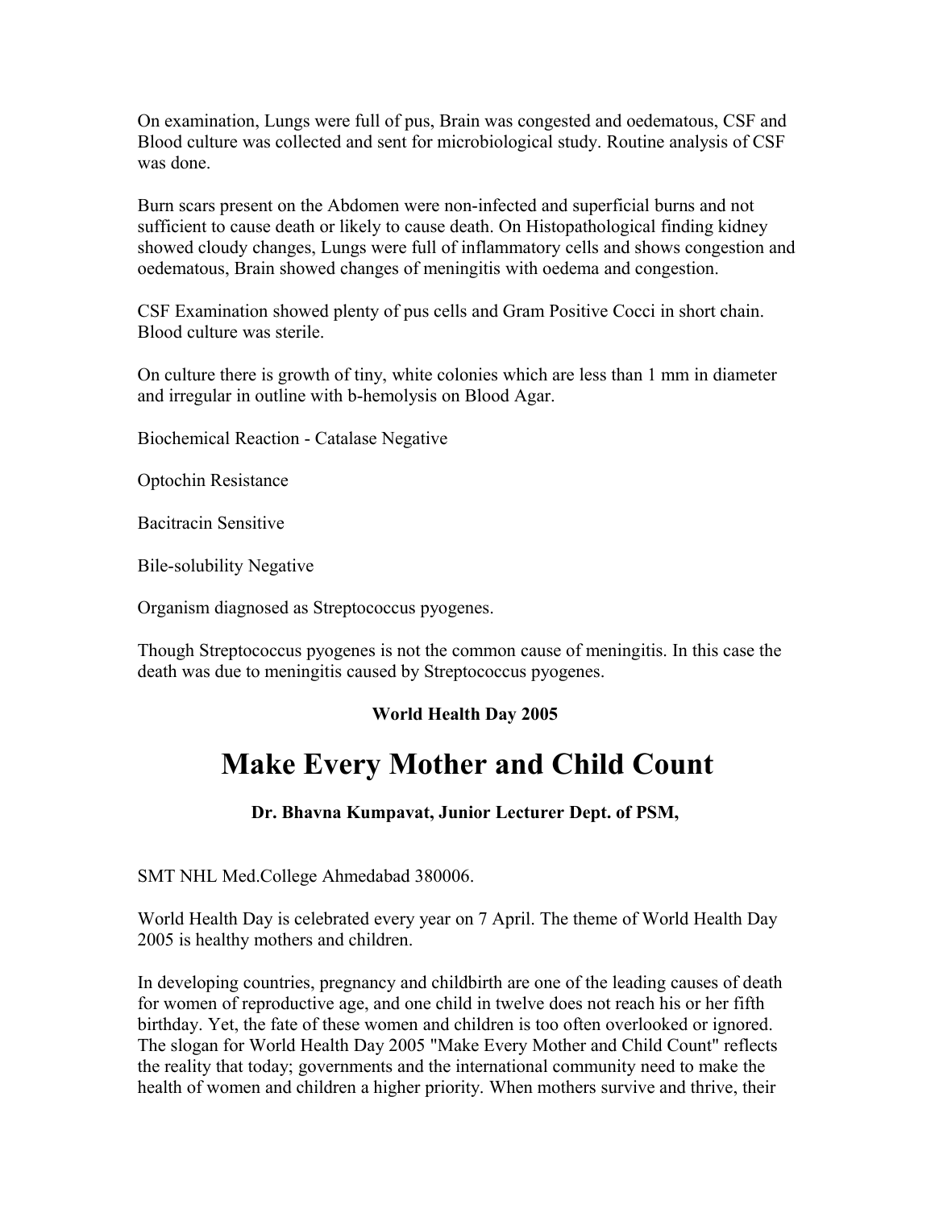On examination, Lungs were full of pus, Brain was congested and oedematous, CSF and Blood culture was collected and sent for microbiological study. Routine analysis of CSF was done.

Burn scars present on the Abdomen were non-infected and superficial burns and not sufficient to cause death or likely to cause death. On Histopathological finding kidney showed cloudy changes, Lungs were full of inflammatory cells and shows congestion and oedematous, Brain showed changes of meningitis with oedema and congestion.

CSF Examination showed plenty of pus cells and Gram Positive Cocci in short chain. Blood culture was sterile.

On culture there is growth of tiny, white colonies which are less than 1 mm in diameter and irregular in outline with b-hemolysis on Blood Agar.

Biochemical Reaction - Catalase Negative

Optochin Resistance

Bacitracin Sensitive

Bile-solubility Negative

Organism diagnosed as Streptococcus pyogenes.

Though Streptococcus pyogenes is not the common cause of meningitis. In this case the death was due to meningitis caused by Streptococcus pyogenes.

**World Health Day 2005**

# Make Every Mother and Child Count

**Dr. Bhavna Kumpavat, Junior Lecturer Dept. of PSM,**

SMT NHL Med.College Ahmedabad 380006.

World Health Day is celebrated every year on 7 April. The theme of World Health Day 2005 is healthy mothers and children.

In developing countries, pregnancy and childbirth are one of the leading causes of death for women of reproductive age, and one child in twelve does not reach his or her fifth birthday. Yet, the fate of these women and children is too often overlooked or ignored. The slogan for World Health Day 2005 "Make Every Mother and Child Count" reflects the reality that today; governments and the international community need to make the health of women and children a higher priority. When mothers survive and thrive, their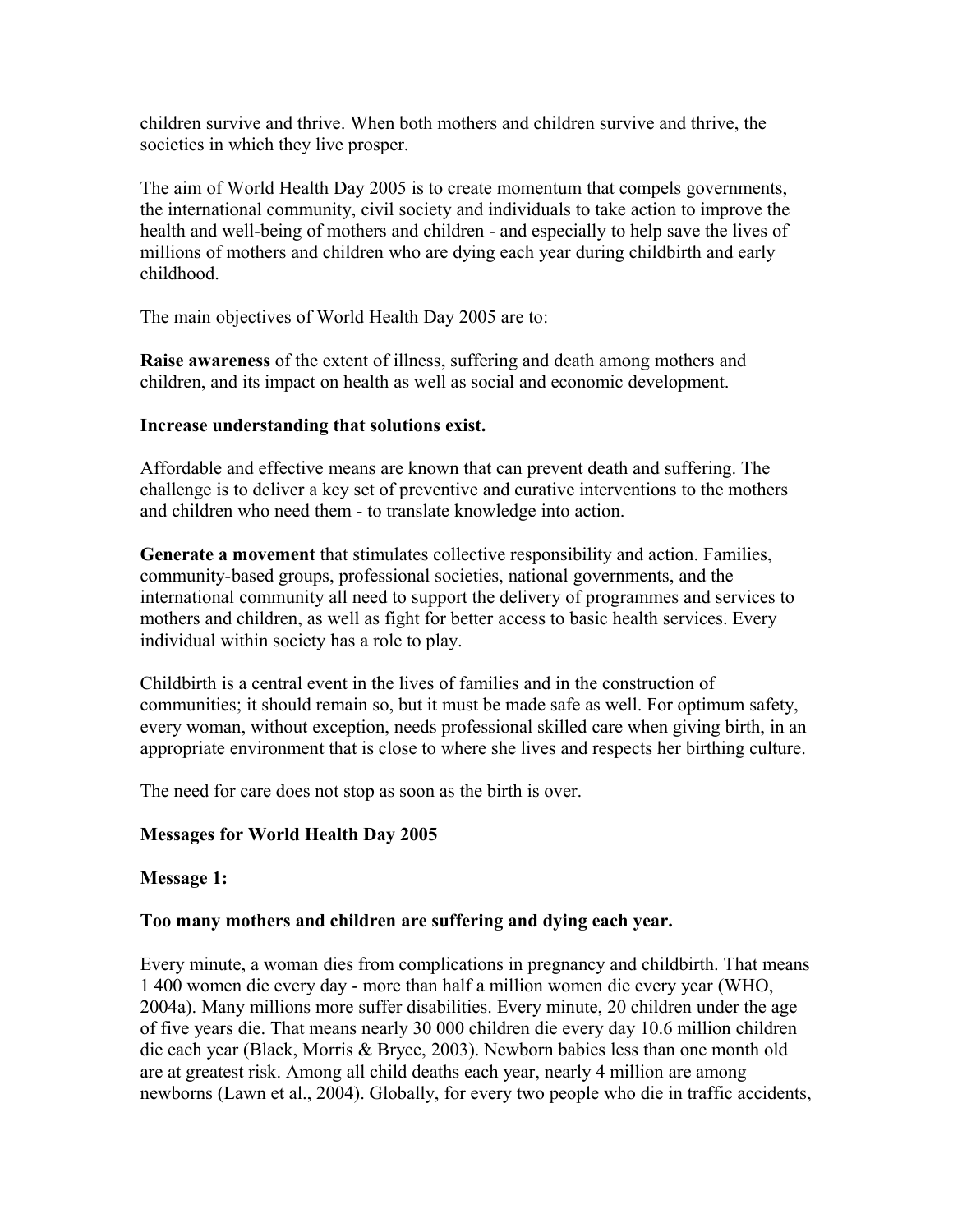children survive and thrive. When both mothers and children survive and thrive, the societies in which they live prosper.

The aim of World Health Day 2005 is to create momentum that compels governments, the international community, civil society and individuals to take action to improve the health and well-being of mothers and children - and especially to help save the lives of millions of mothers and children who are dying each year during childbirth and early childhood.

The main objectives of World Health Day 2005 are to:

**Raise awareness** of the extent of illness, suffering and death among mothers and children, and its impact on health as well as social and economic development.

**Increase understanding that solutions exist.**

Affordable and effective means are known that can prevent death and suffering. The challenge is to deliver a key set of preventive and curative interventions to the mothers and children who need them - to translate knowledge into action.

**Generate a movement** that stimulates collective responsibility and action. Families, community-based groups, professional societies, national governments, and the international community all need to support the delivery of programmes and services to mothers and children, as well as fight for better access to basic health services. Every individual within society has a role to play.

Childbirth is a central event in the lives of families and in the construction of communities; it should remain so, but it must be made safe as well. For optimum safety, every woman, without exception, needs professional skilled care when giving birth, in an appropriate environment that is close to where she lives and respects her birthing culture.

The need for care does not stop as soon as the birth is over.

**Messages for World Health Day 2005**

**Message 1:**

**Too many mothers and children are suffering and dying each year.**

Every minute, a woman dies from complications in pregnancy and childbirth. That means 1 400 women die every day - more than half a million women die every year (WHO, 2004a). Many millions more suffer disabilities. Every minute, 20 children under the age of five years die. That means nearly 30 000 children die every day 10.6 million children die each year (Black, Morris & Bryce, 2003). Newborn babies less than one month old are at greatest risk. Among all child deaths each year, nearly 4 million are among newborns (Lawn et al., 2004). Globally, for every two people who die in traffic accidents,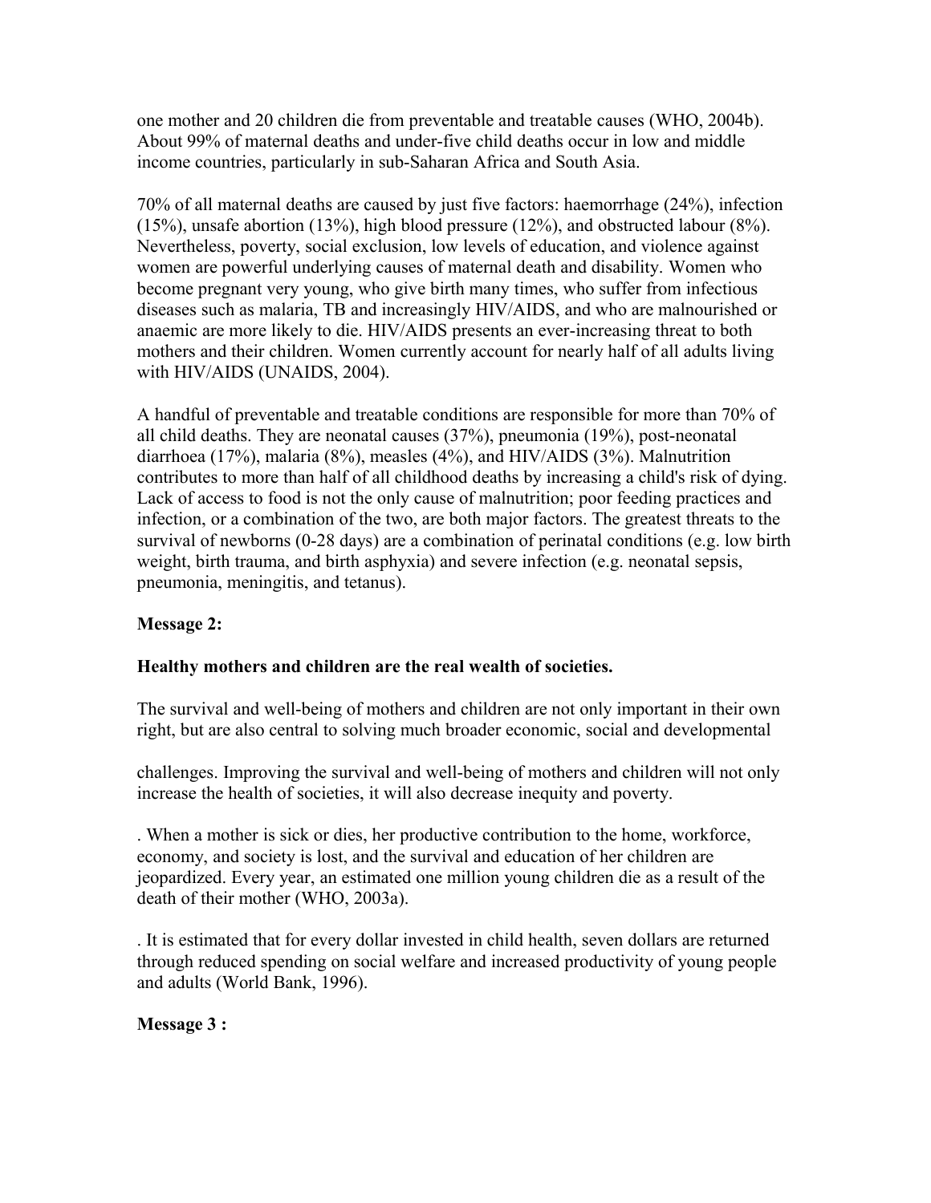one mother and 20 children die from preventable and treatable causes (WHO, 2004b). About 99% of maternal deaths and under-five child deaths occur in low and middle income countries, particularly in sub-Saharan Africa and South Asia.

70% of all maternal deaths are caused by just five factors: haemorrhage (24%), infection (15%), unsafe abortion (13%), high blood pressure (12%), and obstructed labour (8%). Nevertheless, poverty, social exclusion, low levels of education, and violence against women are powerful underlying causes of maternal death and disability. Women who become pregnant very young, who give birth many times, who suffer from infectious diseases such as malaria, TB and increasingly HIV/AIDS, and who are malnourished or anaemic are more likely to die. HIV/AIDS presents an ever-increasing threat to both mothers and their children. Women currently account for nearly half of all adults living with HIV/AIDS (UNAIDS, 2004).

A handful of preventable and treatable conditions are responsible for more than 70% of all child deaths. They are neonatal causes (37%), pneumonia (19%), post-neonatal diarrhoea (17%), malaria (8%), measles (4%), and HIV/AIDS (3%). Malnutrition contributes to more than half of all childhood deaths by increasing a child's risk of dying. Lack of access to food is not the only cause of malnutrition; poor feeding practices and infection, or a combination of the two, are both major factors. The greatest threats to the survival of newborns (0-28 days) are a combination of perinatal conditions (e.g. low birth weight, birth trauma, and birth asphyxia) and severe infection (e.g. neonatal sepsis, pneumonia, meningitis, and tetanus).

**Message 2:**

**Healthy mothers and children are the real wealth of societies.**

The survival and well-being of mothers and children are not only important in their own right, but are also central to solving much broader economic, social and developmental challenges. Improving the survival and well-being of mothers and children will not only increase the health of societies, it will also decrease inequity and poverty.

. When a mother is sick or dies, her productive contribution to the home, workforce, economy, and society is lost, and the survival and education of her children are jeopardized. Every year, an estimated one million young children die as a result of the death of their mother (WHO, 2003a).

. It is estimated that for every dollar invested in child health, seven dollars are returned through reduced spending on social welfare and increased productivity of young people and adults (World Bank, 1996).

**Message 3 :**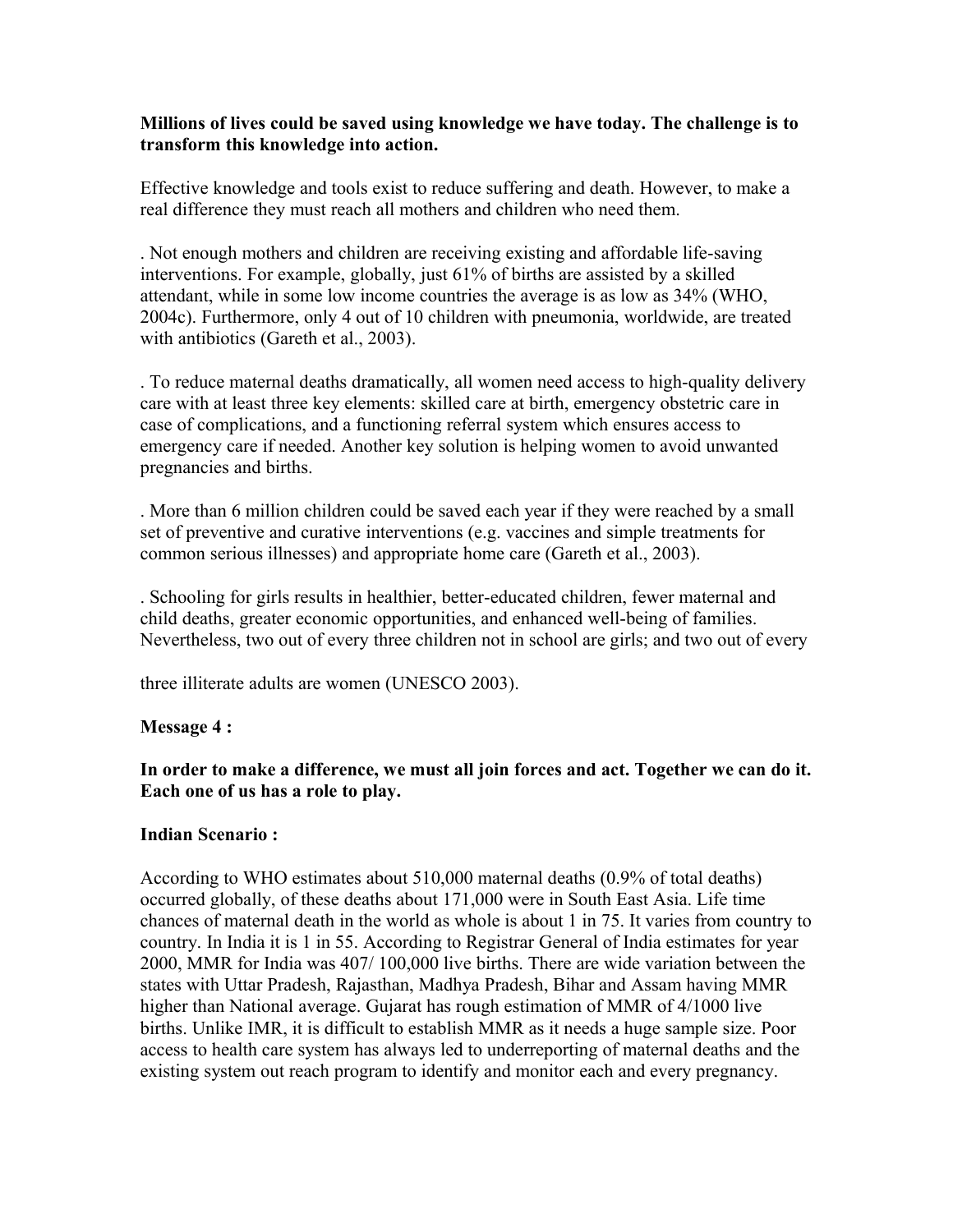**Millions of lives could be saved using knowledge we have today. The challenge is to transform this knowledge into action.**

Effective knowledge and tools exist to reduce suffering and death. However, to make a real difference they must reach all mothers and children who need them.

. Not enough mothers and children are receiving existing and affordable life-saving interventions. For example, globally, just 61% of births are assisted by a skilled attendant, while in some low income countries the average is as low as 34% (WHO, 2004c). Furthermore, only 4 out of 10 children with pneumonia, worldwide, are treated with antibiotics (Gareth et al., 2003).

. To reduce maternal deaths dramatically, all women need access to high-quality delivery care with at least three key elements: skilled care at birth, emergency obstetric care in case of complications, and a functioning referral system which ensures access to emergency care if needed. Another key solution is helping women to avoid unwanted pregnancies and births.

. More than 6 million children could be saved each year if they were reached by a small set of preventive and curative interventions (e.g. vaccines and simple treatments for common serious illnesses) and appropriate home care (Gareth et al., 2003).

. Schooling for girls results in healthier, better-educated children, fewer maternal and child deaths, greater economic opportunities, and enhanced well-being of families. Nevertheless, two out of every three children not in school are girls; and two out of every three illiterate adults are women (UNESCO 2003).

**Message 4 :**

**In order to make a difference, we must all join forces and act. Together we can do it. Each one of us has a role to play.**

**Indian Scenario :**

According to WHO estimates about 510,000 maternal deaths (0.9% of total deaths) occurred globally, of these deaths about 171,000 were in South East Asia. Life time chances of maternal death in the world as whole is about 1 in 75. It varies from country to country. In India it is 1 in 55. According to Registrar General of India estimates for year 2000, MMR for India was 407/ 100,000 live births. There are wide variation between the states with Uttar Pradesh, Rajasthan, Madhya Pradesh, Bihar and Assam having MMR higher than National average. Gujarat has rough estimation of MMR of 4/1000 live births. Unlike IMR, it is difficult to establish MMR as it needs a huge sample size. Poor access to health care system has always led to underreporting of maternal deaths and the existing system out reach program to identify and monitor each and every pregnancy.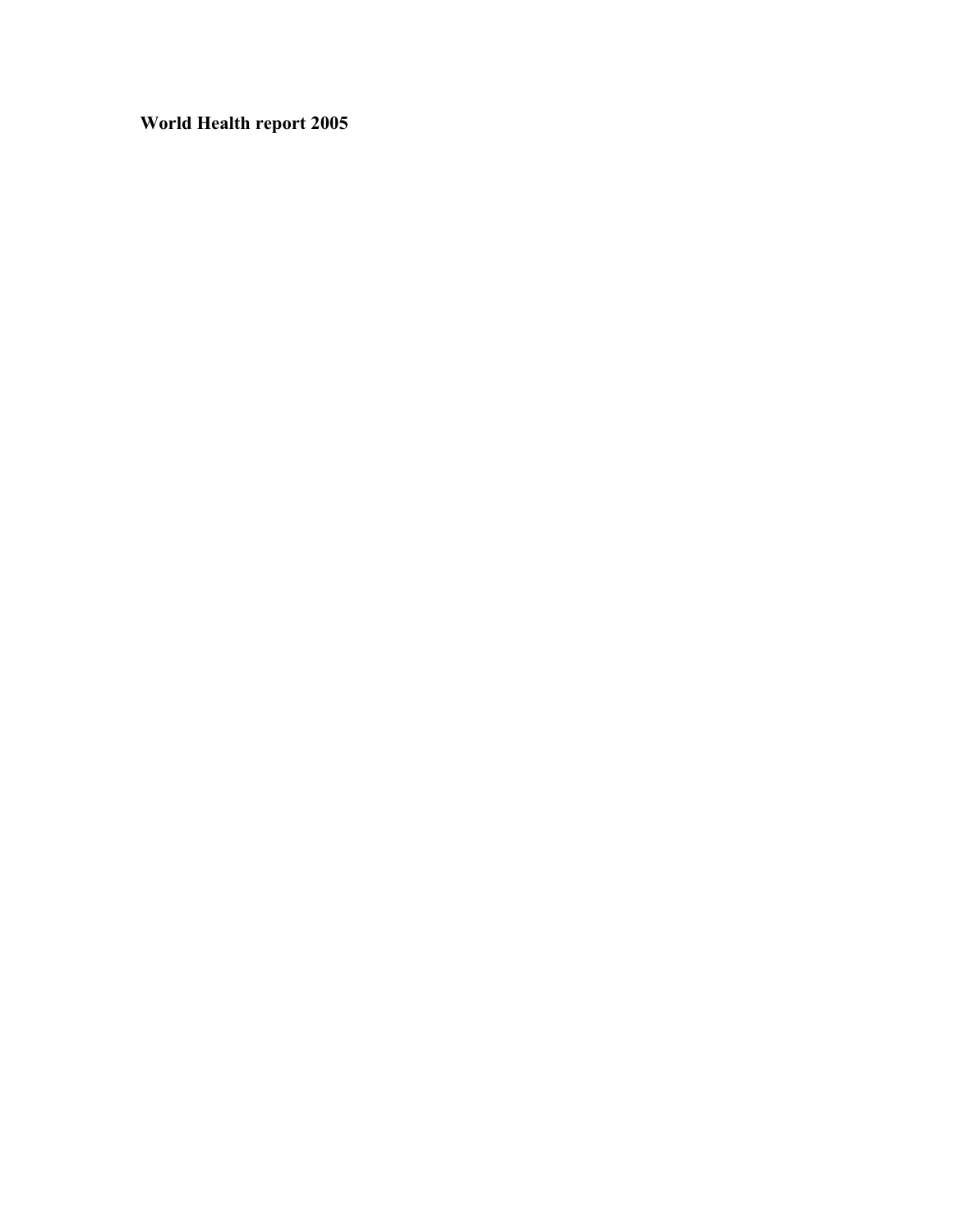**World Health report 2005**